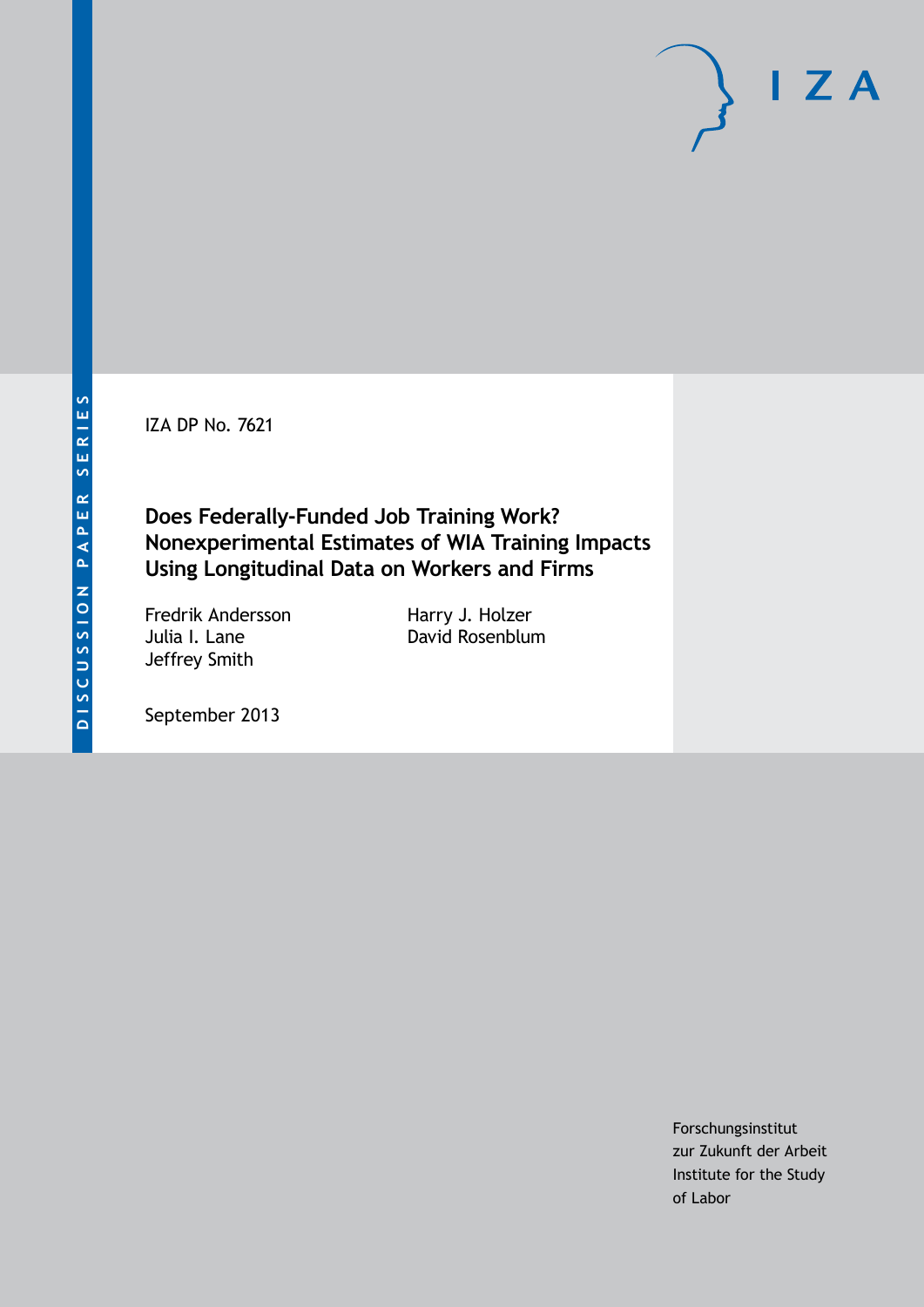DISCUSSION PAPER SERIES

IZA DP No. 7621

# Does Federally-Funded Job Training Work? Nonexperimental Estimates of WIA Training Impacts Using Longitudinal Data on Workers and Firms

Fredrik Andersson
Julia I. Lane
Jeffrey Smith
Harry J. Holzer
David Rosenblum

September 2013

Forschungsinstitut
zur Zukunft der Arbeit
Institute for the Study
of Labor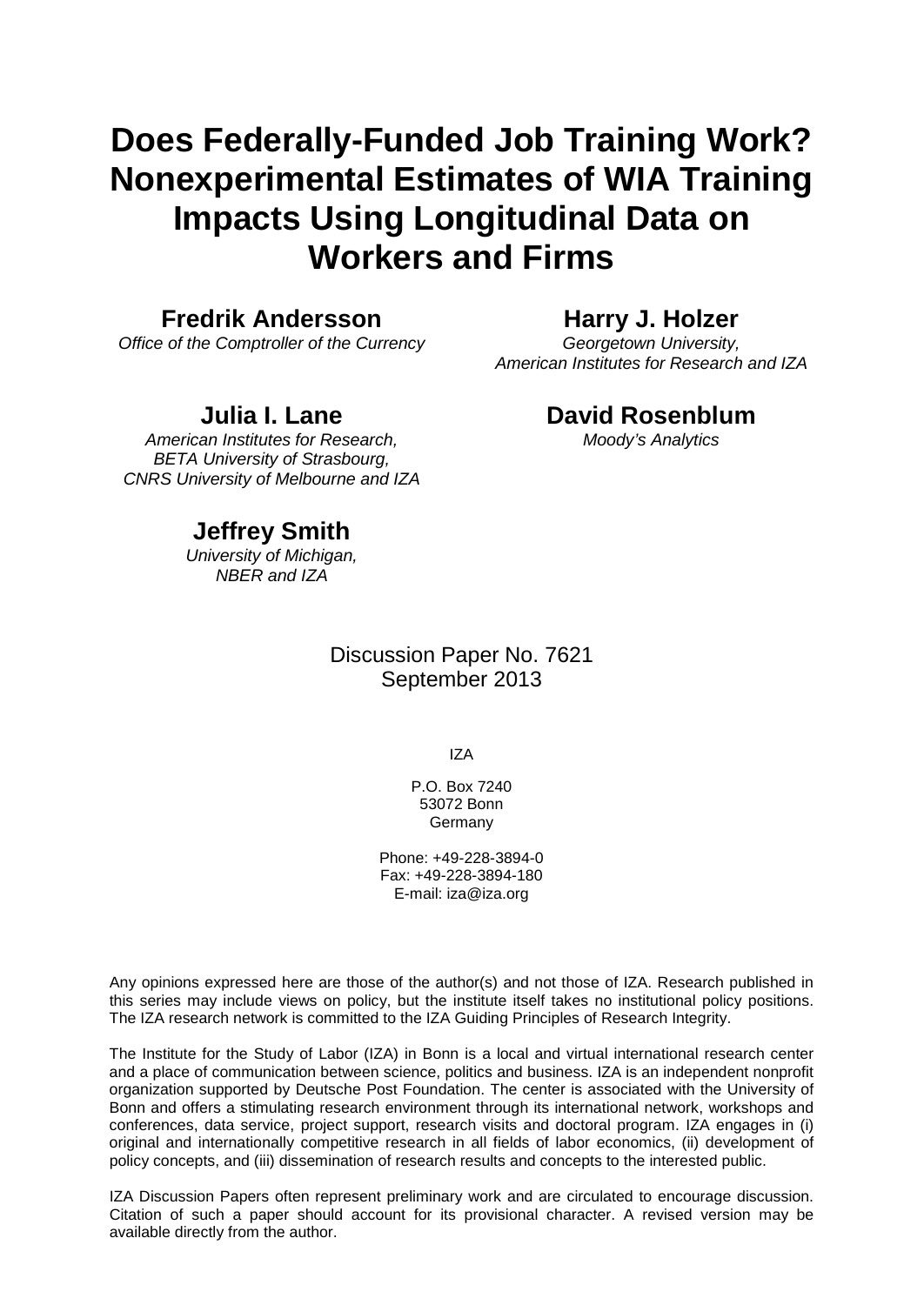# Does Federally-Funded Job Training Work? Nonexperimental Estimates of WIA Training Impacts Using Longitudinal Data on Workers and Firms

**Fredrik Andersson**
*Office of the Comptroller of the Currency*

**Harry J. Holzer**
*Georgetown University,*
*American Institutes for Research and IZA*

**Julia I. Lane**
*American Institutes for Research,*
*BETA University of Strasbourg,*
*CNRS University of Melbourne and IZA*

**David Rosenblum**
*Moody's Analytics*

**Jeffrey Smith**
*University of Michigan,*
*NBER and IZA*

Discussion Paper No. 7621
September 2013

IZA

P.O. Box 7240
53072 Bonn
Germany

Phone: +49-228-3894-0
Fax: +49-228-3894-180
E-mail: iza@iza.org

Any opinions expressed here are those of the author(s) and not those of IZA. Research published in this series may include views on policy, but the institute itself takes no institutional policy positions. The IZA research network is committed to the IZA Guiding Principles of Research Integrity.

The Institute for the Study of Labor (IZA) in Bonn is a local and virtual international research center and a place of communication between science, politics and business. IZA is an independent nonprofit organization supported by Deutsche Post Foundation. The center is associated with the University of Bonn and offers a stimulating research environment through its international network, workshops and conferences, data service, project support, research visits and doctoral program. IZA engages in (i) original and internationally competitive research in all fields of labor economics, (ii) development of policy concepts, and (iii) dissemination of research results and concepts to the interested public.

IZA Discussion Papers often represent preliminary work and are circulated to encourage discussion. Citation of such a paper should account for its provisional character. A revised version may be available directly from the author.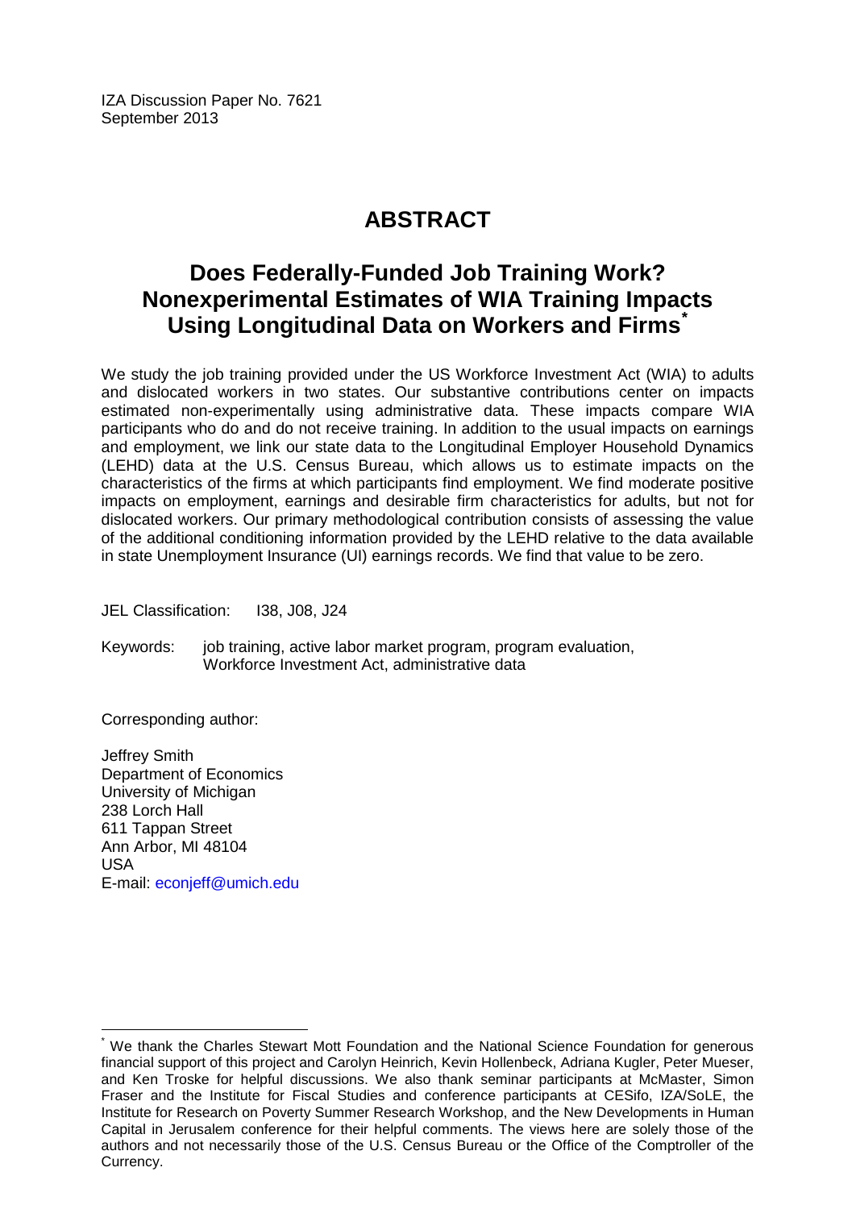IZA Discussion Paper No. 7621
September 2013

# ABSTRACT

## Does Federally-Funded Job Training Work? Nonexperimental Estimates of WIA Training Impacts Using Longitudinal Data on Workers and Firms*

We study the job training provided under the US Workforce Investment Act (WIA) to adults and dislocated workers in two states. Our substantive contributions center on impacts estimated non-experimentally using administrative data. These impacts compare WIA participants who do and do not receive training. In addition to the usual impacts on earnings and employment, we link our state data to the Longitudinal Employer Household Dynamics (LEHD) data at the U.S. Census Bureau, which allows us to estimate impacts on the characteristics of the firms at which participants find employment. We find moderate positive impacts on employment, earnings and desirable firm characteristics for adults, but not for dislocated workers. Our primary methodological contribution consists of assessing the value of the additional conditioning information provided by the LEHD relative to the data available in state Unemployment Insurance (UI) earnings records. We find that value to be zero.

JEL Classification: I38, J08, J24

Keywords: job training, active labor market program, program evaluation, Workforce Investment Act, administrative data

Corresponding author:

Jeffrey Smith
Department of Economics
University of Michigan
238 Lorch Hall
611 Tappan Street
Ann Arbor, MI 48104
USA
E-mail: econjeff@umich.edu

* We thank the Charles Stewart Mott Foundation and the National Science Foundation for generous financial support of this project and Carolyn Heinrich, Kevin Hollenbeck, Adriana Kugler, Peter Mueser, and Ken Troske for helpful discussions. We also thank seminar participants at McMaster, Simon Fraser and the Institute for Fiscal Studies and conference participants at CESifo, IZA/SoLE, the Institute for Research on Poverty Summer Research Workshop, and the New Developments in Human Capital in Jerusalem conference for their helpful comments. The views here are solely those of the authors and not necessarily those of the U.S. Census Bureau or the Office of the Comptroller of the Currency.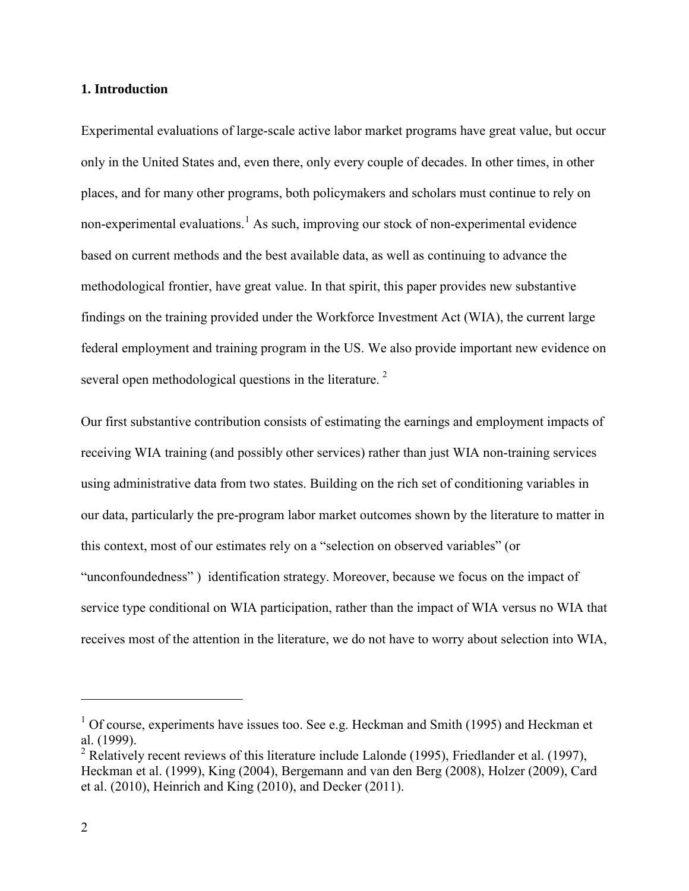## 1. Introduction

Experimental evaluations of large-scale active labor market programs have great value, but occur only in the United States and, even there, only every couple of decades. In other times, in other places, and for many other programs, both policymakers and scholars must continue to rely on non-experimental evaluations.[1] As such, improving our stock of non-experimental evidence based on current methods and the best available data, as well as continuing to advance the methodological frontier, have great value. In that spirit, this paper provides new substantive findings on the training provided under the Workforce Investment Act (WIA), the current large federal employment and training program in the US. We also provide important new evidence on several open methodological questions in the literature.[2]

Our first substantive contribution consists of estimating the earnings and employment impacts of receiving WIA training (and possibly other services) rather than just WIA non-training services using administrative data from two states. Building on the rich set of conditioning variables in our data, particularly the pre-program labor market outcomes shown by the literature to matter in this context, most of our estimates rely on a "selection on observed variables" (or "unconfoundedness") identification strategy. Moreover, because we focus on the impact of service type conditional on WIA participation, rather than the impact of WIA versus no WIA that receives most of the attention in the literature, we do not have to worry about selection into WIA,

---

[1] Of course, experiments have issues too. See e.g. Heckman and Smith (1995) and Heckman et al. (1999).

[2] Relatively recent reviews of this literature include Lalonde (1995), Friedlander et al. (1997), Heckman et al. (1999), King (2004), Bergemann and van den Berg (2008), Holzer (2009), Card et al. (2010), Heinrich and King (2010), and Decker (2011).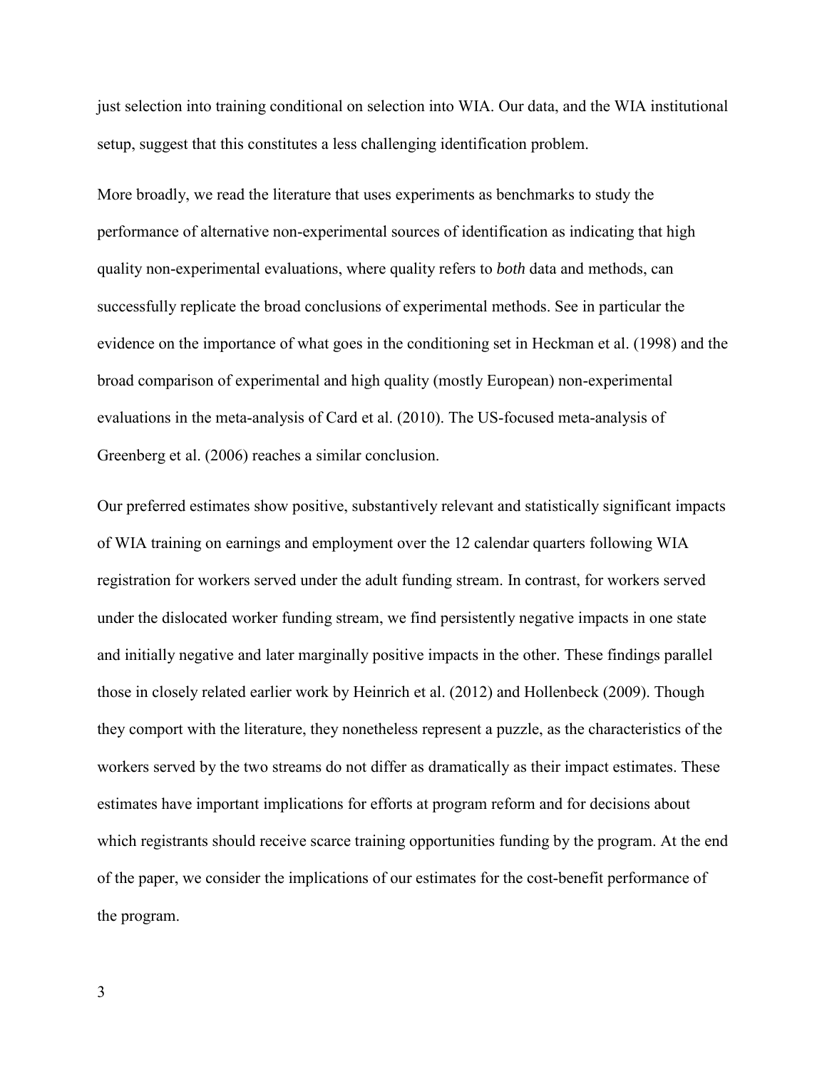just selection into training conditional on selection into WIA. Our data, and the WIA institutional setup, suggest that this constitutes a less challenging identification problem.

More broadly, we read the literature that uses experiments as benchmarks to study the performance of alternative non-experimental sources of identification as indicating that high quality non-experimental evaluations, where quality refers to *both* data and methods, can successfully replicate the broad conclusions of experimental methods. See in particular the evidence on the importance of what goes in the conditioning set in Heckman et al. (1998) and the broad comparison of experimental and high quality (mostly European) non-experimental evaluations in the meta-analysis of Card et al. (2010). The US-focused meta-analysis of Greenberg et al. (2006) reaches a similar conclusion.

Our preferred estimates show positive, substantively relevant and statistically significant impacts of WIA training on earnings and employment over the 12 calendar quarters following WIA registration for workers served under the adult funding stream. In contrast, for workers served under the dislocated worker funding stream, we find persistently negative impacts in one state and initially negative and later marginally positive impacts in the other. These findings parallel those in closely related earlier work by Heinrich et al. (2012) and Hollenbeck (2009). Though they comport with the literature, they nonetheless represent a puzzle, as the characteristics of the workers served by the two streams do not differ as dramatically as their impact estimates. These estimates have important implications for efforts at program reform and for decisions about which registrants should receive scarce training opportunities funding by the program. At the end of the paper, we consider the implications of our estimates for the cost-benefit performance of the program.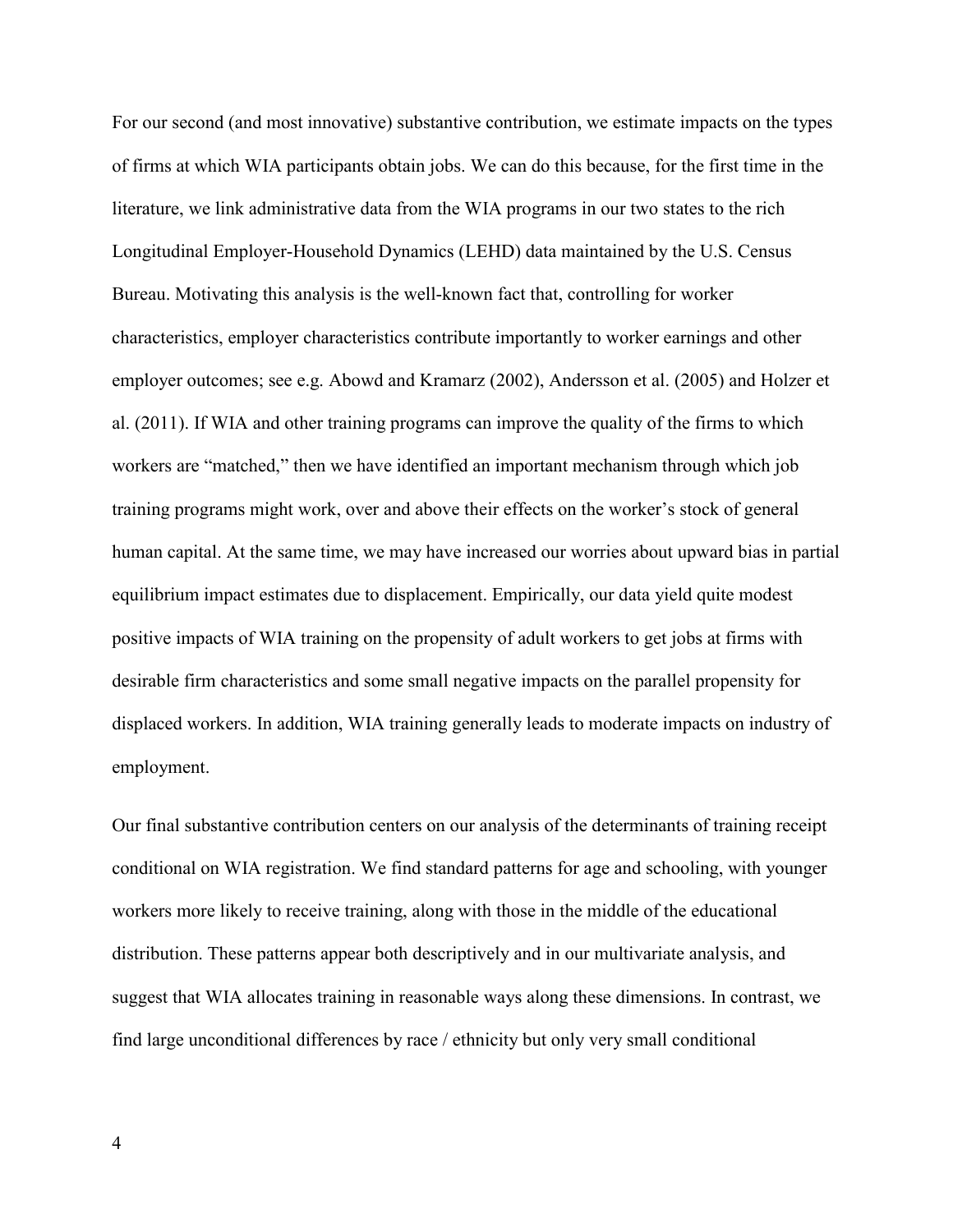For our second (and most innovative) substantive contribution, we estimate impacts on the types of firms at which WIA participants obtain jobs. We can do this because, for the first time in the literature, we link administrative data from the WIA programs in our two states to the rich Longitudinal Employer-Household Dynamics (LEHD) data maintained by the U.S. Census Bureau. Motivating this analysis is the well-known fact that, controlling for worker characteristics, employer characteristics contribute importantly to worker earnings and other employer outcomes; see e.g. Abowd and Kramarz (2002), Andersson et al. (2005) and Holzer et al. (2011). If WIA and other training programs can improve the quality of the firms to which workers are "matched," then we have identified an important mechanism through which job training programs might work, over and above their effects on the worker's stock of general human capital. At the same time, we may have increased our worries about upward bias in partial equilibrium impact estimates due to displacement. Empirically, our data yield quite modest positive impacts of WIA training on the propensity of adult workers to get jobs at firms with desirable firm characteristics and some small negative impacts on the parallel propensity for displaced workers. In addition, WIA training generally leads to moderate impacts on industry of employment.

Our final substantive contribution centers on our analysis of the determinants of training receipt conditional on WIA registration. We find standard patterns for age and schooling, with younger workers more likely to receive training, along with those in the middle of the educational distribution. These patterns appear both descriptively and in our multivariate analysis, and suggest that WIA allocates training in reasonable ways along these dimensions. In contrast, we find large unconditional differences by race / ethnicity but only very small conditional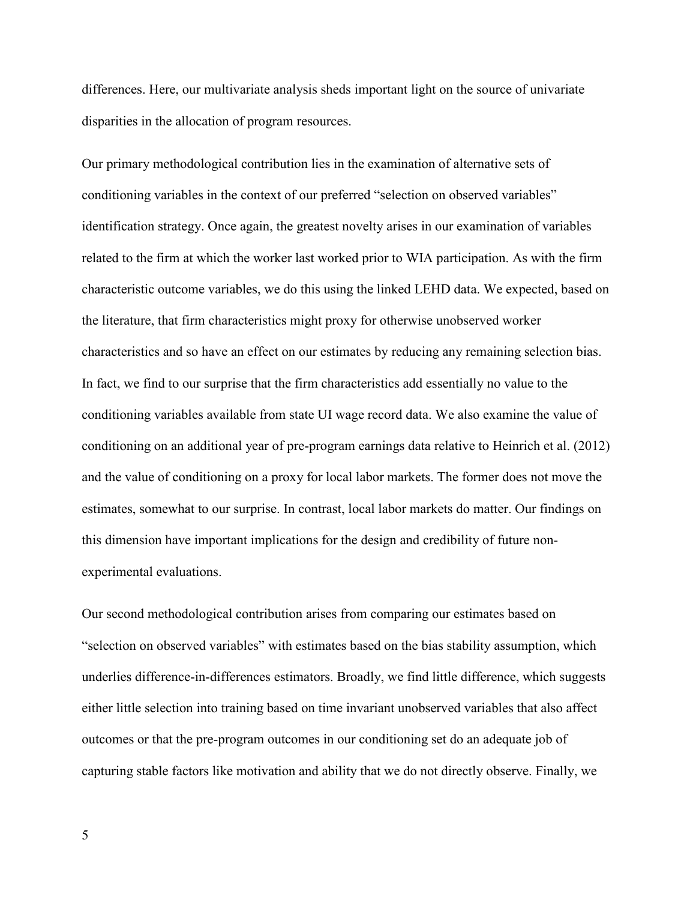differences. Here, our multivariate analysis sheds important light on the source of univariate disparities in the allocation of program resources.

Our primary methodological contribution lies in the examination of alternative sets of conditioning variables in the context of our preferred "selection on observed variables" identification strategy. Once again, the greatest novelty arises in our examination of variables related to the firm at which the worker last worked prior to WIA participation. As with the firm characteristic outcome variables, we do this using the linked LEHD data. We expected, based on the literature, that firm characteristics might proxy for otherwise unobserved worker characteristics and so have an effect on our estimates by reducing any remaining selection bias. In fact, we find to our surprise that the firm characteristics add essentially no value to the conditioning variables available from state UI wage record data. We also examine the value of conditioning on an additional year of pre-program earnings data relative to Heinrich et al. (2012) and the value of conditioning on a proxy for local labor markets. The former does not move the estimates, somewhat to our surprise. In contrast, local labor markets do matter. Our findings on this dimension have important implications for the design and credibility of future non-experimental evaluations.

Our second methodological contribution arises from comparing our estimates based on "selection on observed variables" with estimates based on the bias stability assumption, which underlies difference-in-differences estimators. Broadly, we find little difference, which suggests either little selection into training based on time invariant unobserved variables that also affect outcomes or that the pre-program outcomes in our conditioning set do an adequate job of capturing stable factors like motivation and ability that we do not directly observe. Finally, we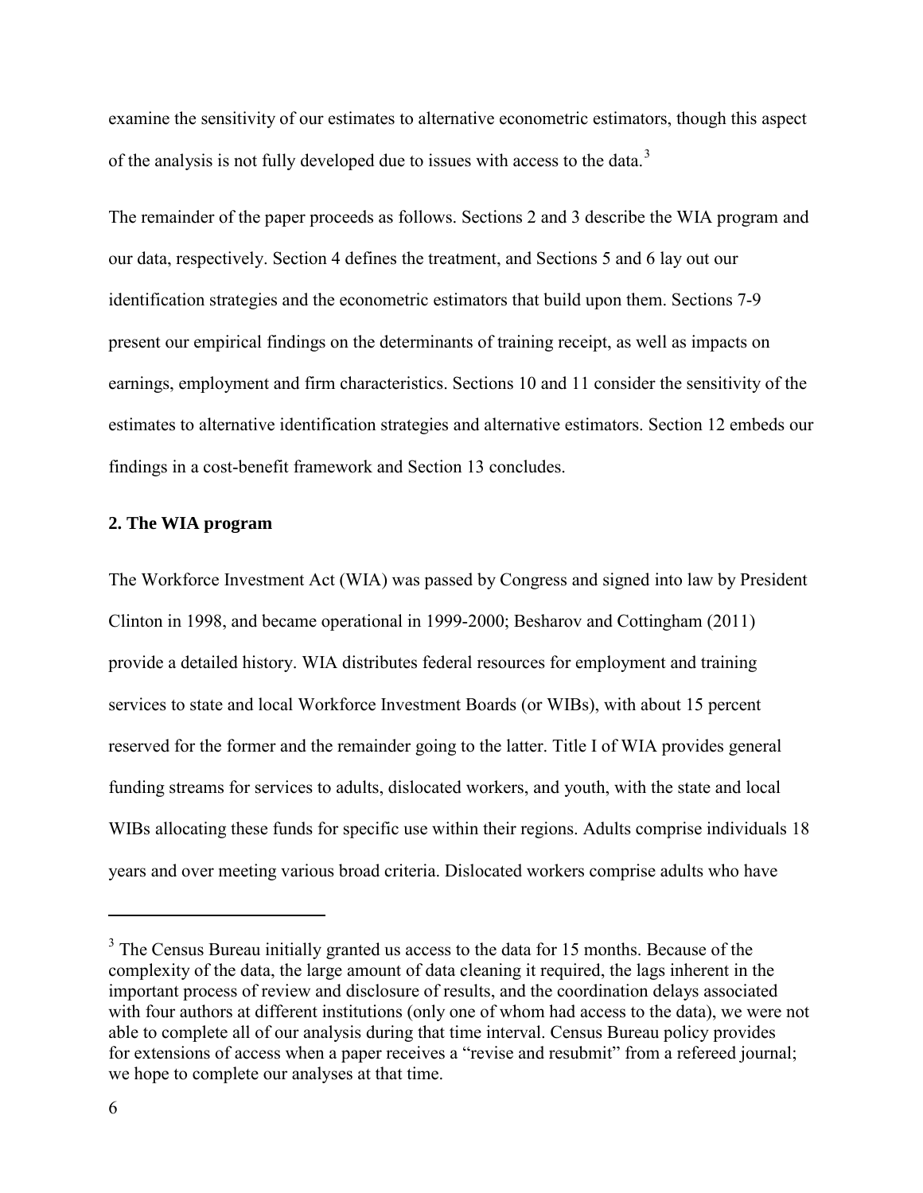examine the sensitivity of our estimates to alternative econometric estimators, though this aspect of the analysis is not fully developed due to issues with access to the data.[3]

The remainder of the paper proceeds as follows. Sections 2 and 3 describe the WIA program and our data, respectively. Section 4 defines the treatment, and Sections 5 and 6 lay out our identification strategies and the econometric estimators that build upon them. Sections 7-9 present our empirical findings on the determinants of training receipt, as well as impacts on earnings, employment and firm characteristics. Sections 10 and 11 consider the sensitivity of the estimates to alternative identification strategies and alternative estimators. Section 12 embeds our findings in a cost-benefit framework and Section 13 concludes.

## 2. The WIA program

The Workforce Investment Act (WIA) was passed by Congress and signed into law by President Clinton in 1998, and became operational in 1999-2000; Besharov and Cottingham (2011) provide a detailed history. WIA distributes federal resources for employment and training services to state and local Workforce Investment Boards (or WIBs), with about 15 percent reserved for the former and the remainder going to the latter. Title I of WIA provides general funding streams for services to adults, dislocated workers, and youth, with the state and local WIBs allocating these funds for specific use within their regions. Adults comprise individuals 18 years and over meeting various broad criteria. Dislocated workers comprise adults who have

---

[3] The Census Bureau initially granted us access to the data for 15 months. Because of the complexity of the data, the large amount of data cleaning it required, the lags inherent in the important process of review and disclosure of results, and the coordination delays associated with four authors at different institutions (only one of whom had access to the data), we were not able to complete all of our analysis during that time interval. Census Bureau policy provides for extensions of access when a paper receives a "revise and resubmit" from a refereed journal; we hope to complete our analyses at that time.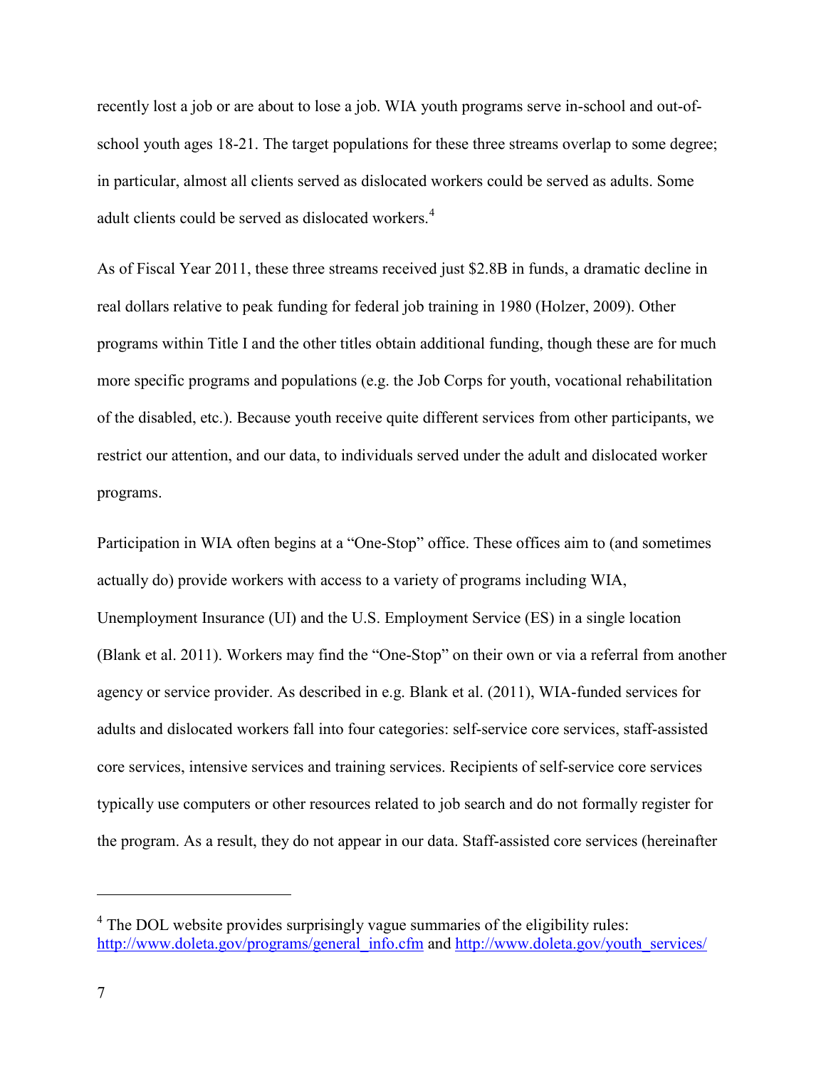recently lost a job or are about to lose a job. WIA youth programs serve in-school and out-of-school youth ages 18-21. The target populations for these three streams overlap to some degree; in particular, almost all clients served as dislocated workers could be served as adults. Some adult clients could be served as dislocated workers.[4]

As of Fiscal Year 2011, these three streams received just $2.8B in funds, a dramatic decline in real dollars relative to peak funding for federal job training in 1980 (Holzer, 2009). Other programs within Title I and the other titles obtain additional funding, though these are for much more specific programs and populations (e.g. the Job Corps for youth, vocational rehabilitation of the disabled, etc.). Because youth receive quite different services from other participants, we restrict our attention, and our data, to individuals served under the adult and dislocated worker programs.

Participation in WIA often begins at a "One-Stop" office. These offices aim to (and sometimes actually do) provide workers with access to a variety of programs including WIA, Unemployment Insurance (UI) and the U.S. Employment Service (ES) in a single location (Blank et al. 2011). Workers may find the "One-Stop" on their own or via a referral from another agency or service provider. As described in e.g. Blank et al. (2011), WIA-funded services for adults and dislocated workers fall into four categories: self-service core services, staff-assisted core services, intensive services and training services. Recipients of self-service core services typically use computers or other resources related to job search and do not formally register for the program. As a result, they do not appear in our data. Staff-assisted core services (hereinafter

---

[4] The DOL website provides surprisingly vague summaries of the eligibility rules: http://www.doleta.gov/programs/general_info.cfm and http://www.doleta.gov/youth_services/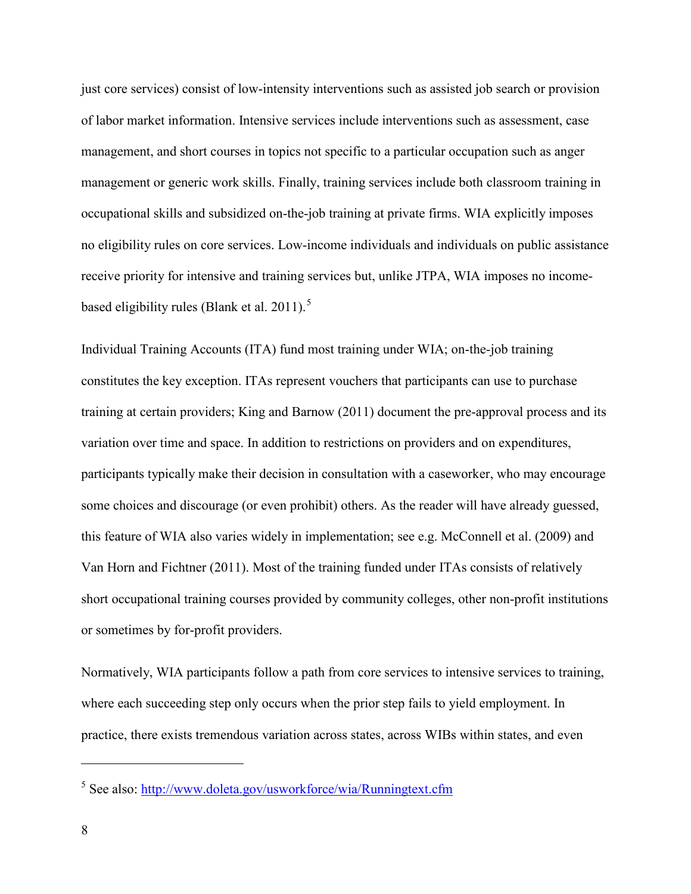just core services) consist of low-intensity interventions such as assisted job search or provision of labor market information. Intensive services include interventions such as assessment, case management, and short courses in topics not specific to a particular occupation such as anger management or generic work skills. Finally, training services include both classroom training in occupational skills and subsidized on-the-job training at private firms. WIA explicitly imposes no eligibility rules on core services. Low-income individuals and individuals on public assistance receive priority for intensive and training services but, unlike JTPA, WIA imposes no income-based eligibility rules (Blank et al. 2011).[5]

Individual Training Accounts (ITA) fund most training under WIA; on-the-job training constitutes the key exception. ITAs represent vouchers that participants can use to purchase training at certain providers; King and Barnow (2011) document the pre-approval process and its variation over time and space. In addition to restrictions on providers and on expenditures, participants typically make their decision in consultation with a caseworker, who may encourage some choices and discourage (or even prohibit) others. As the reader will have already guessed, this feature of WIA also varies widely in implementation; see e.g. McConnell et al. (2009) and Van Horn and Fichtner (2011). Most of the training funded under ITAs consists of relatively short occupational training courses provided by community colleges, other non-profit institutions or sometimes by for-profit providers.

Normatively, WIA participants follow a path from core services to intensive services to training, where each succeeding step only occurs when the prior step fails to yield employment. In practice, there exists tremendous variation across states, across WIBs within states, and even

---

[5] See also: http://www.doleta.gov/usworkforce/wia/Runningtext.cfm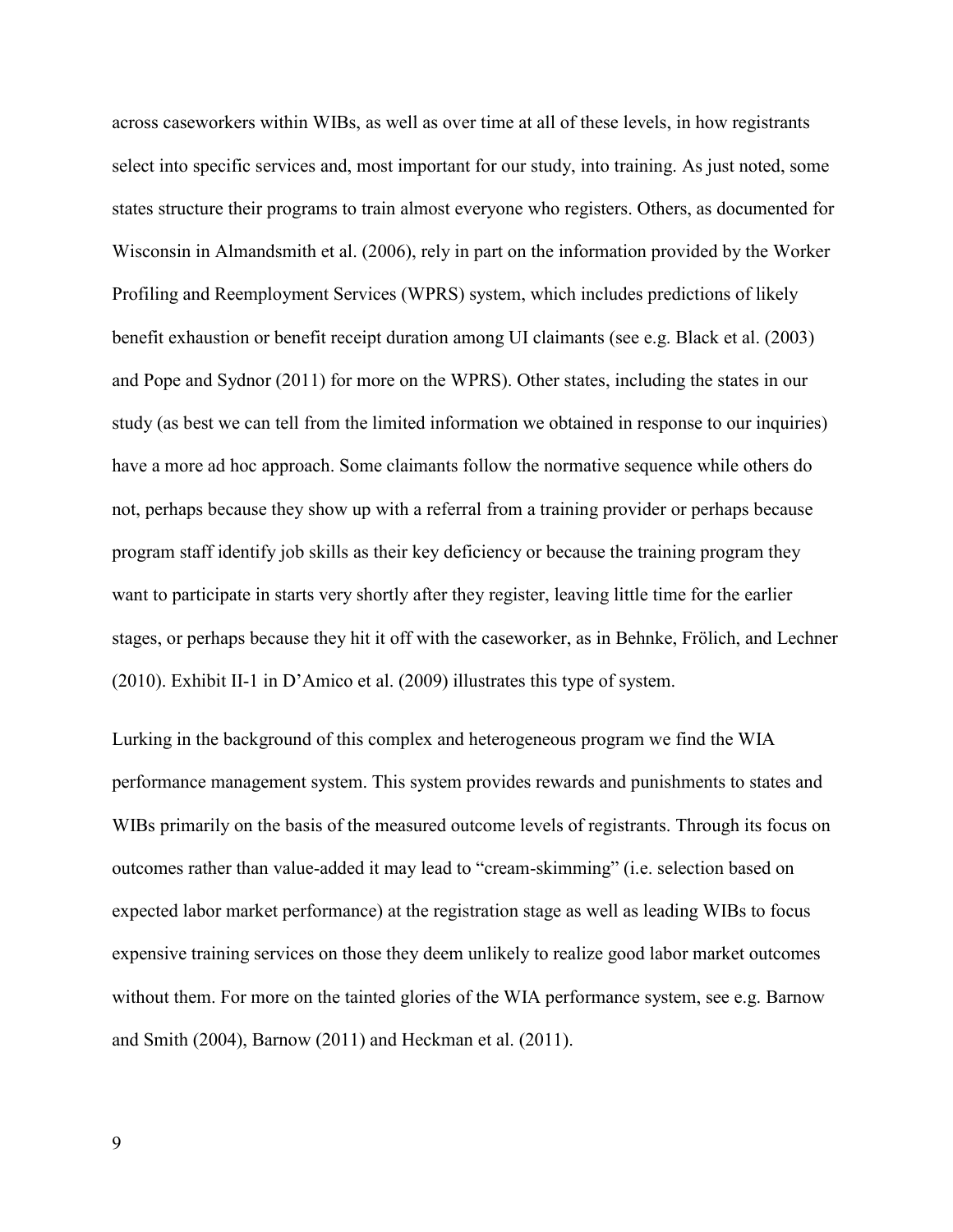across caseworkers within WIBs, as well as over time at all of these levels, in how registrants select into specific services and, most important for our study, into training. As just noted, some states structure their programs to train almost everyone who registers. Others, as documented for Wisconsin in Almandsmith et al. (2006), rely in part on the information provided by the Worker Profiling and Reemployment Services (WPRS) system, which includes predictions of likely benefit exhaustion or benefit receipt duration among UI claimants (see e.g. Black et al. (2003) and Pope and Sydnor (2011) for more on the WPRS). Other states, including the states in our study (as best we can tell from the limited information we obtained in response to our inquiries) have a more ad hoc approach. Some claimants follow the normative sequence while others do not, perhaps because they show up with a referral from a training provider or perhaps because program staff identify job skills as their key deficiency or because the training program they want to participate in starts very shortly after they register, leaving little time for the earlier stages, or perhaps because they hit it off with the caseworker, as in Behnke, Frölich, and Lechner (2010). Exhibit II-1 in D'Amico et al. (2009) illustrates this type of system.

Lurking in the background of this complex and heterogeneous program we find the WIA performance management system. This system provides rewards and punishments to states and WIBs primarily on the basis of the measured outcome levels of registrants. Through its focus on outcomes rather than value-added it may lead to "cream-skimming" (i.e. selection based on expected labor market performance) at the registration stage as well as leading WIBs to focus expensive training services on those they deem unlikely to realize good labor market outcomes without them. For more on the tainted glories of the WIA performance system, see e.g. Barnow and Smith (2004), Barnow (2011) and Heckman et al. (2011).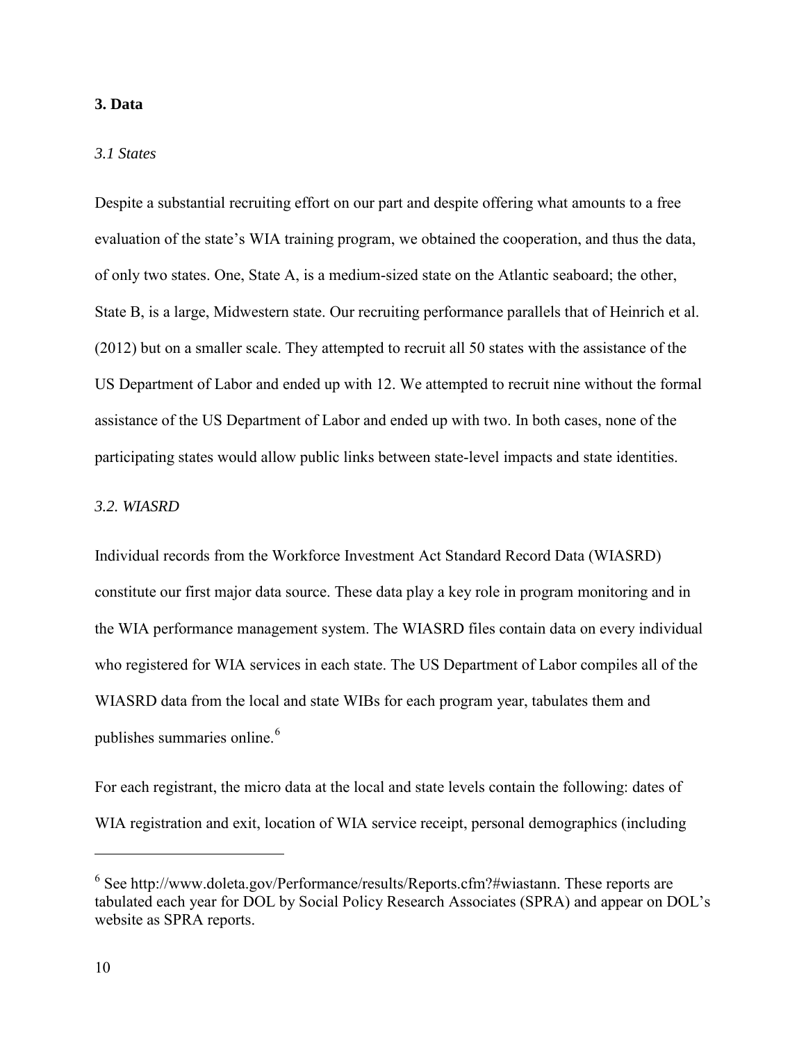## 3. Data

### *3.1 States*

Despite a substantial recruiting effort on our part and despite offering what amounts to a free evaluation of the state's WIA training program, we obtained the cooperation, and thus the data, of only two states. One, State A, is a medium-sized state on the Atlantic seaboard; the other, State B, is a large, Midwestern state. Our recruiting performance parallels that of Heinrich et al. (2012) but on a smaller scale. They attempted to recruit all 50 states with the assistance of the US Department of Labor and ended up with 12. We attempted to recruit nine without the formal assistance of the US Department of Labor and ended up with two. In both cases, none of the participating states would allow public links between state-level impacts and state identities.

### *3.2. WIASRD*

Individual records from the Workforce Investment Act Standard Record Data (WIASRD) constitute our first major data source. These data play a key role in program monitoring and in the WIA performance management system. The WIASRD files contain data on every individual who registered for WIA services in each state. The US Department of Labor compiles all of the WIASRD data from the local and state WIBs for each program year, tabulates them and publishes summaries online.[6]

For each registrant, the micro data at the local and state levels contain the following: dates of WIA registration and exit, location of WIA service receipt, personal demographics (including

[6] See http://www.doleta.gov/Performance/results/Reports.cfm?#wiastann. These reports are tabulated each year for DOL by Social Policy Research Associates (SPRA) and appear on DOL's website as SPRA reports.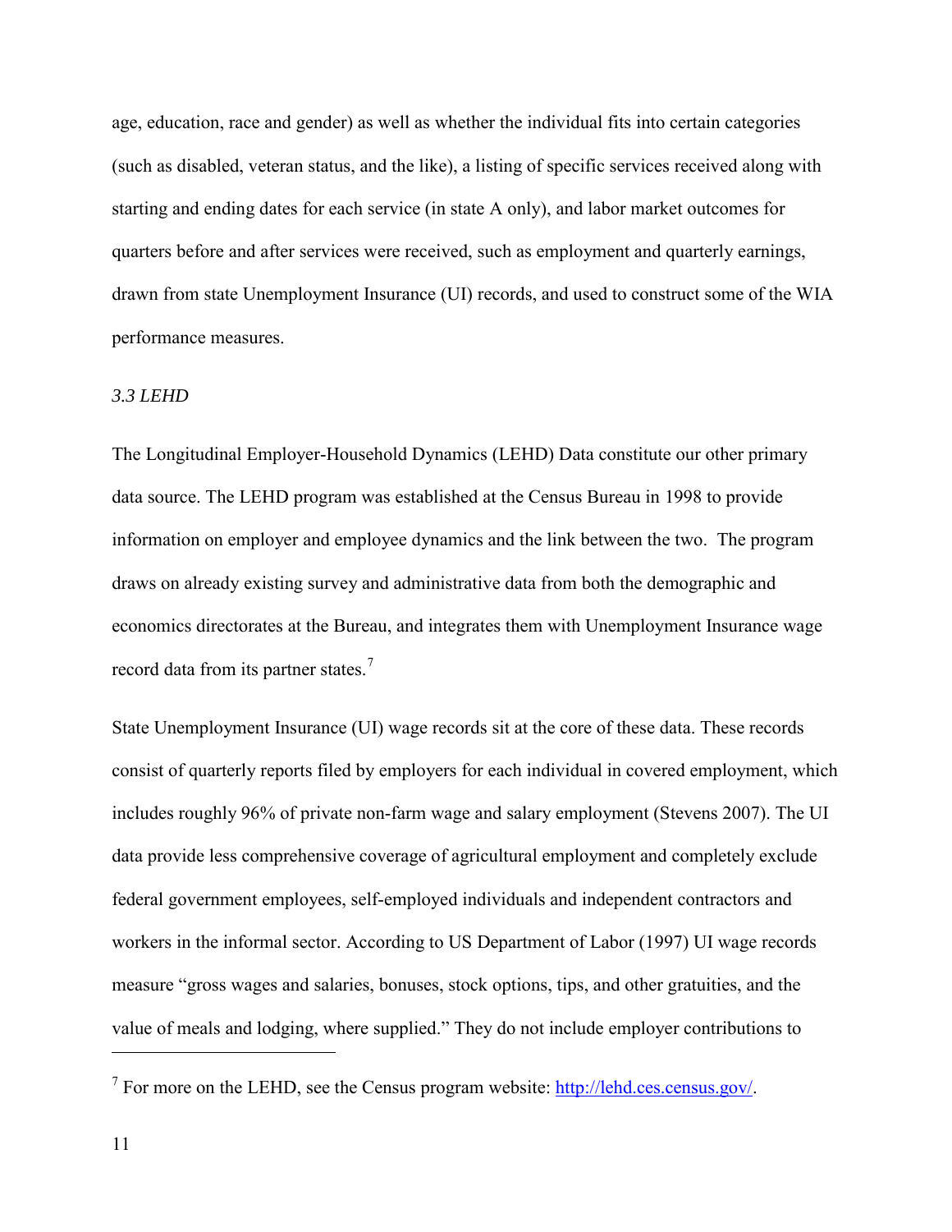age, education, race and gender) as well as whether the individual fits into certain categories (such as disabled, veteran status, and the like), a listing of specific services received along with starting and ending dates for each service (in state A only), and labor market outcomes for quarters before and after services were received, such as employment and quarterly earnings, drawn from state Unemployment Insurance (UI) records, and used to construct some of the WIA performance measures.

### *3.3 LEHD*

The Longitudinal Employer-Household Dynamics (LEHD) Data constitute our other primary data source. The LEHD program was established at the Census Bureau in 1998 to provide information on employer and employee dynamics and the link between the two. The program draws on already existing survey and administrative data from both the demographic and economics directorates at the Bureau, and integrates them with Unemployment Insurance wage record data from its partner states.[7]

State Unemployment Insurance (UI) wage records sit at the core of these data. These records consist of quarterly reports filed by employers for each individual in covered employment, which includes roughly 96% of private non-farm wage and salary employment (Stevens 2007). The UI data provide less comprehensive coverage of agricultural employment and completely exclude federal government employees, self-employed individuals and independent contractors and workers in the informal sector. According to US Department of Labor (1997) UI wage records measure "gross wages and salaries, bonuses, stock options, tips, and other gratuities, and the value of meals and lodging, where supplied." They do not include employer contributions to

---

[7] For more on the LEHD, see the Census program website: http://lehd.ces.census.gov/.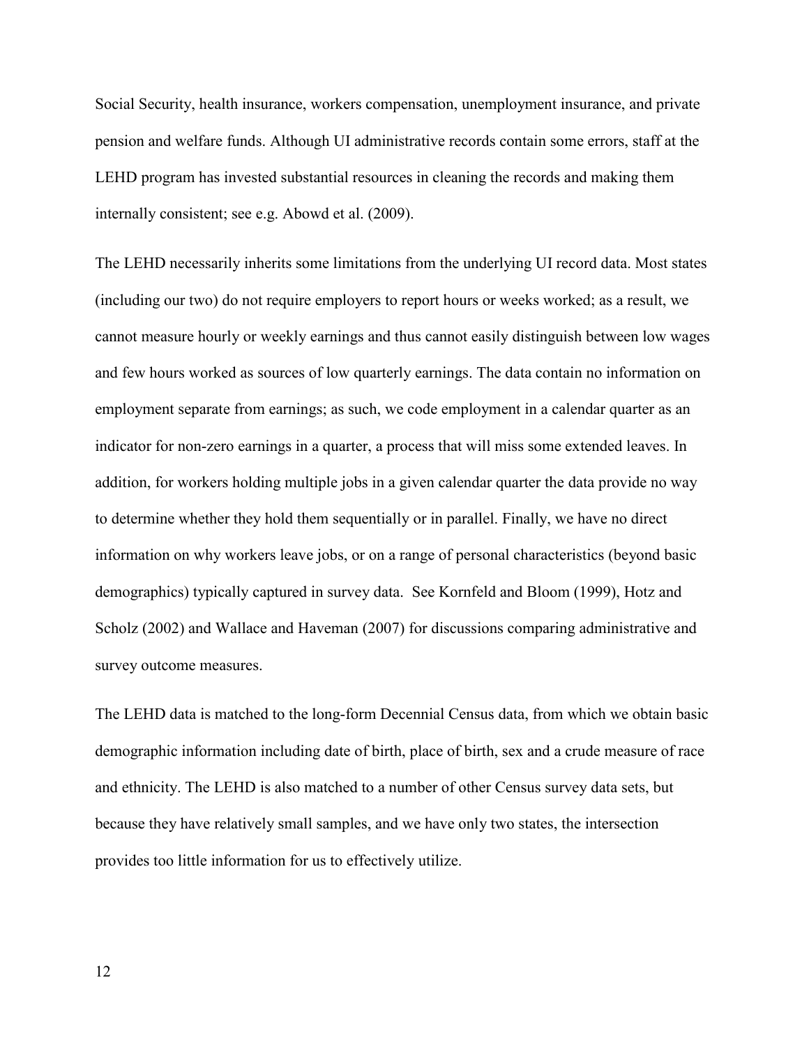Social Security, health insurance, workers compensation, unemployment insurance, and private pension and welfare funds. Although UI administrative records contain some errors, staff at the LEHD program has invested substantial resources in cleaning the records and making them internally consistent; see e.g. Abowd et al. (2009).

The LEHD necessarily inherits some limitations from the underlying UI record data. Most states (including our two) do not require employers to report hours or weeks worked; as a result, we cannot measure hourly or weekly earnings and thus cannot easily distinguish between low wages and few hours worked as sources of low quarterly earnings. The data contain no information on employment separate from earnings; as such, we code employment in a calendar quarter as an indicator for non-zero earnings in a quarter, a process that will miss some extended leaves. In addition, for workers holding multiple jobs in a given calendar quarter the data provide no way to determine whether they hold them sequentially or in parallel. Finally, we have no direct information on why workers leave jobs, or on a range of personal characteristics (beyond basic demographics) typically captured in survey data. See Kornfeld and Bloom (1999), Hotz and Scholz (2002) and Wallace and Haveman (2007) for discussions comparing administrative and survey outcome measures.

The LEHD data is matched to the long-form Decennial Census data, from which we obtain basic demographic information including date of birth, place of birth, sex and a crude measure of race and ethnicity. The LEHD is also matched to a number of other Census survey data sets, but because they have relatively small samples, and we have only two states, the intersection provides too little information for us to effectively utilize.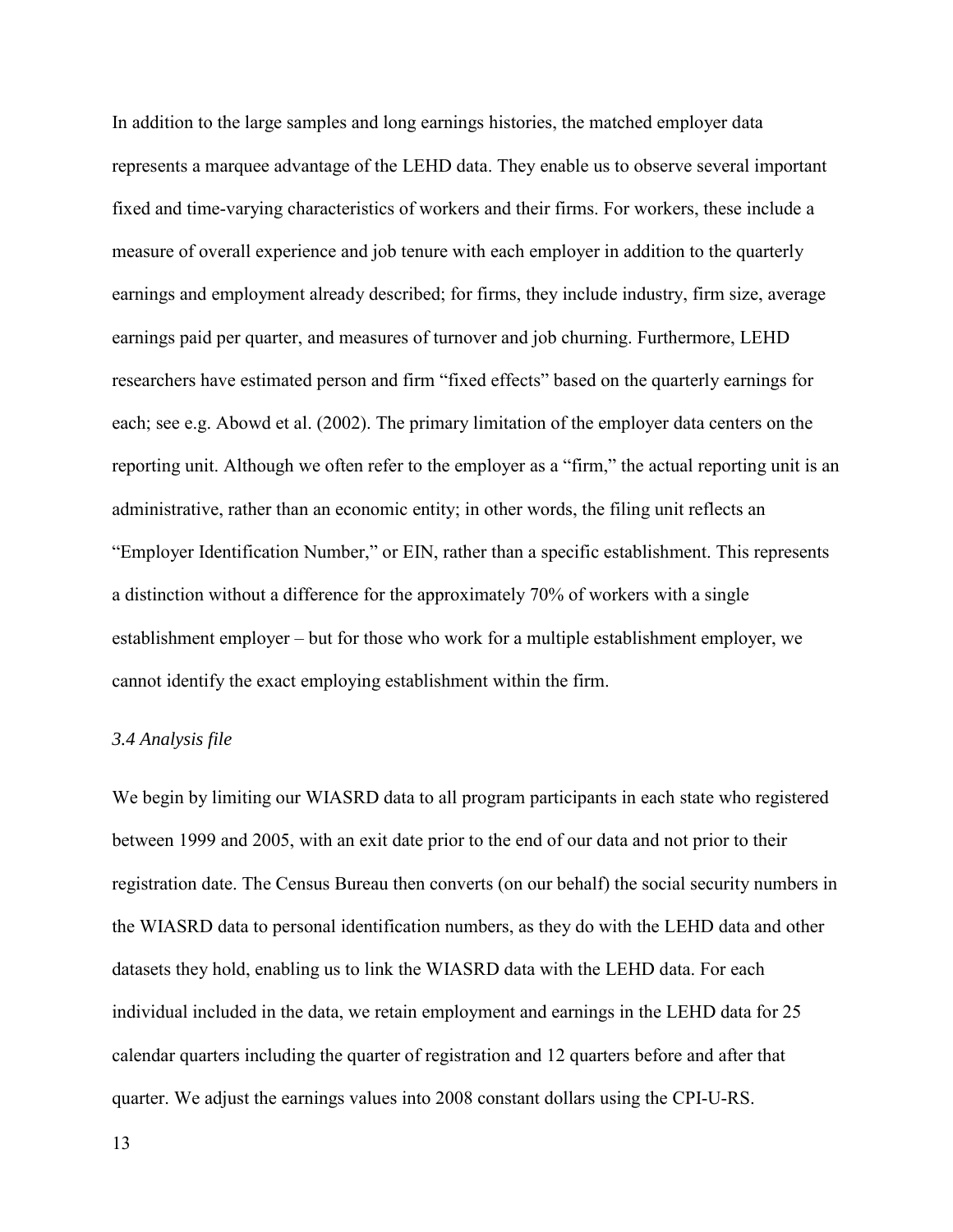In addition to the large samples and long earnings histories, the matched employer data represents a marquee advantage of the LEHD data. They enable us to observe several important fixed and time-varying characteristics of workers and their firms. For workers, these include a measure of overall experience and job tenure with each employer in addition to the quarterly earnings and employment already described; for firms, they include industry, firm size, average earnings paid per quarter, and measures of turnover and job churning. Furthermore, LEHD researchers have estimated person and firm "fixed effects" based on the quarterly earnings for each; see e.g. Abowd et al. (2002). The primary limitation of the employer data centers on the reporting unit. Although we often refer to the employer as a "firm," the actual reporting unit is an administrative, rather than an economic entity; in other words, the filing unit reflects an "Employer Identification Number," or EIN, rather than a specific establishment. This represents a distinction without a difference for the approximately 70% of workers with a single establishment employer – but for those who work for a multiple establishment employer, we cannot identify the exact employing establishment within the firm.

### *3.4 Analysis file*

We begin by limiting our WIASRD data to all program participants in each state who registered between 1999 and 2005, with an exit date prior to the end of our data and not prior to their registration date. The Census Bureau then converts (on our behalf) the social security numbers in the WIASRD data to personal identification numbers, as they do with the LEHD data and other datasets they hold, enabling us to link the WIASRD data with the LEHD data. For each individual included in the data, we retain employment and earnings in the LEHD data for 25 calendar quarters including the quarter of registration and 12 quarters before and after that quarter. We adjust the earnings values into 2008 constant dollars using the CPI-U-RS.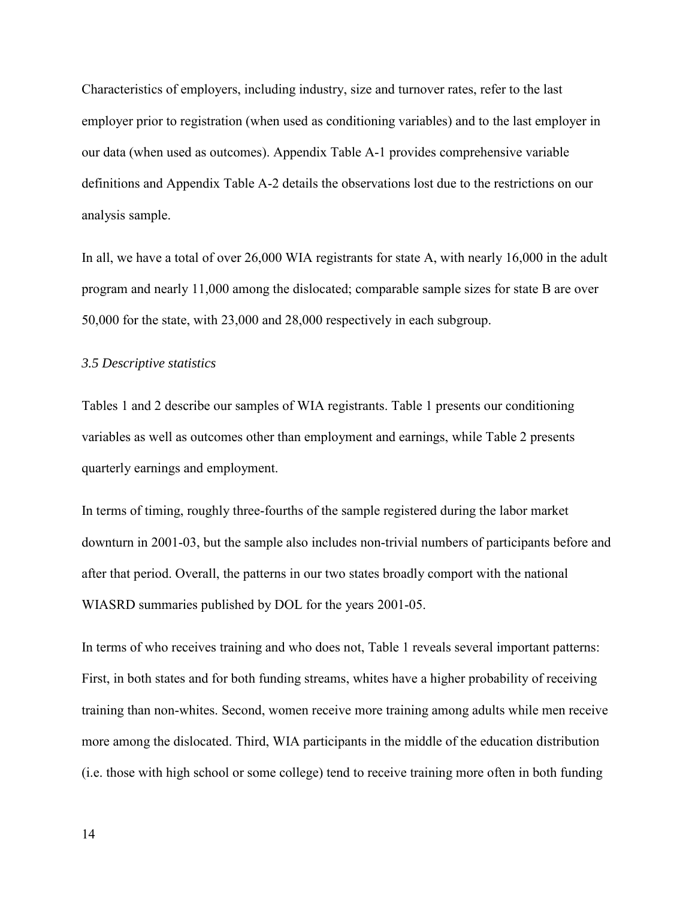Characteristics of employers, including industry, size and turnover rates, refer to the last employer prior to registration (when used as conditioning variables) and to the last employer in our data (when used as outcomes). Appendix Table A-1 provides comprehensive variable definitions and Appendix Table A-2 details the observations lost due to the restrictions on our analysis sample.

In all, we have a total of over 26,000 WIA registrants for state A, with nearly 16,000 in the adult program and nearly 11,000 among the dislocated; comparable sample sizes for state B are over 50,000 for the state, with 23,000 and 28,000 respectively in each subgroup.

### *3.5 Descriptive statistics*

Tables 1 and 2 describe our samples of WIA registrants. Table 1 presents our conditioning variables as well as outcomes other than employment and earnings, while Table 2 presents quarterly earnings and employment.

In terms of timing, roughly three-fourths of the sample registered during the labor market downturn in 2001-03, but the sample also includes non-trivial numbers of participants before and after that period. Overall, the patterns in our two states broadly comport with the national WIASRD summaries published by DOL for the years 2001-05.

In terms of who receives training and who does not, Table 1 reveals several important patterns: First, in both states and for both funding streams, whites have a higher probability of receiving training than non-whites. Second, women receive more training among adults while men receive more among the dislocated. Third, WIA participants in the middle of the education distribution (i.e. those with high school or some college) tend to receive training more often in both funding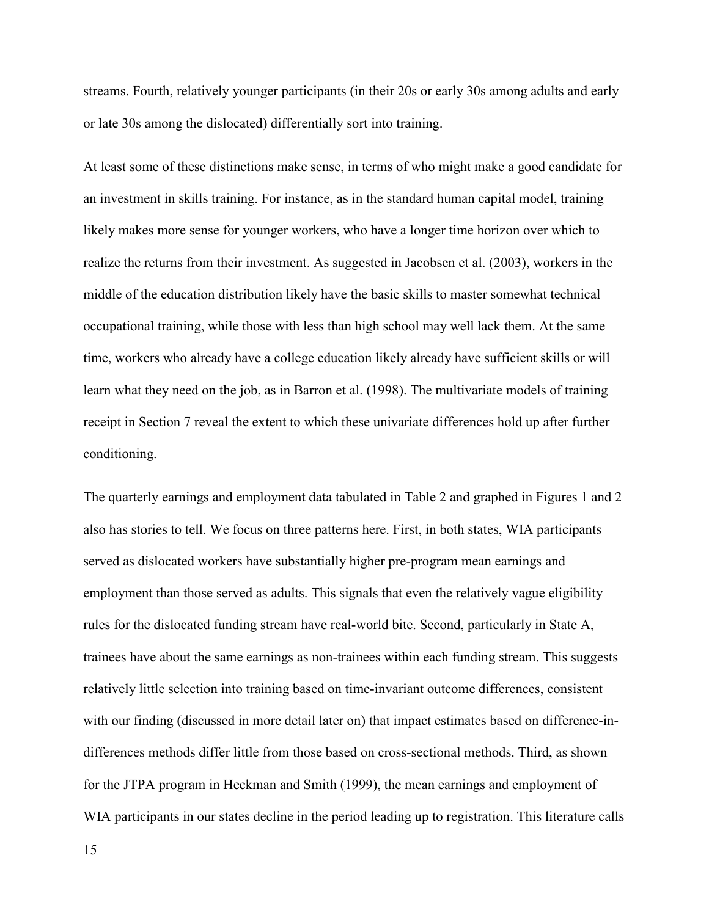streams. Fourth, relatively younger participants (in their 20s or early 30s among adults and early or late 30s among the dislocated) differentially sort into training.

At least some of these distinctions make sense, in terms of who might make a good candidate for an investment in skills training. For instance, as in the standard human capital model, training likely makes more sense for younger workers, who have a longer time horizon over which to realize the returns from their investment. As suggested in Jacobsen et al. (2003), workers in the middle of the education distribution likely have the basic skills to master somewhat technical occupational training, while those with less than high school may well lack them. At the same time, workers who already have a college education likely already have sufficient skills or will learn what they need on the job, as in Barron et al. (1998). The multivariate models of training receipt in Section 7 reveal the extent to which these univariate differences hold up after further conditioning.

The quarterly earnings and employment data tabulated in Table 2 and graphed in Figures 1 and 2 also has stories to tell. We focus on three patterns here. First, in both states, WIA participants served as dislocated workers have substantially higher pre-program mean earnings and employment than those served as adults. This signals that even the relatively vague eligibility rules for the dislocated funding stream have real-world bite. Second, particularly in State A, trainees have about the same earnings as non-trainees within each funding stream. This suggests relatively little selection into training based on time-invariant outcome differences, consistent with our finding (discussed in more detail later on) that impact estimates based on difference-in-differences methods differ little from those based on cross-sectional methods. Third, as shown for the JTPA program in Heckman and Smith (1999), the mean earnings and employment of WIA participants in our states decline in the period leading up to registration. This literature calls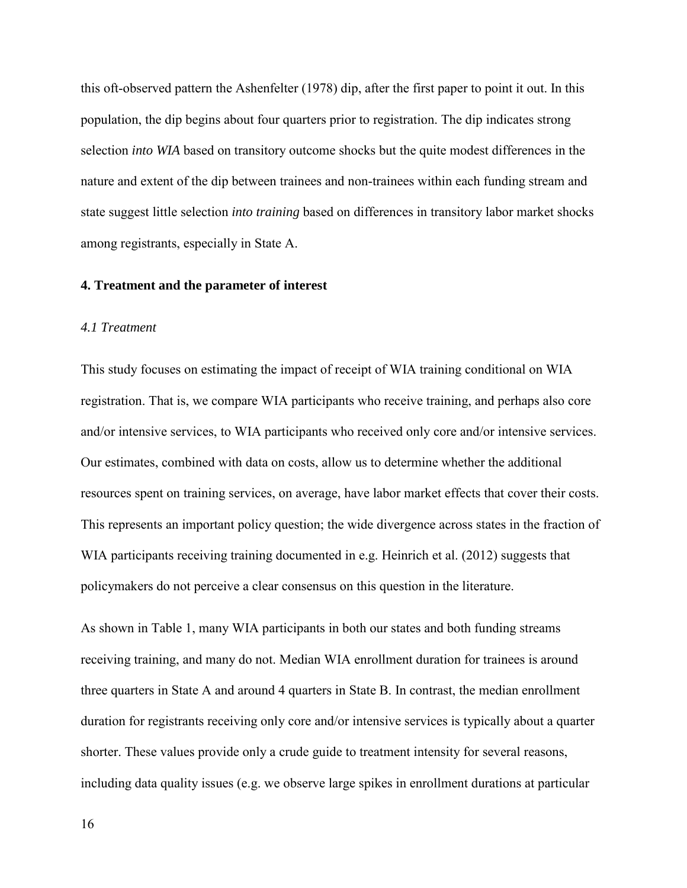this oft-observed pattern the Ashenfelter (1978) dip, after the first paper to point it out. In this population, the dip begins about four quarters prior to registration. The dip indicates strong selection *into WIA* based on transitory outcome shocks but the quite modest differences in the nature and extent of the dip between trainees and non-trainees within each funding stream and state suggest little selection *into training* based on differences in transitory labor market shocks among registrants, especially in State A.

## 4. Treatment and the parameter of interest

### *4.1 Treatment*

This study focuses on estimating the impact of receipt of WIA training conditional on WIA registration. That is, we compare WIA participants who receive training, and perhaps also core and/or intensive services, to WIA participants who received only core and/or intensive services. Our estimates, combined with data on costs, allow us to determine whether the additional resources spent on training services, on average, have labor market effects that cover their costs. This represents an important policy question; the wide divergence across states in the fraction of WIA participants receiving training documented in e.g. Heinrich et al. (2012) suggests that policymakers do not perceive a clear consensus on this question in the literature.

As shown in Table 1, many WIA participants in both our states and both funding streams receiving training, and many do not. Median WIA enrollment duration for trainees is around three quarters in State A and around 4 quarters in State B. In contrast, the median enrollment duration for registrants receiving only core and/or intensive services is typically about a quarter shorter. These values provide only a crude guide to treatment intensity for several reasons, including data quality issues (e.g. we observe large spikes in enrollment durations at particular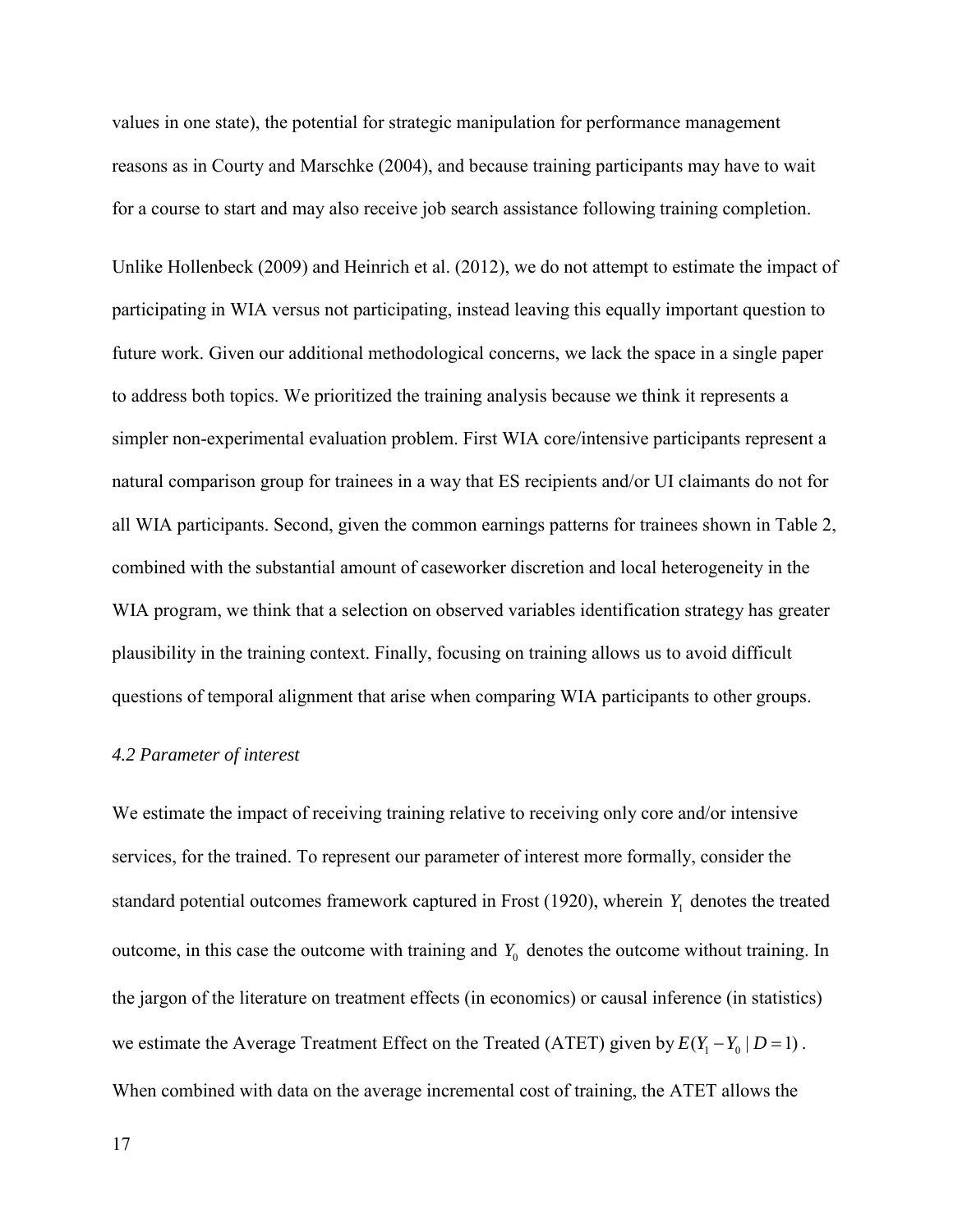values in one state), the potential for strategic manipulation for performance management reasons as in Courty and Marschke (2004), and because training participants may have to wait for a course to start and may also receive job search assistance following training completion.

Unlike Hollenbeck (2009) and Heinrich et al. (2012), we do not attempt to estimate the impact of participating in WIA versus not participating, instead leaving this equally important question to future work. Given our additional methodological concerns, we lack the space in a single paper to address both topics. We prioritized the training analysis because we think it represents a simpler non-experimental evaluation problem. First WIA core/intensive participants represent a natural comparison group for trainees in a way that ES recipients and/or UI claimants do not for all WIA participants. Second, given the common earnings patterns for trainees shown in Table 2, combined with the substantial amount of caseworker discretion and local heterogeneity in the WIA program, we think that a selection on observed variables identification strategy has greater plausibility in the training context. Finally, focusing on training allows us to avoid difficult questions of temporal alignment that arise when comparing WIA participants to other groups.

### *4.2 Parameter of interest*

We estimate the impact of receiving training relative to receiving only core and/or intensive services, for the trained. To represent our parameter of interest more formally, consider the standard potential outcomes framework captured in Frost (1920), wherein $Y_1$ denotes the treated outcome, in this case the outcome with training and $Y_0$ denotes the outcome without training. In the jargon of the literature on treatment effects (in economics) or causal inference (in statistics) we estimate the Average Treatment Effect on the Treated (ATET) given by $E(Y_1 - Y_0 \mid D = 1)$. When combined with data on the average incremental cost of training, the ATET allows the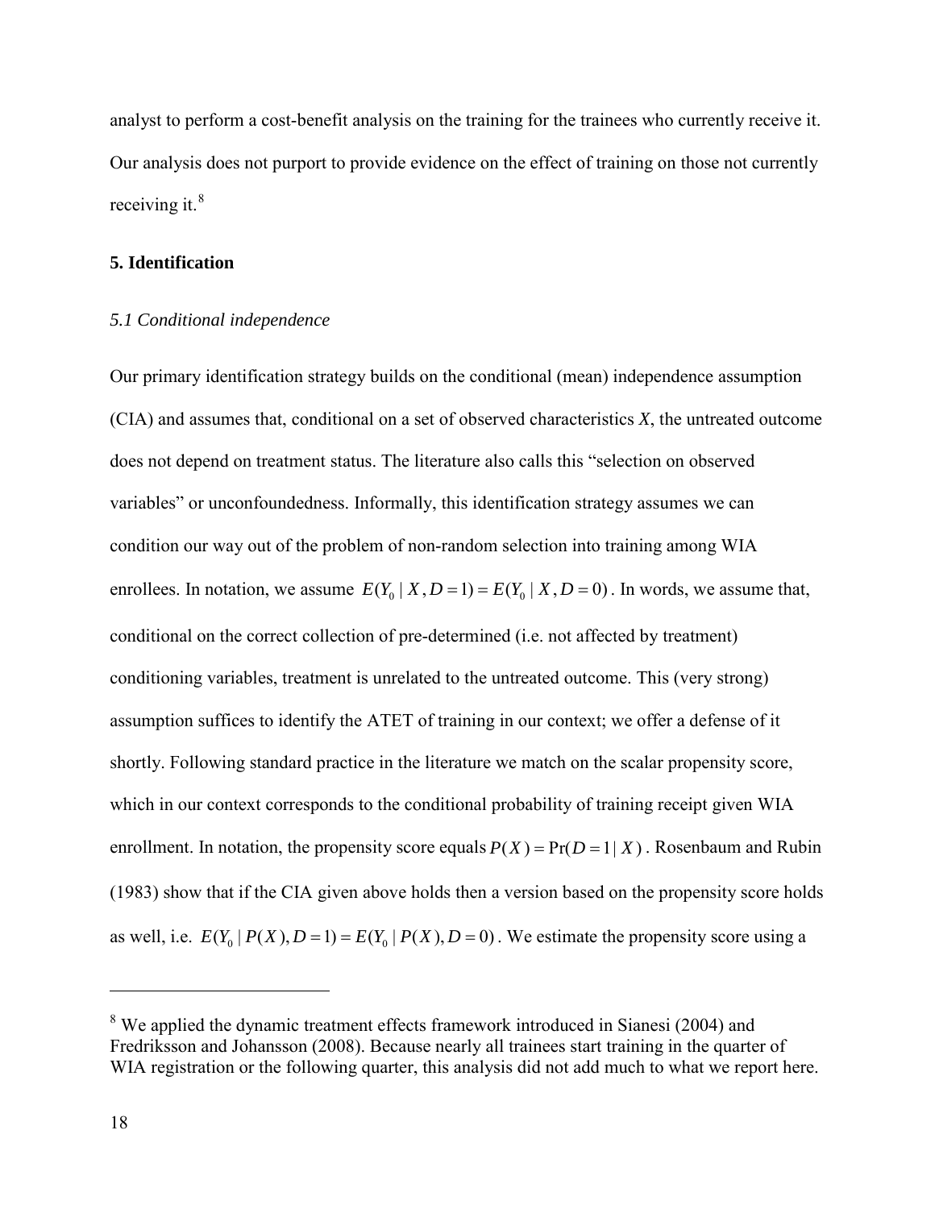analyst to perform a cost-benefit analysis on the training for the trainees who currently receive it. Our analysis does not purport to provide evidence on the effect of training on those not currently receiving it.[8]

## 5. Identification

### *5.1 Conditional independence*

Our primary identification strategy builds on the conditional (mean) independence assumption (CIA) and assumes that, conditional on a set of observed characteristics *X*, the untreated outcome does not depend on treatment status. The literature also calls this "selection on observed variables" or unconfoundedness. Informally, this identification strategy assumes we can condition our way out of the problem of non-random selection into training among WIA enrollees. In notation, we assume $E(Y_0 \mid X, D=1) = E(Y_0 \mid X, D=0)$. In words, we assume that, conditional on the correct collection of pre-determined (i.e. not affected by treatment) conditioning variables, treatment is unrelated to the untreated outcome. This (very strong) assumption suffices to identify the ATET of training in our context; we offer a defense of it shortly. Following standard practice in the literature we match on the scalar propensity score, which in our context corresponds to the conditional probability of training receipt given WIA enrollment. In notation, the propensity score equals $P(X) = \Pr(D=1 \mid X)$. Rosenbaum and Rubin (1983) show that if the CIA given above holds then a version based on the propensity score holds as well, i.e. $E(Y_0 \mid P(X), D=1) = E(Y_0 \mid P(X), D=0)$. We estimate the propensity score using a

---

[8] We applied the dynamic treatment effects framework introduced in Sianesi (2004) and Fredriksson and Johansson (2008). Because nearly all trainees start training in the quarter of WIA registration or the following quarter, this analysis did not add much to what we report here.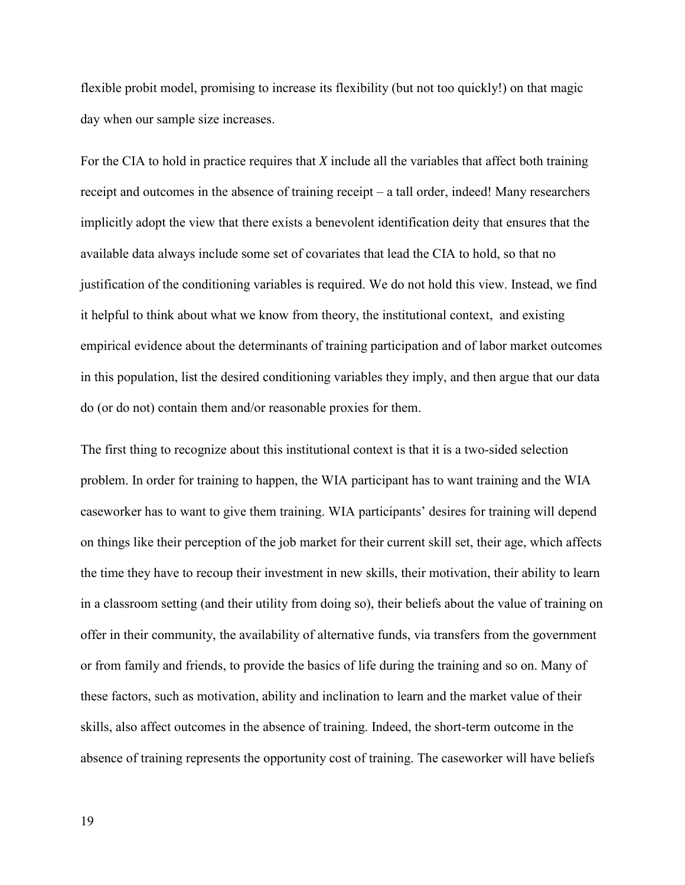flexible probit model, promising to increase its flexibility (but not too quickly!) on that magic day when our sample size increases.

For the CIA to hold in practice requires that $X$ include all the variables that affect both training receipt and outcomes in the absence of training receipt – a tall order, indeed! Many researchers implicitly adopt the view that there exists a benevolent identification deity that ensures that the available data always include some set of covariates that lead the CIA to hold, so that no justification of the conditioning variables is required. We do not hold this view. Instead, we find it helpful to think about what we know from theory, the institutional context, and existing empirical evidence about the determinants of training participation and of labor market outcomes in this population, list the desired conditioning variables they imply, and then argue that our data do (or do not) contain them and/or reasonable proxies for them.

The first thing to recognize about this institutional context is that it is a two-sided selection problem. In order for training to happen, the WIA participant has to want training and the WIA caseworker has to want to give them training. WIA participants' desires for training will depend on things like their perception of the job market for their current skill set, their age, which affects the time they have to recoup their investment in new skills, their motivation, their ability to learn in a classroom setting (and their utility from doing so), their beliefs about the value of training on offer in their community, the availability of alternative funds, via transfers from the government or from family and friends, to provide the basics of life during the training and so on. Many of these factors, such as motivation, ability and inclination to learn and the market value of their skills, also affect outcomes in the absence of training. Indeed, the short-term outcome in the absence of training represents the opportunity cost of training. The caseworker will have beliefs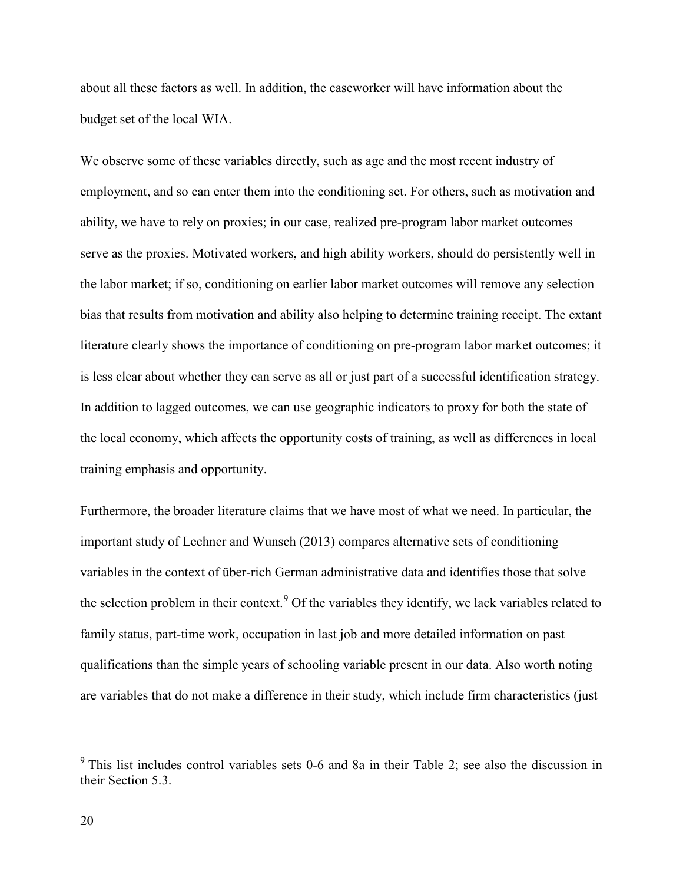about all these factors as well. In addition, the caseworker will have information about the budget set of the local WIA.

We observe some of these variables directly, such as age and the most recent industry of employment, and so can enter them into the conditioning set. For others, such as motivation and ability, we have to rely on proxies; in our case, realized pre-program labor market outcomes serve as the proxies. Motivated workers, and high ability workers, should do persistently well in the labor market; if so, conditioning on earlier labor market outcomes will remove any selection bias that results from motivation and ability also helping to determine training receipt. The extant literature clearly shows the importance of conditioning on pre-program labor market outcomes; it is less clear about whether they can serve as all or just part of a successful identification strategy. In addition to lagged outcomes, we can use geographic indicators to proxy for both the state of the local economy, which affects the opportunity costs of training, as well as differences in local training emphasis and opportunity.

Furthermore, the broader literature claims that we have most of what we need. In particular, the important study of Lechner and Wunsch (2013) compares alternative sets of conditioning variables in the context of über-rich German administrative data and identifies those that solve the selection problem in their context.[9] Of the variables they identify, we lack variables related to family status, part-time work, occupation in last job and more detailed information on past qualifications than the simple years of schooling variable present in our data. Also worth noting are variables that do not make a difference in their study, which include firm characteristics (just

---

[9] This list includes control variables sets 0-6 and 8a in their Table 2; see also the discussion in their Section 5.3.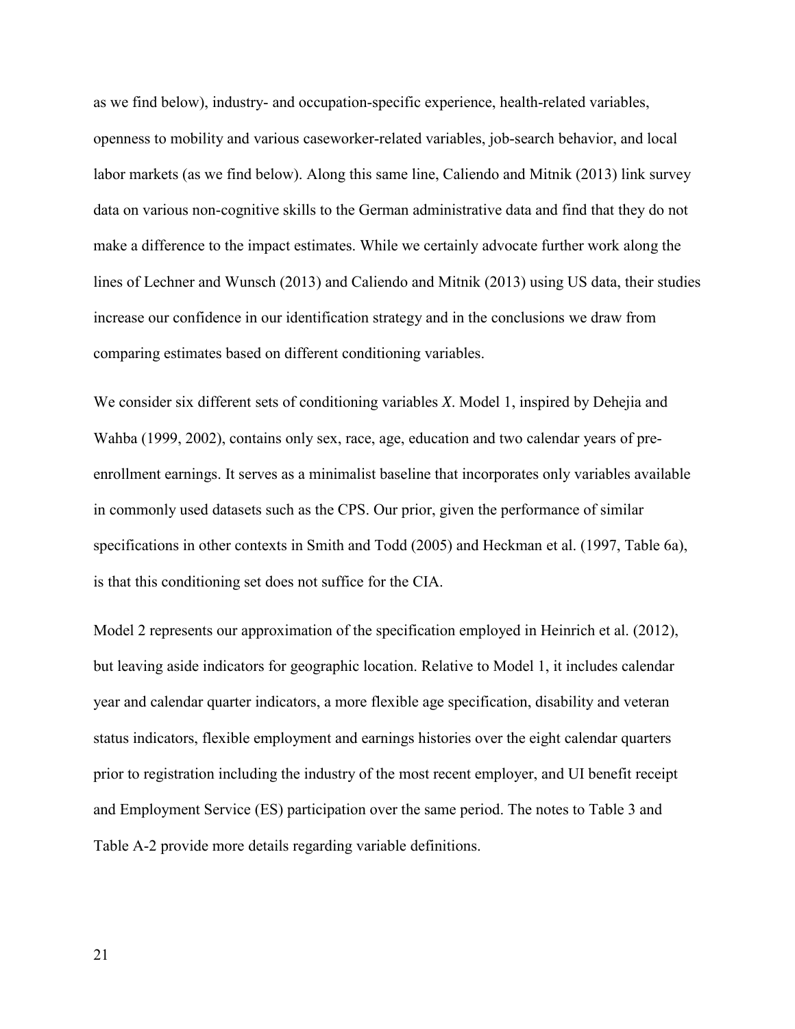as we find below), industry- and occupation-specific experience, health-related variables, openness to mobility and various caseworker-related variables, job-search behavior, and local labor markets (as we find below). Along this same line, Caliendo and Mitnik (2013) link survey data on various non-cognitive skills to the German administrative data and find that they do not make a difference to the impact estimates. While we certainly advocate further work along the lines of Lechner and Wunsch (2013) and Caliendo and Mitnik (2013) using US data, their studies increase our confidence in our identification strategy and in the conclusions we draw from comparing estimates based on different conditioning variables.

We consider six different sets of conditioning variables *X*. Model 1, inspired by Dehejia and Wahba (1999, 2002), contains only sex, race, age, education and two calendar years of pre-enrollment earnings. It serves as a minimalist baseline that incorporates only variables available in commonly used datasets such as the CPS. Our prior, given the performance of similar specifications in other contexts in Smith and Todd (2005) and Heckman et al. (1997, Table 6a), is that this conditioning set does not suffice for the CIA.

Model 2 represents our approximation of the specification employed in Heinrich et al. (2012), but leaving aside indicators for geographic location. Relative to Model 1, it includes calendar year and calendar quarter indicators, a more flexible age specification, disability and veteran status indicators, flexible employment and earnings histories over the eight calendar quarters prior to registration including the industry of the most recent employer, and UI benefit receipt and Employment Service (ES) participation over the same period. The notes to Table 3 and Table A-2 provide more details regarding variable definitions.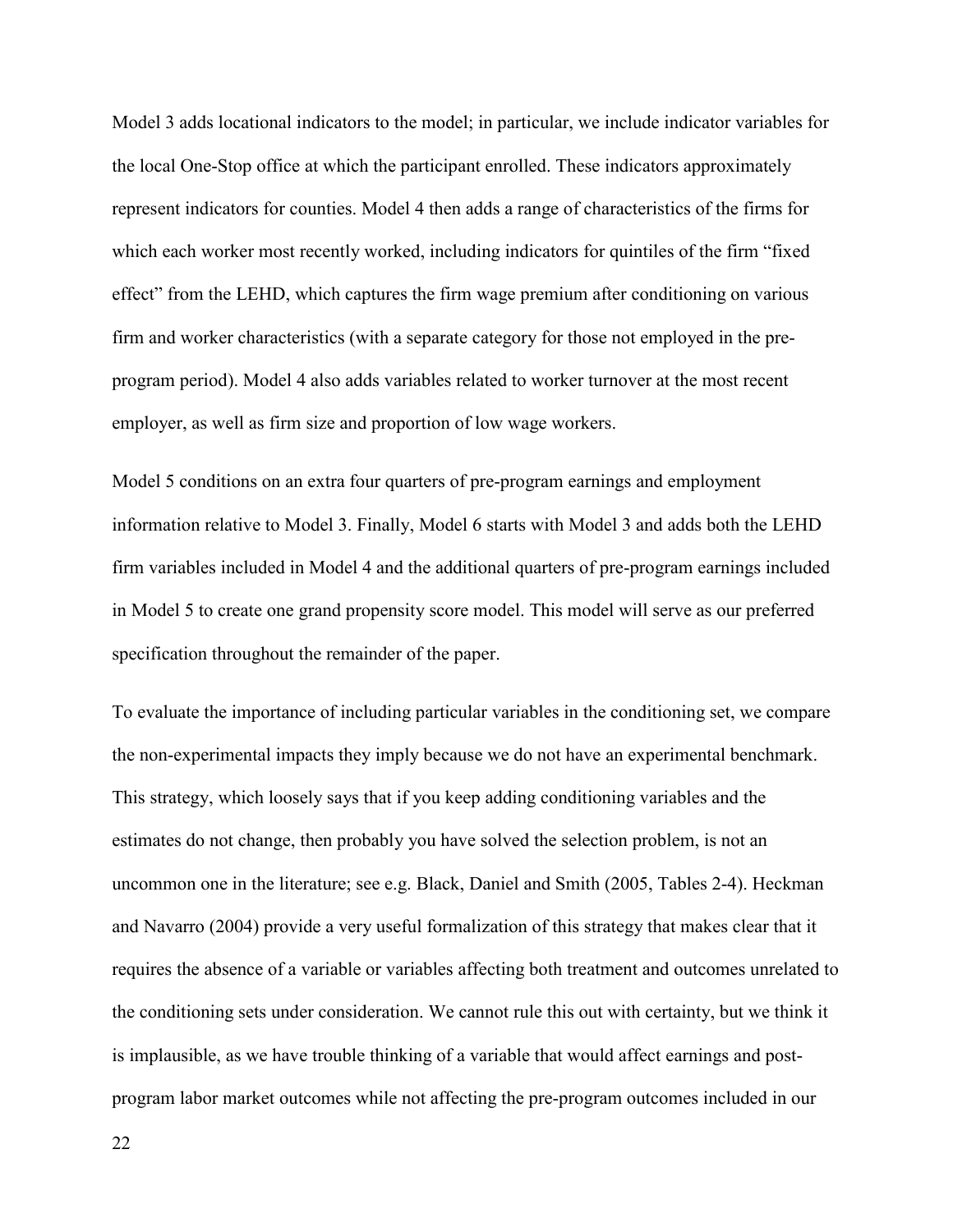Model 3 adds locational indicators to the model; in particular, we include indicator variables for the local One-Stop office at which the participant enrolled. These indicators approximately represent indicators for counties. Model 4 then adds a range of characteristics of the firms for which each worker most recently worked, including indicators for quintiles of the firm "fixed effect" from the LEHD, which captures the firm wage premium after conditioning on various firm and worker characteristics (with a separate category for those not employed in the pre-program period). Model 4 also adds variables related to worker turnover at the most recent employer, as well as firm size and proportion of low wage workers.

Model 5 conditions on an extra four quarters of pre-program earnings and employment information relative to Model 3. Finally, Model 6 starts with Model 3 and adds both the LEHD firm variables included in Model 4 and the additional quarters of pre-program earnings included in Model 5 to create one grand propensity score model. This model will serve as our preferred specification throughout the remainder of the paper.

To evaluate the importance of including particular variables in the conditioning set, we compare the non-experimental impacts they imply because we do not have an experimental benchmark. This strategy, which loosely says that if you keep adding conditioning variables and the estimates do not change, then probably you have solved the selection problem, is not an uncommon one in the literature; see e.g. Black, Daniel and Smith (2005, Tables 2-4). Heckman and Navarro (2004) provide a very useful formalization of this strategy that makes clear that it requires the absence of a variable or variables affecting both treatment and outcomes unrelated to the conditioning sets under consideration. We cannot rule this out with certainty, but we think it is implausible, as we have trouble thinking of a variable that would affect earnings and post-program labor market outcomes while not affecting the pre-program outcomes included in our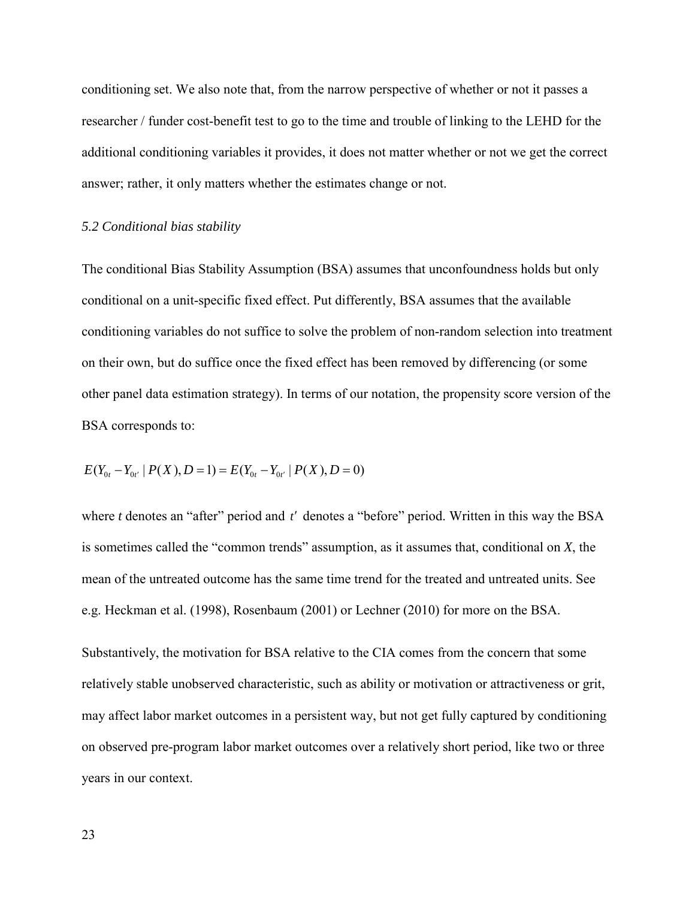conditioning set. We also note that, from the narrow perspective of whether or not it passes a researcher / funder cost-benefit test to go to the time and trouble of linking to the LEHD for the additional conditioning variables it provides, it does not matter whether or not we get the correct answer; rather, it only matters whether the estimates change or not.

### *5.2 Conditional bias stability*

The conditional Bias Stability Assumption (BSA) assumes that unconfoundness holds but only conditional on a unit-specific fixed effect. Put differently, BSA assumes that the available conditioning variables do not suffice to solve the problem of non-random selection into treatment on their own, but do suffice once the fixed effect has been removed by differencing (or some other panel data estimation strategy). In terms of our notation, the propensity score version of the BSA corresponds to:

$$E(Y_{0t} - Y_{0t'} \mid P(X), D = 1) = E(Y_{0t} - Y_{0t'} \mid P(X), D = 0)$$

where $t$ denotes an "after" period and $t'$ denotes a "before" period. Written in this way the BSA is sometimes called the "common trends" assumption, as it assumes that, conditional on $X$, the mean of the untreated outcome has the same time trend for the treated and untreated units. See e.g. Heckman et al. (1998), Rosenbaum (2001) or Lechner (2010) for more on the BSA.

Substantively, the motivation for BSA relative to the CIA comes from the concern that some relatively stable unobserved characteristic, such as ability or motivation or attractiveness or grit, may affect labor market outcomes in a persistent way, but not get fully captured by conditioning on observed pre-program labor market outcomes over a relatively short period, like two or three years in our context.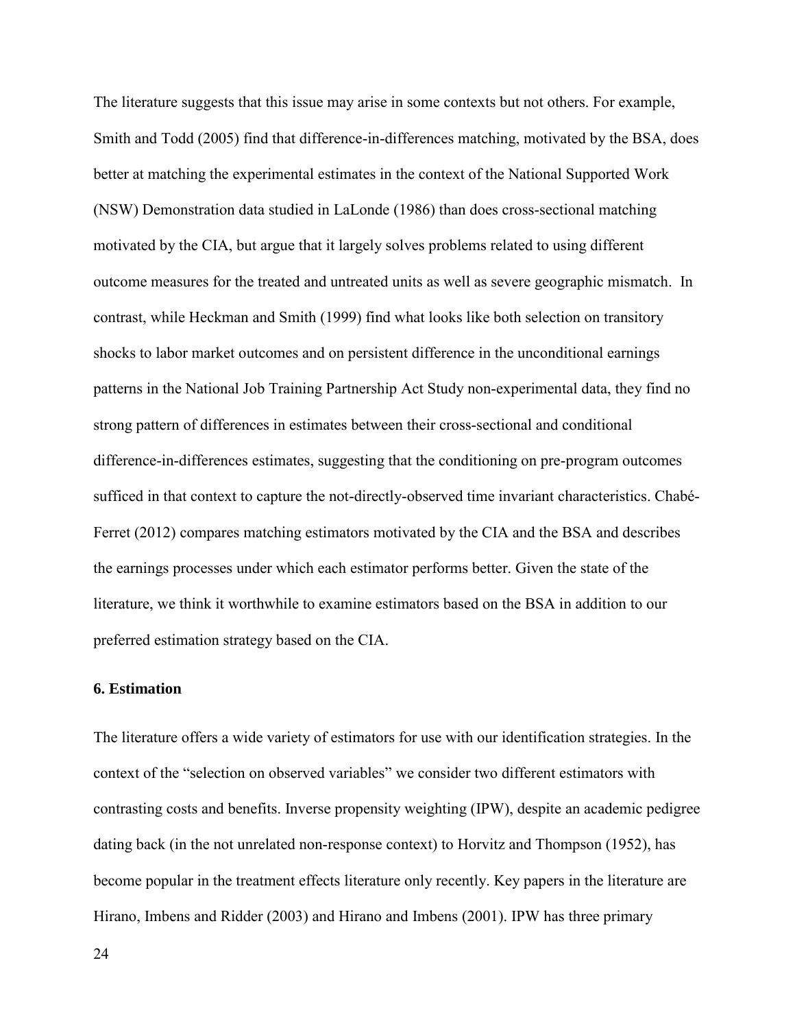The literature suggests that this issue may arise in some contexts but not others. For example, Smith and Todd (2005) find that difference-in-differences matching, motivated by the BSA, does better at matching the experimental estimates in the context of the National Supported Work (NSW) Demonstration data studied in LaLonde (1986) than does cross-sectional matching motivated by the CIA, but argue that it largely solves problems related to using different outcome measures for the treated and untreated units as well as severe geographic mismatch. In contrast, while Heckman and Smith (1999) find what looks like both selection on transitory shocks to labor market outcomes and on persistent difference in the unconditional earnings patterns in the National Job Training Partnership Act Study non-experimental data, they find no strong pattern of differences in estimates between their cross-sectional and conditional difference-in-differences estimates, suggesting that the conditioning on pre-program outcomes sufficed in that context to capture the not-directly-observed time invariant characteristics. Chabé-Ferret (2012) compares matching estimators motivated by the CIA and the BSA and describes the earnings processes under which each estimator performs better. Given the state of the literature, we think it worthwhile to examine estimators based on the BSA in addition to our preferred estimation strategy based on the CIA.

## 6. Estimation

The literature offers a wide variety of estimators for use with our identification strategies. In the context of the "selection on observed variables" we consider two different estimators with contrasting costs and benefits. Inverse propensity weighting (IPW), despite an academic pedigree dating back (in the not unrelated non-response context) to Horvitz and Thompson (1952), has become popular in the treatment effects literature only recently. Key papers in the literature are Hirano, Imbens and Ridder (2003) and Hirano and Imbens (2001). IPW has three primary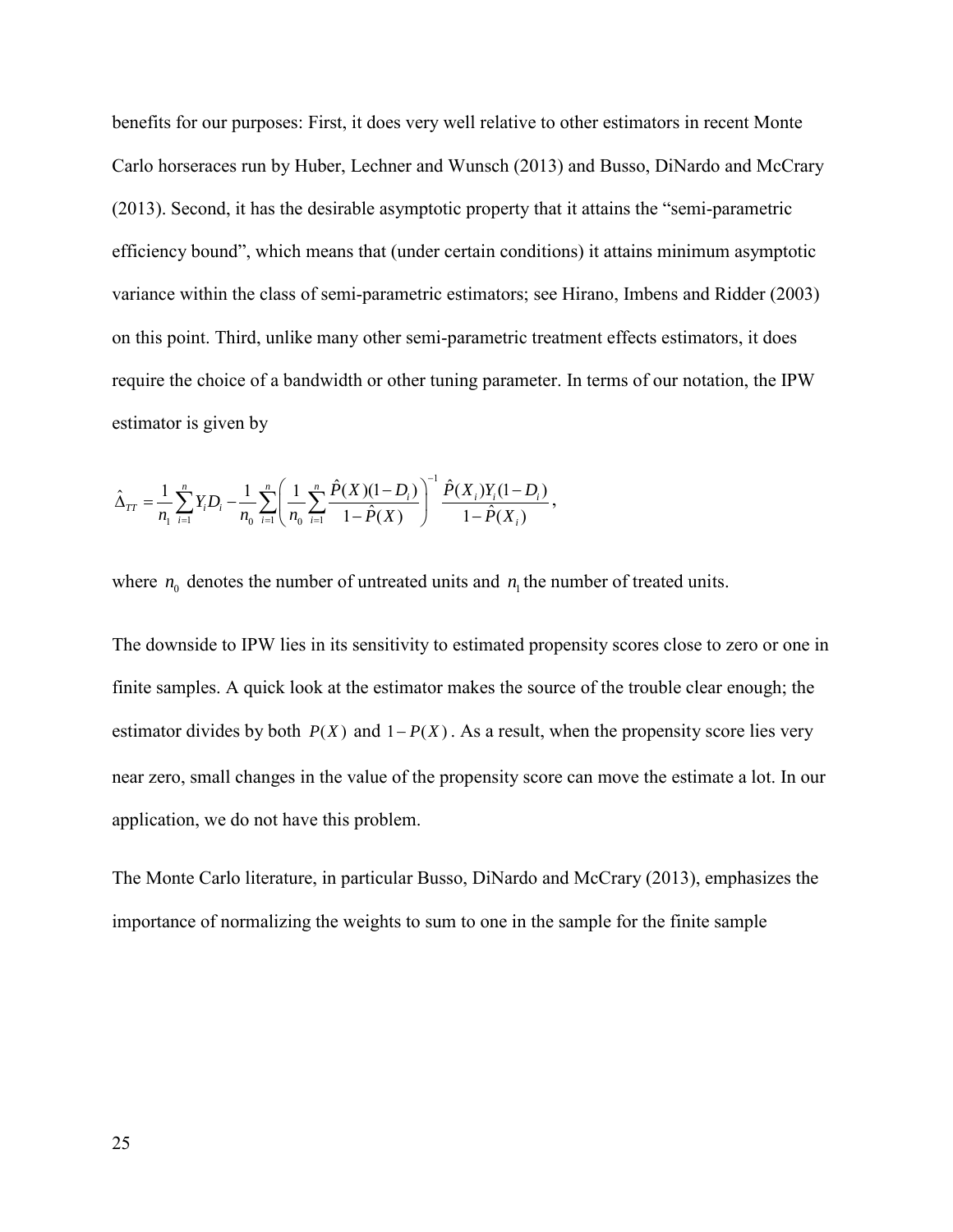benefits for our purposes: First, it does very well relative to other estimators in recent Monte Carlo horseraces run by Huber, Lechner and Wunsch (2013) and Busso, DiNardo and McCrary (2013). Second, it has the desirable asymptotic property that it attains the "semi-parametric efficiency bound", which means that (under certain conditions) it attains minimum asymptotic variance within the class of semi-parametric estimators; see Hirano, Imbens and Ridder (2003) on this point. Third, unlike many other semi-parametric treatment effects estimators, it does require the choice of a bandwidth or other tuning parameter. In terms of our notation, the IPW estimator is given by

$$\hat{\Delta}_{TT} = \frac{1}{n_1}\sum_{i=1}^{n} Y_i D_i - \frac{1}{n_0}\sum_{i=1}^{n}\left(\frac{1}{n_0}\sum_{i=1}^{n}\frac{\hat{P}(X)(1-D_i)}{1-\hat{P}(X)}\right)^{-1}\frac{\hat{P}(X_i)Y_i(1-D_i)}{1-\hat{P}(X_i)},$$

where $n_0$ denotes the number of untreated units and $n_1$ the number of treated units.

The downside to IPW lies in its sensitivity to estimated propensity scores close to zero or one in finite samples. A quick look at the estimator makes the source of the trouble clear enough; the estimator divides by both $P(X)$ and $1-P(X)$. As a result, when the propensity score lies very near zero, small changes in the value of the propensity score can move the estimate a lot. In our application, we do not have this problem.

The Monte Carlo literature, in particular Busso, DiNardo and McCrary (2013), emphasizes the importance of normalizing the weights to sum to one in the sample for the finite sample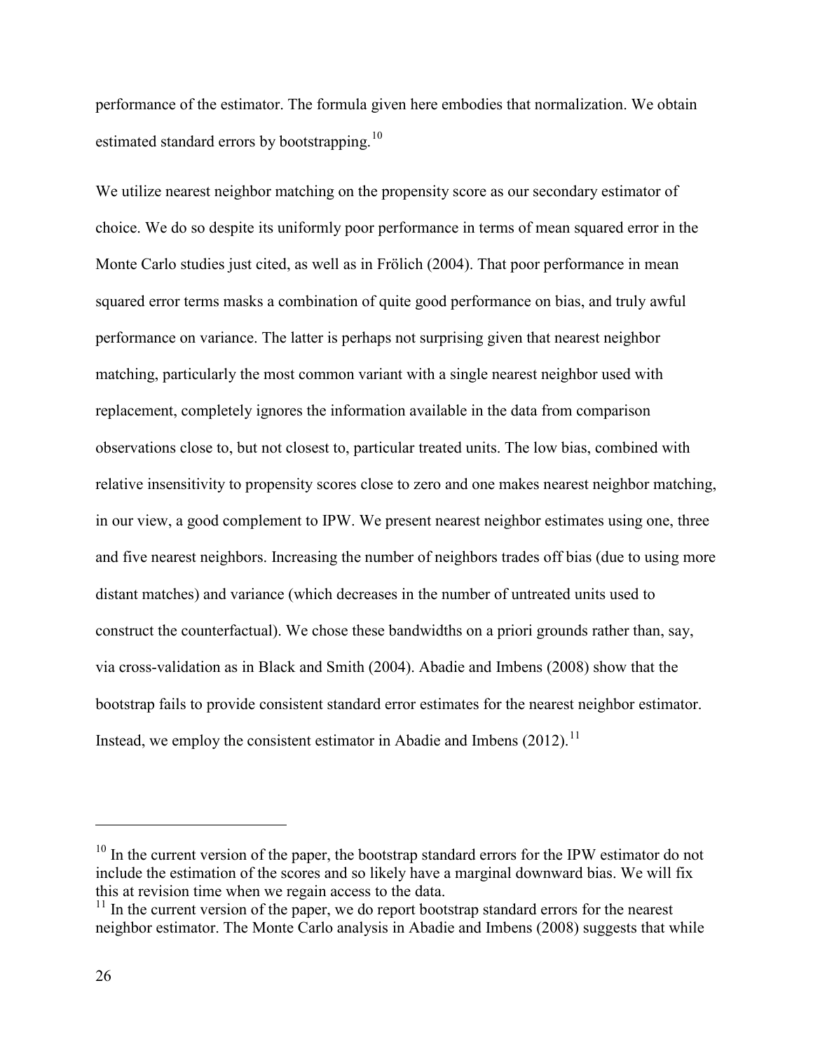performance of the estimator. The formula given here embodies that normalization. We obtain estimated standard errors by bootstrapping.[10]

We utilize nearest neighbor matching on the propensity score as our secondary estimator of choice. We do so despite its uniformly poor performance in terms of mean squared error in the Monte Carlo studies just cited, as well as in Frölich (2004). That poor performance in mean squared error terms masks a combination of quite good performance on bias, and truly awful performance on variance. The latter is perhaps not surprising given that nearest neighbor matching, particularly the most common variant with a single nearest neighbor used with replacement, completely ignores the information available in the data from comparison observations close to, but not closest to, particular treated units. The low bias, combined with relative insensitivity to propensity scores close to zero and one makes nearest neighbor matching, in our view, a good complement to IPW. We present nearest neighbor estimates using one, three and five nearest neighbors. Increasing the number of neighbors trades off bias (due to using more distant matches) and variance (which decreases in the number of untreated units used to construct the counterfactual). We chose these bandwidths on a priori grounds rather than, say, via cross-validation as in Black and Smith (2004). Abadie and Imbens (2008) show that the bootstrap fails to provide consistent standard error estimates for the nearest neighbor estimator. Instead, we employ the consistent estimator in Abadie and Imbens (2012).[11]

---

[10] In the current version of the paper, the bootstrap standard errors for the IPW estimator do not include the estimation of the scores and so likely have a marginal downward bias. We will fix this at revision time when we regain access to the data.

[11] In the current version of the paper, we do report bootstrap standard errors for the nearest neighbor estimator. The Monte Carlo analysis in Abadie and Imbens (2008) suggests that while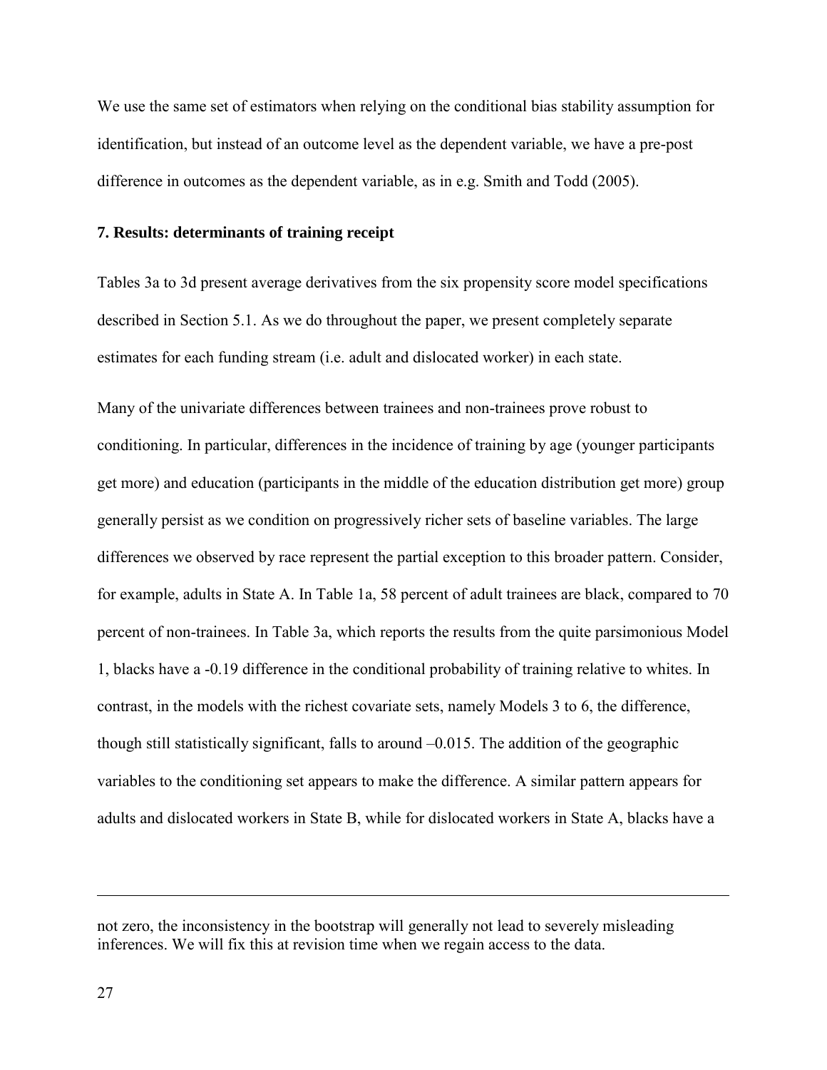We use the same set of estimators when relying on the conditional bias stability assumption for identification, but instead of an outcome level as the dependent variable, we have a pre-post difference in outcomes as the dependent variable, as in e.g. Smith and Todd (2005).

**7. Results: determinants of training receipt**

Tables 3a to 3d present average derivatives from the six propensity score model specifications described in Section 5.1. As we do throughout the paper, we present completely separate estimates for each funding stream (i.e. adult and dislocated worker) in each state.

Many of the univariate differences between trainees and non-trainees prove robust to conditioning. In particular, differences in the incidence of training by age (younger participants get more) and education (participants in the middle of the education distribution get more) group generally persist as we condition on progressively richer sets of baseline variables. The large differences we observed by race represent the partial exception to this broader pattern. Consider, for example, adults in State A. In Table 1a, 58 percent of adult trainees are black, compared to 70 percent of non-trainees. In Table 3a, which reports the results from the quite parsimonious Model 1, blacks have a -0.19 difference in the conditional probability of training relative to whites. In contrast, in the models with the richest covariate sets, namely Models 3 to 6, the difference, though still statistically significant, falls to around –0.015. The addition of the geographic variables to the conditioning set appears to make the difference. A similar pattern appears for adults and dislocated workers in State B, while for dislocated workers in State A, blacks have a

---

not zero, the inconsistency in the bootstrap will generally not lead to severely misleading inferences. We will fix this at revision time when we regain access to the data.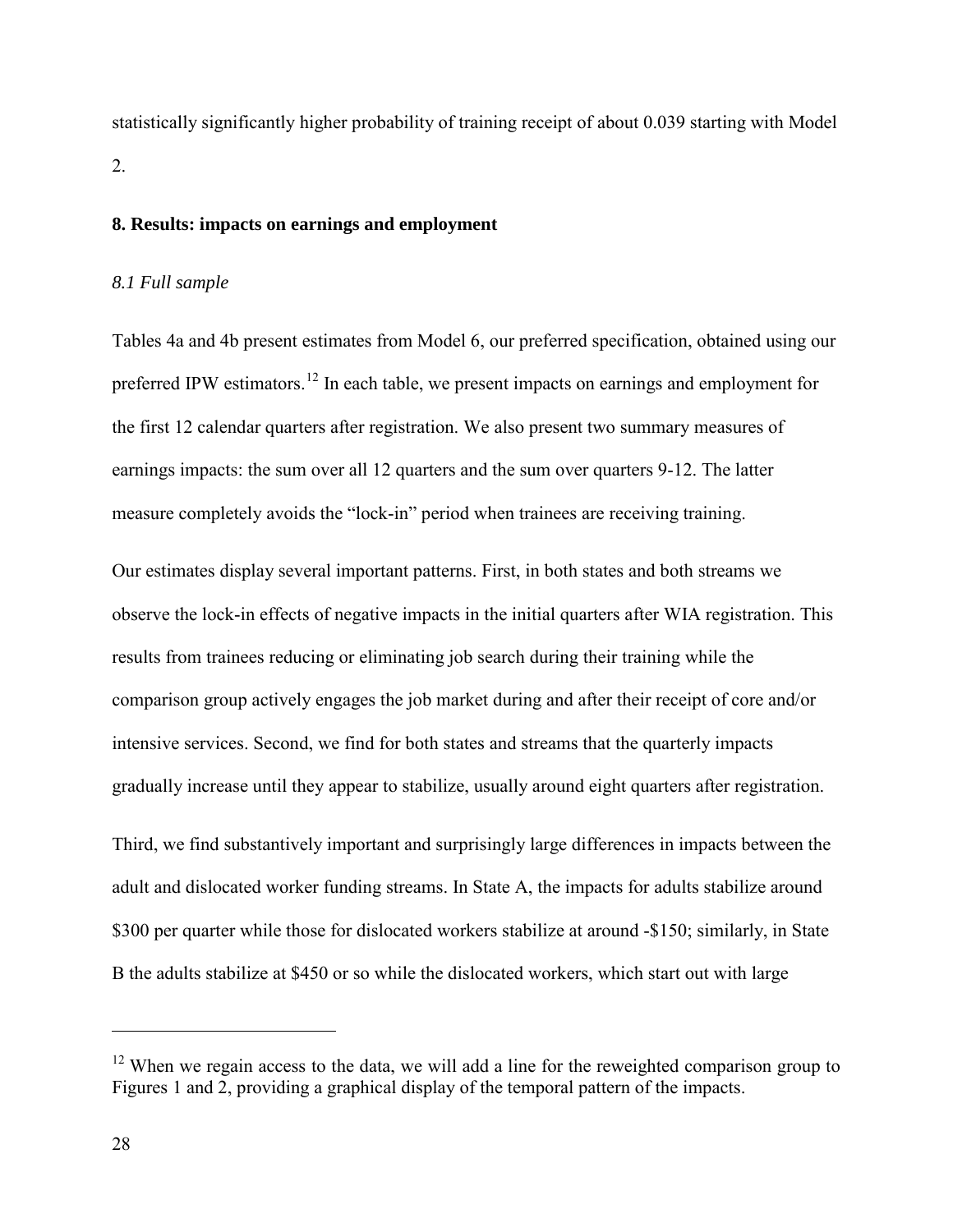statistically significantly higher probability of training receipt of about 0.039 starting with Model 2.

## 8. Results: impacts on earnings and employment

### *8.1 Full sample*

Tables 4a and 4b present estimates from Model 6, our preferred specification, obtained using our preferred IPW estimators.[12] In each table, we present impacts on earnings and employment for the first 12 calendar quarters after registration. We also present two summary measures of earnings impacts: the sum over all 12 quarters and the sum over quarters 9-12. The latter measure completely avoids the "lock-in" period when trainees are receiving training.

Our estimates display several important patterns. First, in both states and both streams we observe the lock-in effects of negative impacts in the initial quarters after WIA registration. This results from trainees reducing or eliminating job search during their training while the comparison group actively engages the job market during and after their receipt of core and/or intensive services. Second, we find for both states and streams that the quarterly impacts gradually increase until they appear to stabilize, usually around eight quarters after registration.

Third, we find substantively important and surprisingly large differences in impacts between the adult and dislocated worker funding streams. In State A, the impacts for adults stabilize around $300 per quarter while those for dislocated workers stabilize at around -$150; similarly, in State B the adults stabilize at $450 or so while the dislocated workers, which start out with large

[12] When we regain access to the data, we will add a line for the reweighted comparison group to Figures 1 and 2, providing a graphical display of the temporal pattern of the impacts.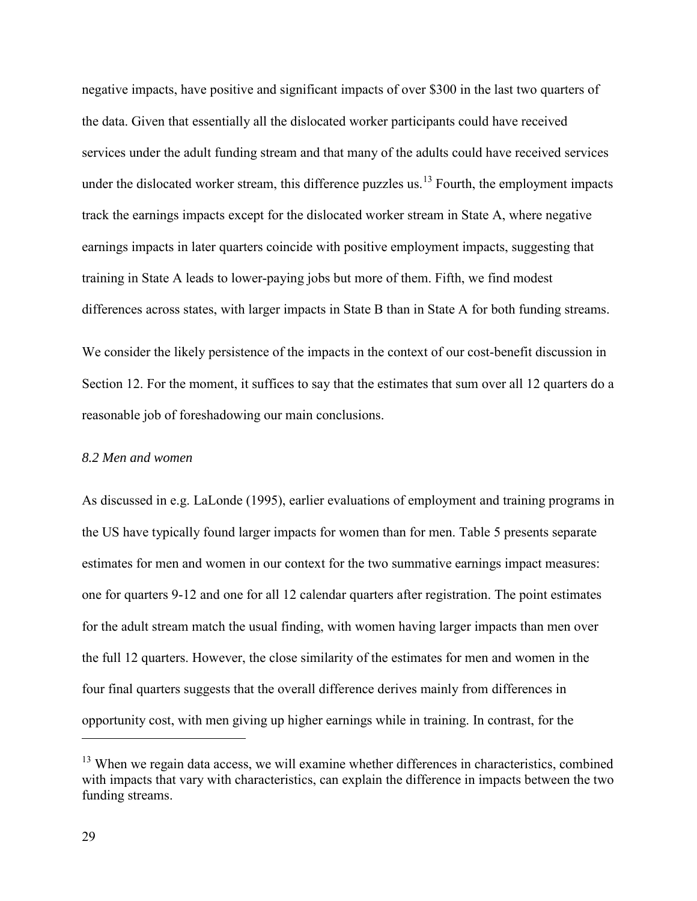negative impacts, have positive and significant impacts of over $300 in the last two quarters of the data. Given that essentially all the dislocated worker participants could have received services under the adult funding stream and that many of the adults could have received services under the dislocated worker stream, this difference puzzles us.[13] Fourth, the employment impacts track the earnings impacts except for the dislocated worker stream in State A, where negative earnings impacts in later quarters coincide with positive employment impacts, suggesting that training in State A leads to lower-paying jobs but more of them. Fifth, we find modest differences across states, with larger impacts in State B than in State A for both funding streams.

We consider the likely persistence of the impacts in the context of our cost-benefit discussion in Section 12. For the moment, it suffices to say that the estimates that sum over all 12 quarters do a reasonable job of foreshadowing our main conclusions.

### *8.2 Men and women*

As discussed in e.g. LaLonde (1995), earlier evaluations of employment and training programs in the US have typically found larger impacts for women than for men. Table 5 presents separate estimates for men and women in our context for the two summative earnings impact measures: one for quarters 9-12 and one for all 12 calendar quarters after registration. The point estimates for the adult stream match the usual finding, with women having larger impacts than men over the full 12 quarters. However, the close similarity of the estimates for men and women in the four final quarters suggests that the overall difference derives mainly from differences in opportunity cost, with men giving up higher earnings while in training. In contrast, for the

[13] When we regain data access, we will examine whether differences in characteristics, combined with impacts that vary with characteristics, can explain the difference in impacts between the two funding streams.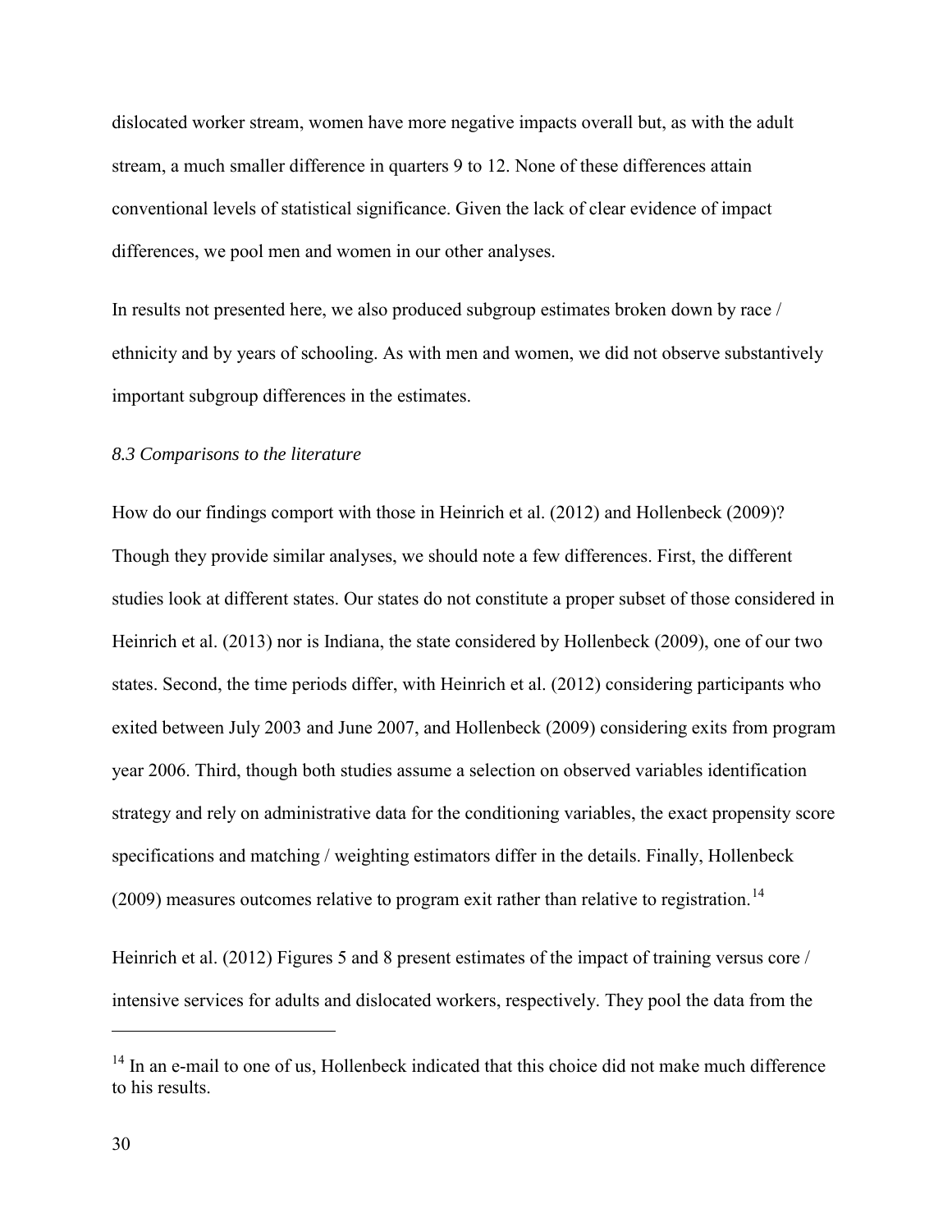dislocated worker stream, women have more negative impacts overall but, as with the adult stream, a much smaller difference in quarters 9 to 12. None of these differences attain conventional levels of statistical significance. Given the lack of clear evidence of impact differences, we pool men and women in our other analyses.

In results not presented here, we also produced subgroup estimates broken down by race / ethnicity and by years of schooling. As with men and women, we did not observe substantively important subgroup differences in the estimates.

### *8.3 Comparisons to the literature*

How do our findings comport with those in Heinrich et al. (2012) and Hollenbeck (2009)? Though they provide similar analyses, we should note a few differences. First, the different studies look at different states. Our states do not constitute a proper subset of those considered in Heinrich et al. (2013) nor is Indiana, the state considered by Hollenbeck (2009), one of our two states. Second, the time periods differ, with Heinrich et al. (2012) considering participants who exited between July 2003 and June 2007, and Hollenbeck (2009) considering exits from program year 2006. Third, though both studies assume a selection on observed variables identification strategy and rely on administrative data for the conditioning variables, the exact propensity score specifications and matching / weighting estimators differ in the details. Finally, Hollenbeck (2009) measures outcomes relative to program exit rather than relative to registration.[14]

Heinrich et al. (2012) Figures 5 and 8 present estimates of the impact of training versus core / intensive services for adults and dislocated workers, respectively. They pool the data from the

[14] In an e-mail to one of us, Hollenbeck indicated that this choice did not make much difference to his results.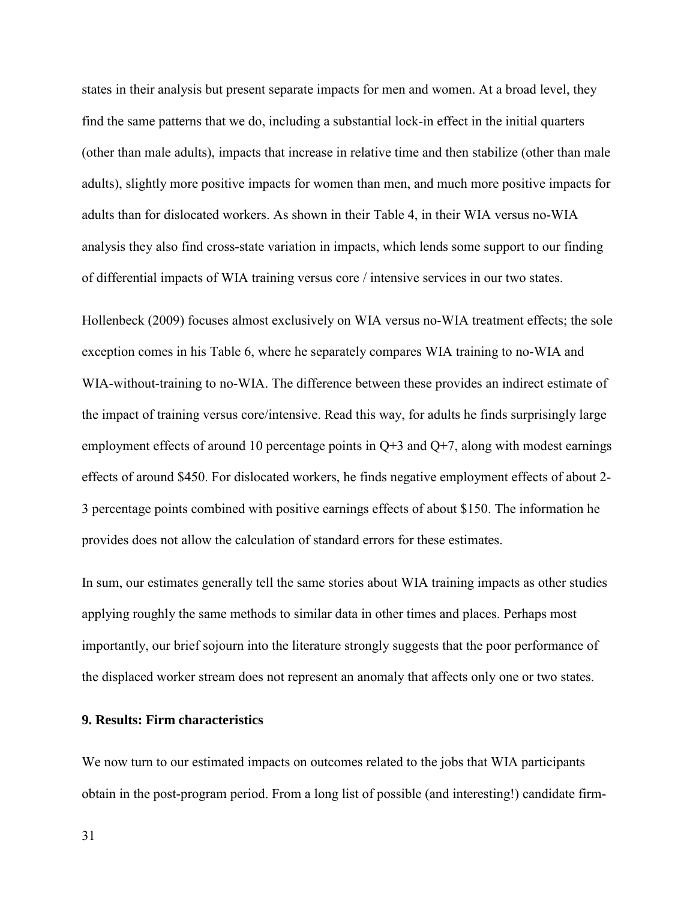states in their analysis but present separate impacts for men and women. At a broad level, they find the same patterns that we do, including a substantial lock-in effect in the initial quarters (other than male adults), impacts that increase in relative time and then stabilize (other than male adults), slightly more positive impacts for women than men, and much more positive impacts for adults than for dislocated workers. As shown in their Table 4, in their WIA versus no-WIA analysis they also find cross-state variation in impacts, which lends some support to our finding of differential impacts of WIA training versus core / intensive services in our two states.

Hollenbeck (2009) focuses almost exclusively on WIA versus no-WIA treatment effects; the sole exception comes in his Table 6, where he separately compares WIA training to no-WIA and WIA-without-training to no-WIA. The difference between these provides an indirect estimate of the impact of training versus core/intensive. Read this way, for adults he finds surprisingly large employment effects of around 10 percentage points in Q+3 and Q+7, along with modest earnings effects of around $450. For dislocated workers, he finds negative employment effects of about 2-3 percentage points combined with positive earnings effects of about $150. The information he provides does not allow the calculation of standard errors for these estimates.

In sum, our estimates generally tell the same stories about WIA training impacts as other studies applying roughly the same methods to similar data in other times and places. Perhaps most importantly, our brief sojourn into the literature strongly suggests that the poor performance of the displaced worker stream does not represent an anomaly that affects only one or two states.

## 9. Results: Firm characteristics

We now turn to our estimated impacts on outcomes related to the jobs that WIA participants obtain in the post-program period. From a long list of possible (and interesting!) candidate firm-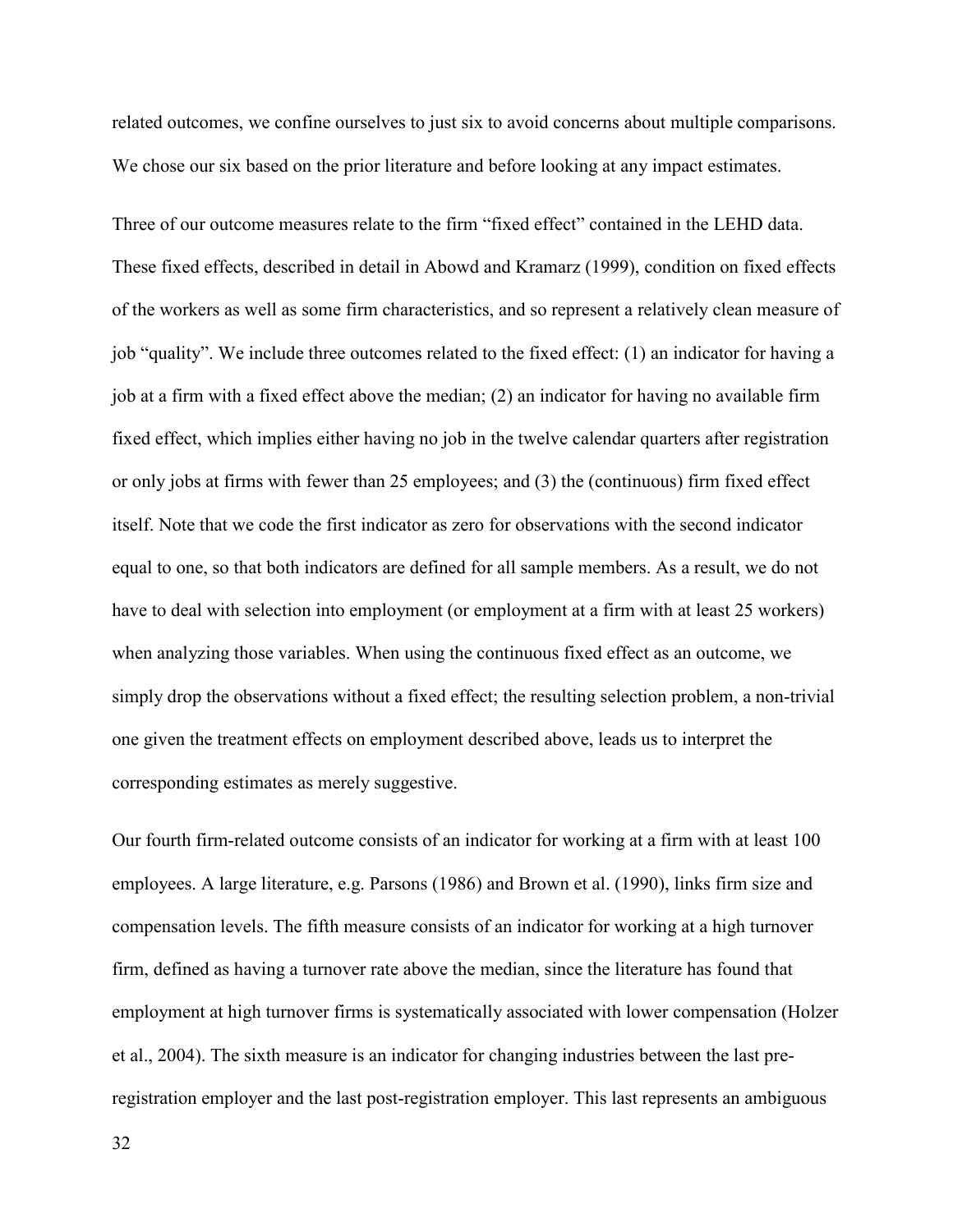related outcomes, we confine ourselves to just six to avoid concerns about multiple comparisons. We chose our six based on the prior literature and before looking at any impact estimates.

Three of our outcome measures relate to the firm "fixed effect" contained in the LEHD data. These fixed effects, described in detail in Abowd and Kramarz (1999), condition on fixed effects of the workers as well as some firm characteristics, and so represent a relatively clean measure of job "quality". We include three outcomes related to the fixed effect: (1) an indicator for having a job at a firm with a fixed effect above the median; (2) an indicator for having no available firm fixed effect, which implies either having no job in the twelve calendar quarters after registration or only jobs at firms with fewer than 25 employees; and (3) the (continuous) firm fixed effect itself. Note that we code the first indicator as zero for observations with the second indicator equal to one, so that both indicators are defined for all sample members. As a result, we do not have to deal with selection into employment (or employment at a firm with at least 25 workers) when analyzing those variables. When using the continuous fixed effect as an outcome, we simply drop the observations without a fixed effect; the resulting selection problem, a non-trivial one given the treatment effects on employment described above, leads us to interpret the corresponding estimates as merely suggestive.

Our fourth firm-related outcome consists of an indicator for working at a firm with at least 100 employees. A large literature, e.g. Parsons (1986) and Brown et al. (1990), links firm size and compensation levels. The fifth measure consists of an indicator for working at a high turnover firm, defined as having a turnover rate above the median, since the literature has found that employment at high turnover firms is systematically associated with lower compensation (Holzer et al., 2004). The sixth measure is an indicator for changing industries between the last pre-registration employer and the last post-registration employer. This last represents an ambiguous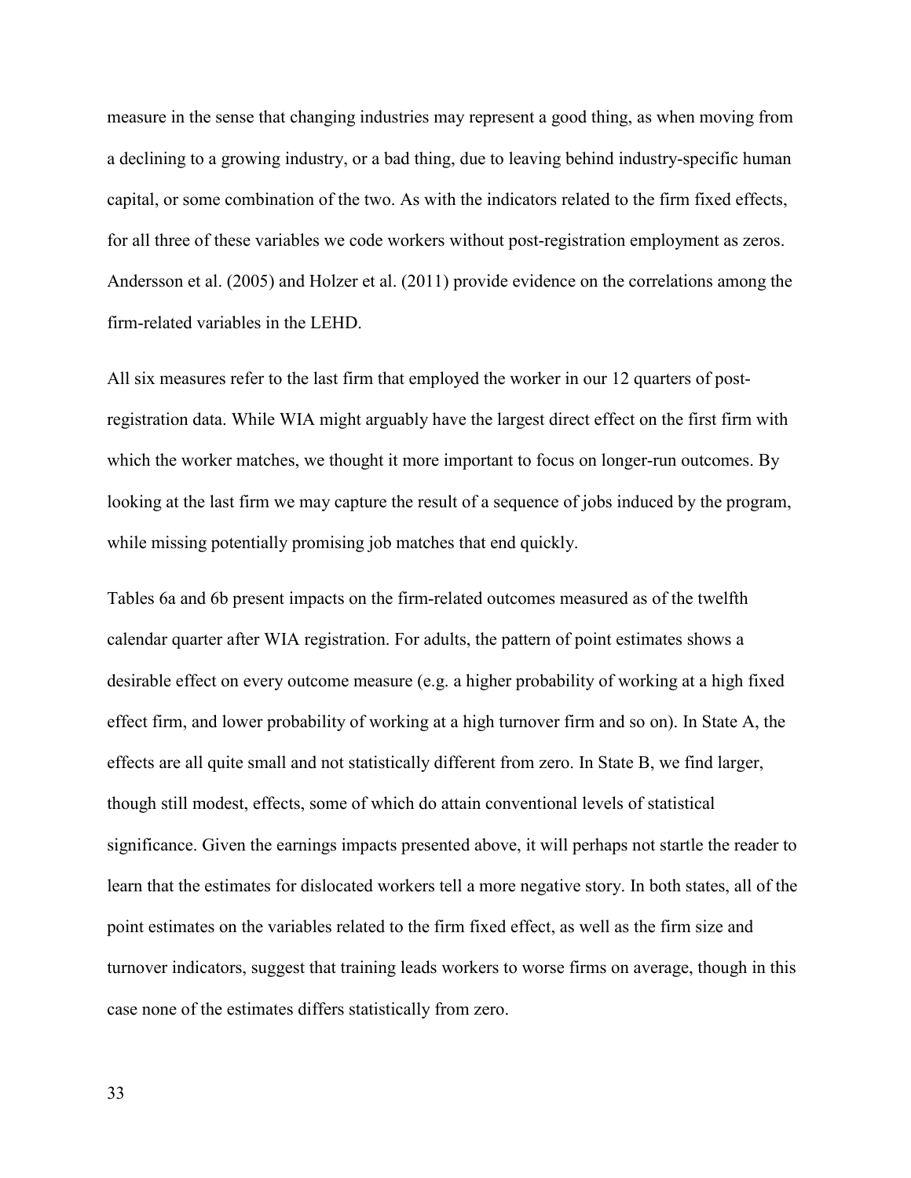measure in the sense that changing industries may represent a good thing, as when moving from a declining to a growing industry, or a bad thing, due to leaving behind industry-specific human capital, or some combination of the two. As with the indicators related to the firm fixed effects, for all three of these variables we code workers without post-registration employment as zeros. Andersson et al. (2005) and Holzer et al. (2011) provide evidence on the correlations among the firm-related variables in the LEHD.

All six measures refer to the last firm that employed the worker in our 12 quarters of post-registration data. While WIA might arguably have the largest direct effect on the first firm with which the worker matches, we thought it more important to focus on longer-run outcomes. By looking at the last firm we may capture the result of a sequence of jobs induced by the program, while missing potentially promising job matches that end quickly.

Tables 6a and 6b present impacts on the firm-related outcomes measured as of the twelfth calendar quarter after WIA registration. For adults, the pattern of point estimates shows a desirable effect on every outcome measure (e.g. a higher probability of working at a high fixed effect firm, and lower probability of working at a high turnover firm and so on). In State A, the effects are all quite small and not statistically different from zero. In State B, we find larger, though still modest, effects, some of which do attain conventional levels of statistical significance. Given the earnings impacts presented above, it will perhaps not startle the reader to learn that the estimates for dislocated workers tell a more negative story. In both states, all of the point estimates on the variables related to the firm fixed effect, as well as the firm size and turnover indicators, suggest that training leads workers to worse firms on average, though in this case none of the estimates differs statistically from zero.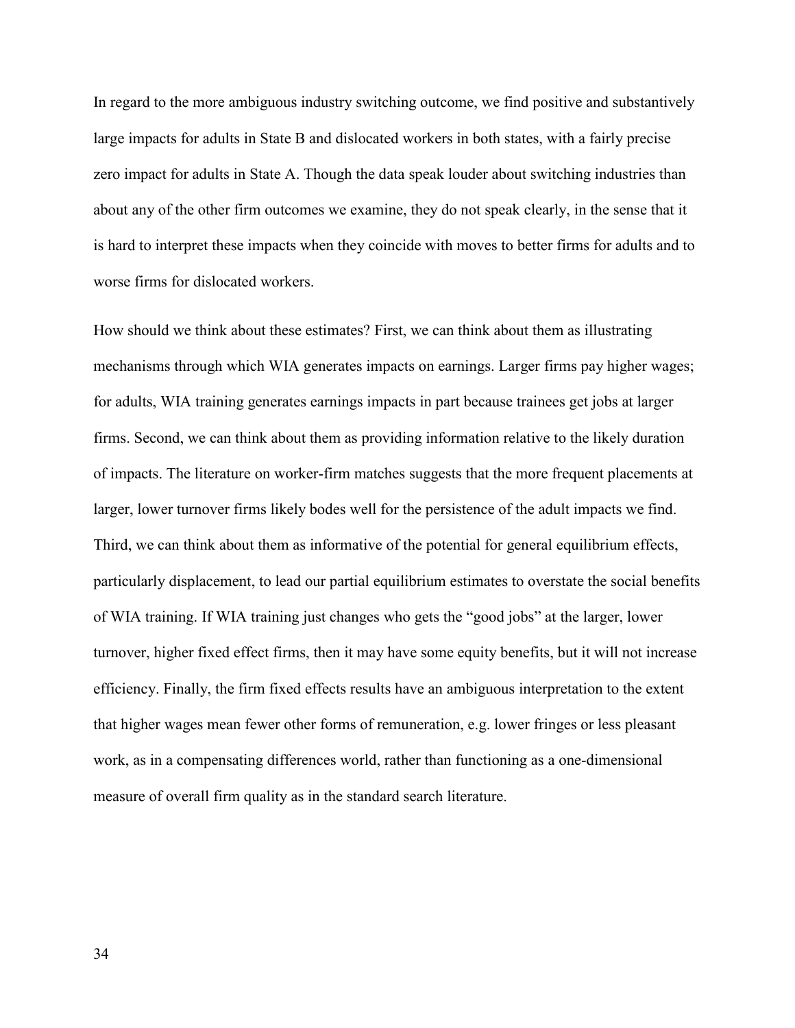In regard to the more ambiguous industry switching outcome, we find positive and substantively large impacts for adults in State B and dislocated workers in both states, with a fairly precise zero impact for adults in State A. Though the data speak louder about switching industries than about any of the other firm outcomes we examine, they do not speak clearly, in the sense that it is hard to interpret these impacts when they coincide with moves to better firms for adults and to worse firms for dislocated workers.

How should we think about these estimates? First, we can think about them as illustrating mechanisms through which WIA generates impacts on earnings. Larger firms pay higher wages; for adults, WIA training generates earnings impacts in part because trainees get jobs at larger firms. Second, we can think about them as providing information relative to the likely duration of impacts. The literature on worker-firm matches suggests that the more frequent placements at larger, lower turnover firms likely bodes well for the persistence of the adult impacts we find. Third, we can think about them as informative of the potential for general equilibrium effects, particularly displacement, to lead our partial equilibrium estimates to overstate the social benefits of WIA training. If WIA training just changes who gets the "good jobs" at the larger, lower turnover, higher fixed effect firms, then it may have some equity benefits, but it will not increase efficiency. Finally, the firm fixed effects results have an ambiguous interpretation to the extent that higher wages mean fewer other forms of remuneration, e.g. lower fringes or less pleasant work, as in a compensating differences world, rather than functioning as a one-dimensional measure of overall firm quality as in the standard search literature.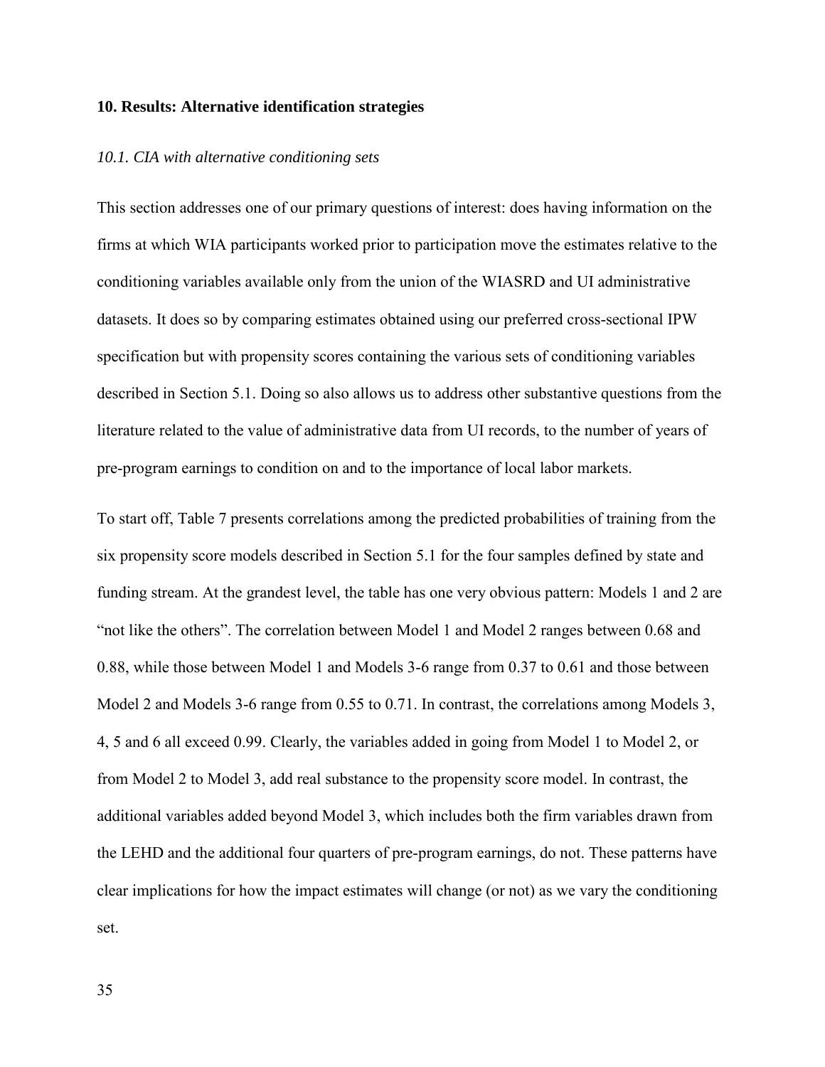## 10. Results: Alternative identification strategies

### *10.1. CIA with alternative conditioning sets*

This section addresses one of our primary questions of interest: does having information on the firms at which WIA participants worked prior to participation move the estimates relative to the conditioning variables available only from the union of the WIASRD and UI administrative datasets. It does so by comparing estimates obtained using our preferred cross-sectional IPW specification but with propensity scores containing the various sets of conditioning variables described in Section 5.1. Doing so also allows us to address other substantive questions from the literature related to the value of administrative data from UI records, to the number of years of pre-program earnings to condition on and to the importance of local labor markets.

To start off, Table 7 presents correlations among the predicted probabilities of training from the six propensity score models described in Section 5.1 for the four samples defined by state and funding stream. At the grandest level, the table has one very obvious pattern: Models 1 and 2 are "not like the others". The correlation between Model 1 and Model 2 ranges between 0.68 and 0.88, while those between Model 1 and Models 3-6 range from 0.37 to 0.61 and those between Model 2 and Models 3-6 range from 0.55 to 0.71. In contrast, the correlations among Models 3, 4, 5 and 6 all exceed 0.99. Clearly, the variables added in going from Model 1 to Model 2, or from Model 2 to Model 3, add real substance to the propensity score model. In contrast, the additional variables added beyond Model 3, which includes both the firm variables drawn from the LEHD and the additional four quarters of pre-program earnings, do not. These patterns have clear implications for how the impact estimates will change (or not) as we vary the conditioning set.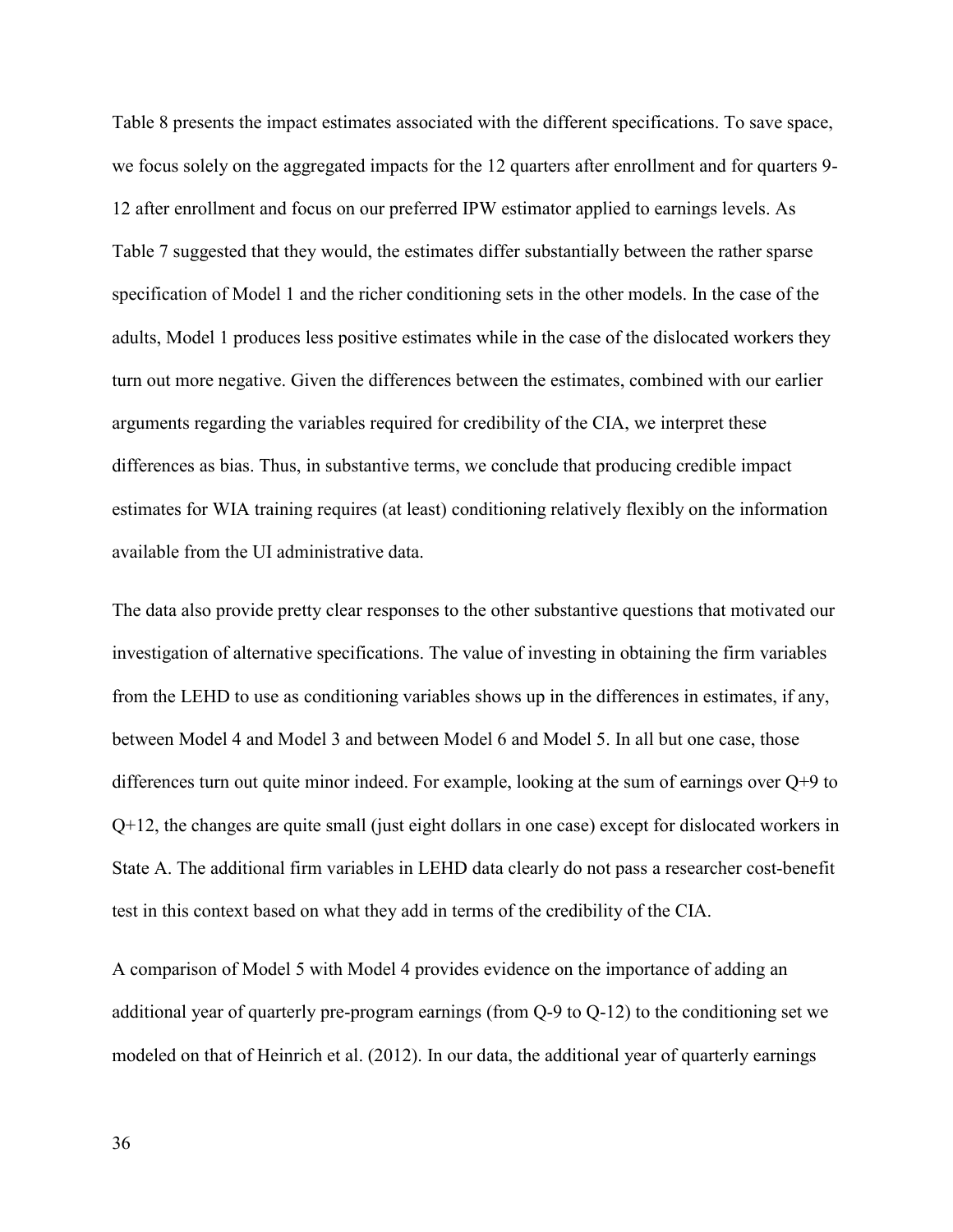Table 8 presents the impact estimates associated with the different specifications. To save space, we focus solely on the aggregated impacts for the 12 quarters after enrollment and for quarters 9-12 after enrollment and focus on our preferred IPW estimator applied to earnings levels. As Table 7 suggested that they would, the estimates differ substantially between the rather sparse specification of Model 1 and the richer conditioning sets in the other models. In the case of the adults, Model 1 produces less positive estimates while in the case of the dislocated workers they turn out more negative. Given the differences between the estimates, combined with our earlier arguments regarding the variables required for credibility of the CIA, we interpret these differences as bias. Thus, in substantive terms, we conclude that producing credible impact estimates for WIA training requires (at least) conditioning relatively flexibly on the information available from the UI administrative data.

The data also provide pretty clear responses to the other substantive questions that motivated our investigation of alternative specifications. The value of investing in obtaining the firm variables from the LEHD to use as conditioning variables shows up in the differences in estimates, if any, between Model 4 and Model 3 and between Model 6 and Model 5. In all but one case, those differences turn out quite minor indeed. For example, looking at the sum of earnings over Q+9 to Q+12, the changes are quite small (just eight dollars in one case) except for dislocated workers in State A. The additional firm variables in LEHD data clearly do not pass a researcher cost-benefit test in this context based on what they add in terms of the credibility of the CIA.

A comparison of Model 5 with Model 4 provides evidence on the importance of adding an additional year of quarterly pre-program earnings (from Q-9 to Q-12) to the conditioning set we modeled on that of Heinrich et al. (2012). In our data, the additional year of quarterly earnings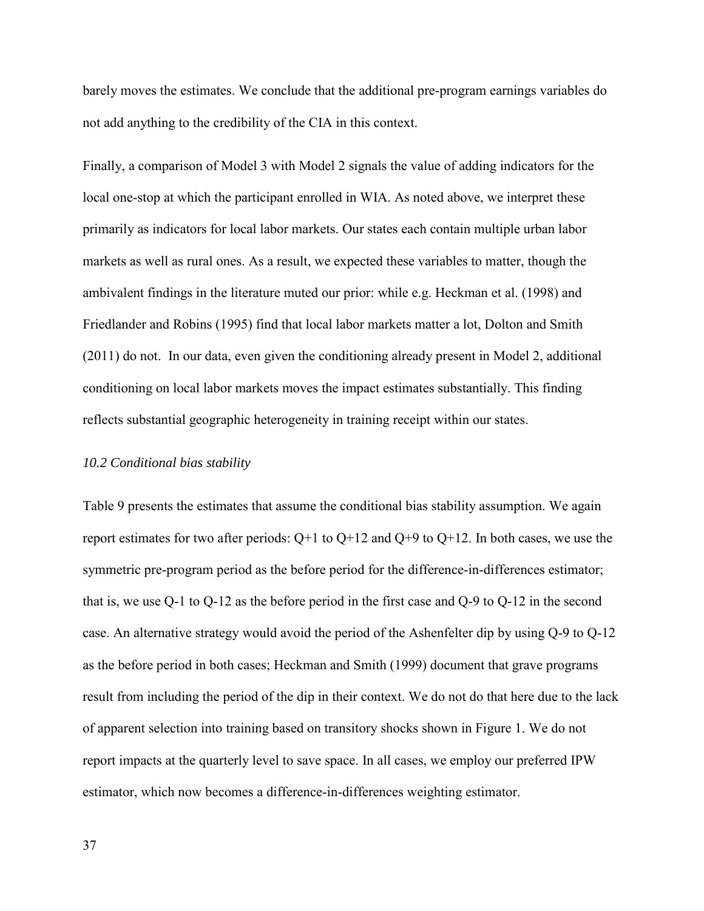barely moves the estimates. We conclude that the additional pre-program earnings variables do not add anything to the credibility of the CIA in this context.

Finally, a comparison of Model 3 with Model 2 signals the value of adding indicators for the local one-stop at which the participant enrolled in WIA. As noted above, we interpret these primarily as indicators for local labor markets. Our states each contain multiple urban labor markets as well as rural ones. As a result, we expected these variables to matter, though the ambivalent findings in the literature muted our prior: while e.g. Heckman et al. (1998) and Friedlander and Robins (1995) find that local labor markets matter a lot, Dolton and Smith (2011) do not. In our data, even given the conditioning already present in Model 2, additional conditioning on local labor markets moves the impact estimates substantially. This finding reflects substantial geographic heterogeneity in training receipt within our states.

### *10.2 Conditional bias stability*

Table 9 presents the estimates that assume the conditional bias stability assumption. We again report estimates for two after periods: Q+1 to Q+12 and Q+9 to Q+12. In both cases, we use the symmetric pre-program period as the before period for the difference-in-differences estimator; that is, we use Q-1 to Q-12 as the before period in the first case and Q-9 to Q-12 in the second case. An alternative strategy would avoid the period of the Ashenfelter dip by using Q-9 to Q-12 as the before period in both cases; Heckman and Smith (1999) document that grave programs result from including the period of the dip in their context. We do not do that here due to the lack of apparent selection into training based on transitory shocks shown in Figure 1. We do not report impacts at the quarterly level to save space. In all cases, we employ our preferred IPW estimator, which now becomes a difference-in-differences weighting estimator.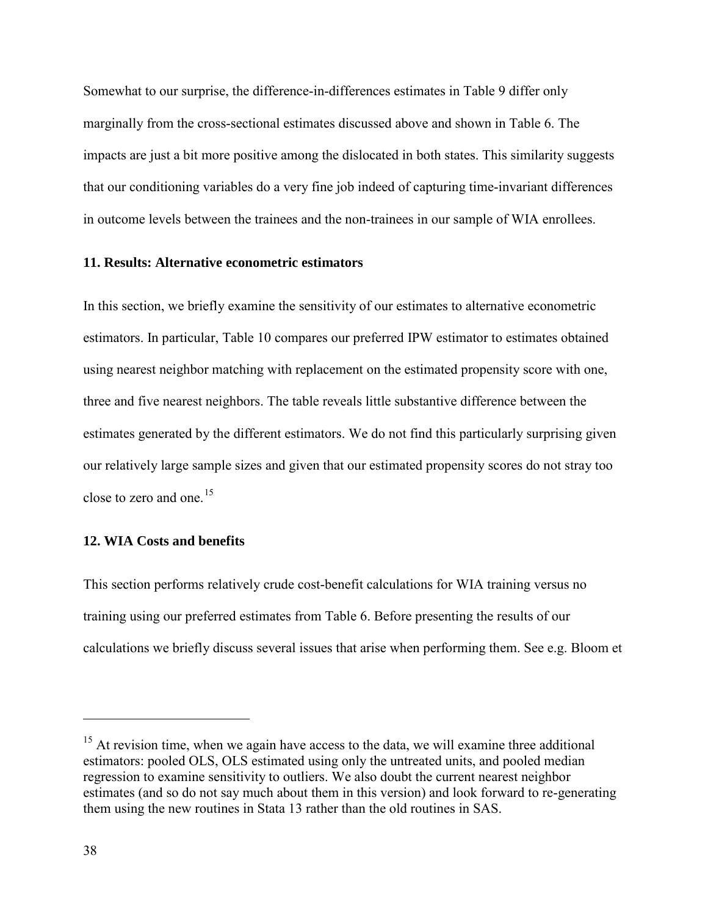Somewhat to our surprise, the difference-in-differences estimates in Table 9 differ only marginally from the cross-sectional estimates discussed above and shown in Table 6. The impacts are just a bit more positive among the dislocated in both states. This similarity suggests that our conditioning variables do a very fine job indeed of capturing time-invariant differences in outcome levels between the trainees and the non-trainees in our sample of WIA enrollees.

### 11. Results: Alternative econometric estimators

In this section, we briefly examine the sensitivity of our estimates to alternative econometric estimators. In particular, Table 10 compares our preferred IPW estimator to estimates obtained using nearest neighbor matching with replacement on the estimated propensity score with one, three and five nearest neighbors. The table reveals little substantive difference between the estimates generated by the different estimators. We do not find this particularly surprising given our relatively large sample sizes and given that our estimated propensity scores do not stray too close to zero and one.[15]

### 12. WIA Costs and benefits

This section performs relatively crude cost-benefit calculations for WIA training versus no training using our preferred estimates from Table 6. Before presenting the results of our calculations we briefly discuss several issues that arise when performing them. See e.g. Bloom et

---

[15] At revision time, when we again have access to the data, we will examine three additional estimators: pooled OLS, OLS estimated using only the untreated units, and pooled median regression to examine sensitivity to outliers. We also doubt the current nearest neighbor estimates (and so do not say much about them in this version) and look forward to re-generating them using the new routines in Stata 13 rather than the old routines in SAS.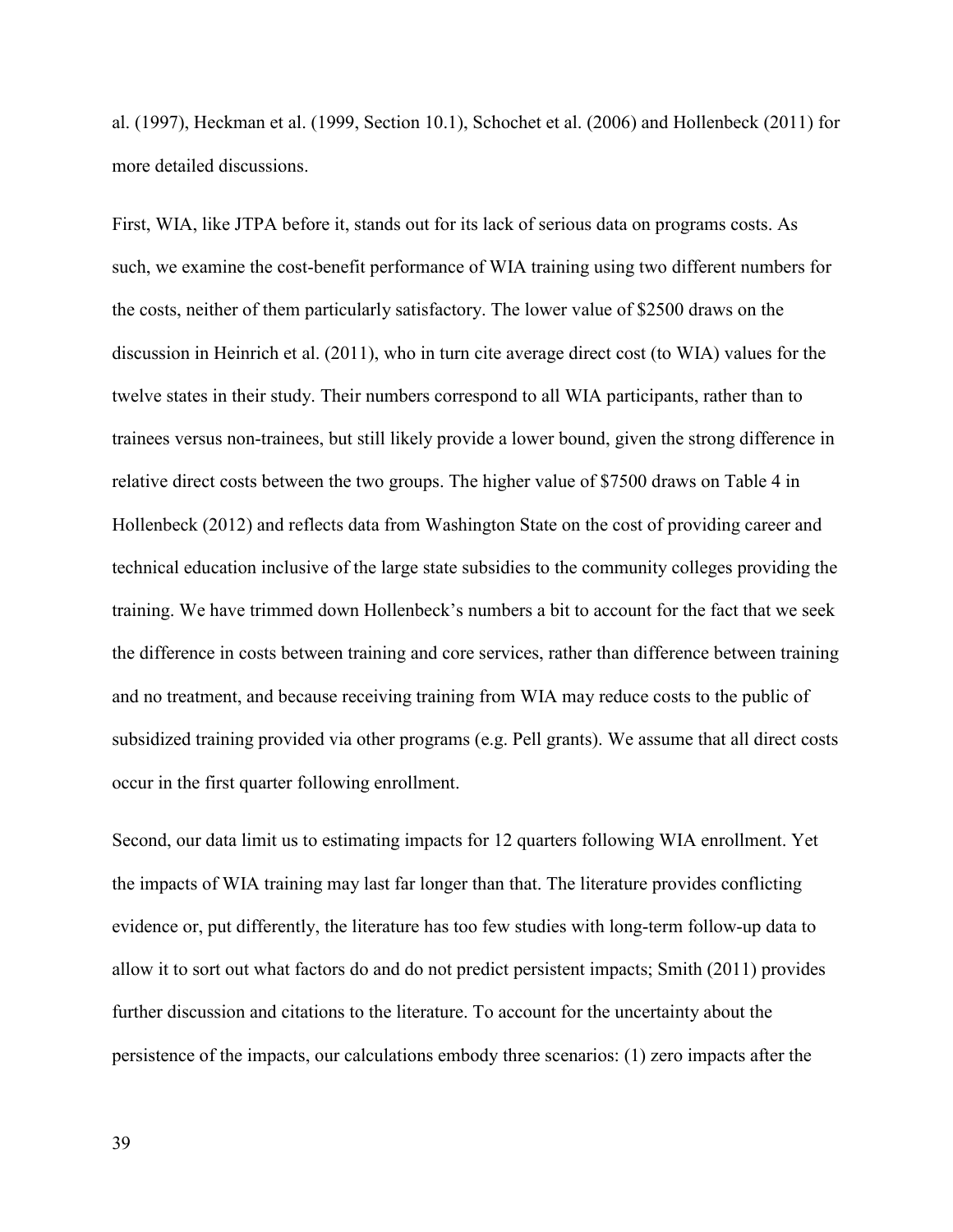al. (1997), Heckman et al. (1999, Section 10.1), Schochet et al. (2006) and Hollenbeck (2011) for more detailed discussions.

First, WIA, like JTPA before it, stands out for its lack of serious data on programs costs. As such, we examine the cost-benefit performance of WIA training using two different numbers for the costs, neither of them particularly satisfactory. The lower value of $2500 draws on the discussion in Heinrich et al. (2011), who in turn cite average direct cost (to WIA) values for the twelve states in their study. Their numbers correspond to all WIA participants, rather than to trainees versus non-trainees, but still likely provide a lower bound, given the strong difference in relative direct costs between the two groups. The higher value of $7500 draws on Table 4 in Hollenbeck (2012) and reflects data from Washington State on the cost of providing career and technical education inclusive of the large state subsidies to the community colleges providing the training. We have trimmed down Hollenbeck's numbers a bit to account for the fact that we seek the difference in costs between training and core services, rather than difference between training and no treatment, and because receiving training from WIA may reduce costs to the public of subsidized training provided via other programs (e.g. Pell grants). We assume that all direct costs occur in the first quarter following enrollment.

Second, our data limit us to estimating impacts for 12 quarters following WIA enrollment. Yet the impacts of WIA training may last far longer than that. The literature provides conflicting evidence or, put differently, the literature has too few studies with long-term follow-up data to allow it to sort out what factors do and do not predict persistent impacts; Smith (2011) provides further discussion and citations to the literature. To account for the uncertainty about the persistence of the impacts, our calculations embody three scenarios: (1) zero impacts after the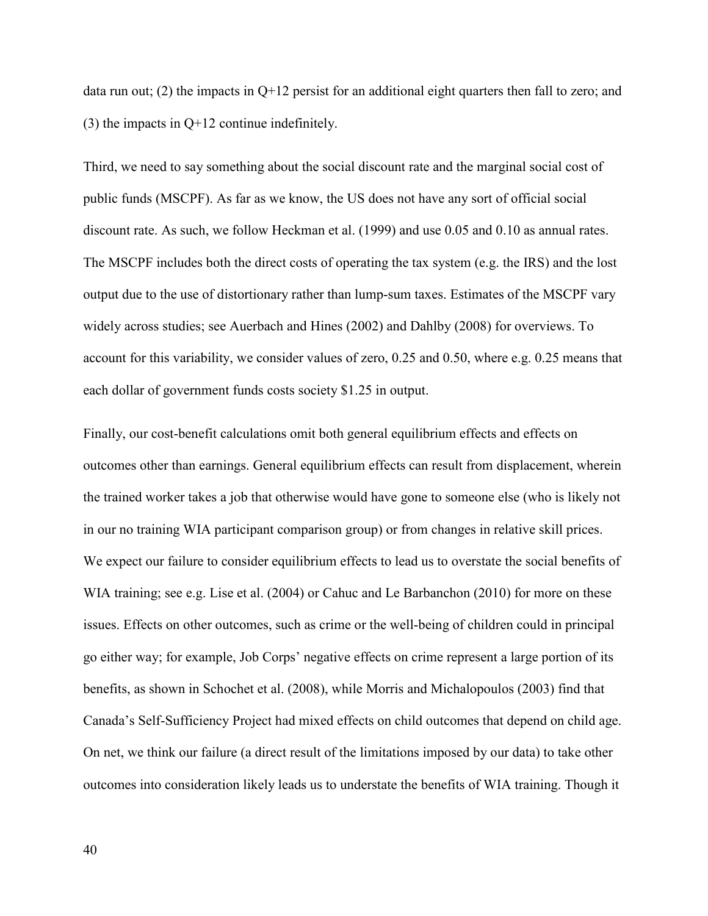data run out; (2) the impacts in Q+12 persist for an additional eight quarters then fall to zero; and (3) the impacts in Q+12 continue indefinitely.

Third, we need to say something about the social discount rate and the marginal social cost of public funds (MSCPF). As far as we know, the US does not have any sort of official social discount rate. As such, we follow Heckman et al. (1999) and use 0.05 and 0.10 as annual rates. The MSCPF includes both the direct costs of operating the tax system (e.g. the IRS) and the lost output due to the use of distortionary rather than lump-sum taxes. Estimates of the MSCPF vary widely across studies; see Auerbach and Hines (2002) and Dahlby (2008) for overviews. To account for this variability, we consider values of zero, 0.25 and 0.50, where e.g. 0.25 means that each dollar of government funds costs society $1.25 in output.

Finally, our cost-benefit calculations omit both general equilibrium effects and effects on outcomes other than earnings. General equilibrium effects can result from displacement, wherein the trained worker takes a job that otherwise would have gone to someone else (who is likely not in our no training WIA participant comparison group) or from changes in relative skill prices. We expect our failure to consider equilibrium effects to lead us to overstate the social benefits of WIA training; see e.g. Lise et al. (2004) or Cahuc and Le Barbanchon (2010) for more on these issues. Effects on other outcomes, such as crime or the well-being of children could in principal go either way; for example, Job Corps' negative effects on crime represent a large portion of its benefits, as shown in Schochet et al. (2008), while Morris and Michalopoulos (2003) find that Canada's Self-Sufficiency Project had mixed effects on child outcomes that depend on child age. On net, we think our failure (a direct result of the limitations imposed by our data) to take other outcomes into consideration likely leads us to understate the benefits of WIA training. Though it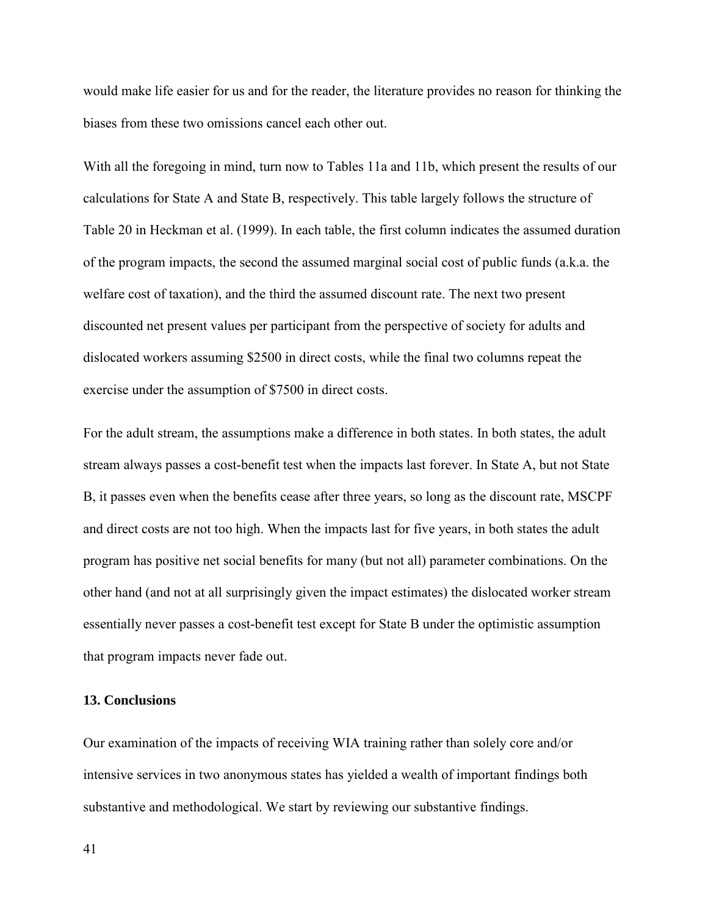would make life easier for us and for the reader, the literature provides no reason for thinking the biases from these two omissions cancel each other out.

With all the foregoing in mind, turn now to Tables 11a and 11b, which present the results of our calculations for State A and State B, respectively. This table largely follows the structure of Table 20 in Heckman et al. (1999). In each table, the first column indicates the assumed duration of the program impacts, the second the assumed marginal social cost of public funds (a.k.a. the welfare cost of taxation), and the third the assumed discount rate. The next two present discounted net present values per participant from the perspective of society for adults and dislocated workers assuming \$2500 in direct costs, while the final two columns repeat the exercise under the assumption of \$7500 in direct costs.

For the adult stream, the assumptions make a difference in both states. In both states, the adult stream always passes a cost-benefit test when the impacts last forever. In State A, but not State B, it passes even when the benefits cease after three years, so long as the discount rate, MSCPF and direct costs are not too high. When the impacts last for five years, in both states the adult program has positive net social benefits for many (but not all) parameter combinations. On the other hand (and not at all surprisingly given the impact estimates) the dislocated worker stream essentially never passes a cost-benefit test except for State B under the optimistic assumption that program impacts never fade out.

## 13. Conclusions

Our examination of the impacts of receiving WIA training rather than solely core and/or intensive services in two anonymous states has yielded a wealth of important findings both substantive and methodological. We start by reviewing our substantive findings.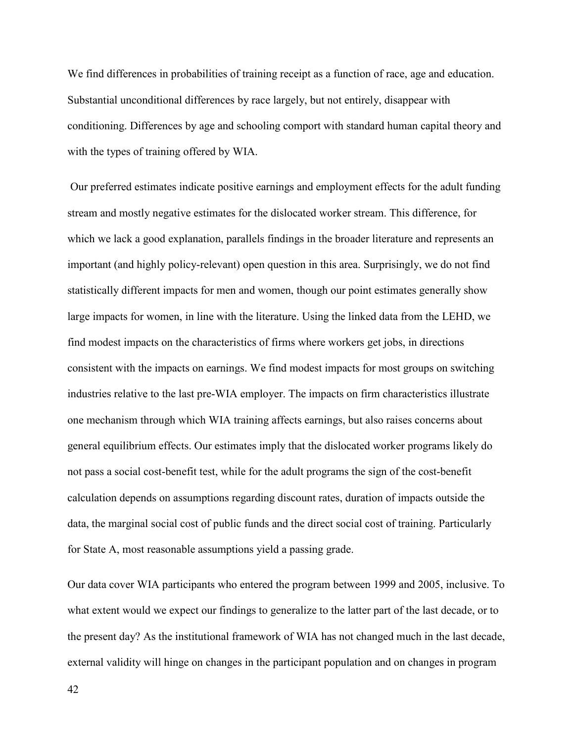We find differences in probabilities of training receipt as a function of race, age and education. Substantial unconditional differences by race largely, but not entirely, disappear with conditioning. Differences by age and schooling comport with standard human capital theory and with the types of training offered by WIA.

Our preferred estimates indicate positive earnings and employment effects for the adult funding stream and mostly negative estimates for the dislocated worker stream. This difference, for which we lack a good explanation, parallels findings in the broader literature and represents an important (and highly policy-relevant) open question in this area. Surprisingly, we do not find statistically different impacts for men and women, though our point estimates generally show large impacts for women, in line with the literature. Using the linked data from the LEHD, we find modest impacts on the characteristics of firms where workers get jobs, in directions consistent with the impacts on earnings. We find modest impacts for most groups on switching industries relative to the last pre-WIA employer. The impacts on firm characteristics illustrate one mechanism through which WIA training affects earnings, but also raises concerns about general equilibrium effects. Our estimates imply that the dislocated worker programs likely do not pass a social cost-benefit test, while for the adult programs the sign of the cost-benefit calculation depends on assumptions regarding discount rates, duration of impacts outside the data, the marginal social cost of public funds and the direct social cost of training. Particularly for State A, most reasonable assumptions yield a passing grade.

Our data cover WIA participants who entered the program between 1999 and 2005, inclusive. To what extent would we expect our findings to generalize to the latter part of the last decade, or to the present day? As the institutional framework of WIA has not changed much in the last decade, external validity will hinge on changes in the participant population and on changes in program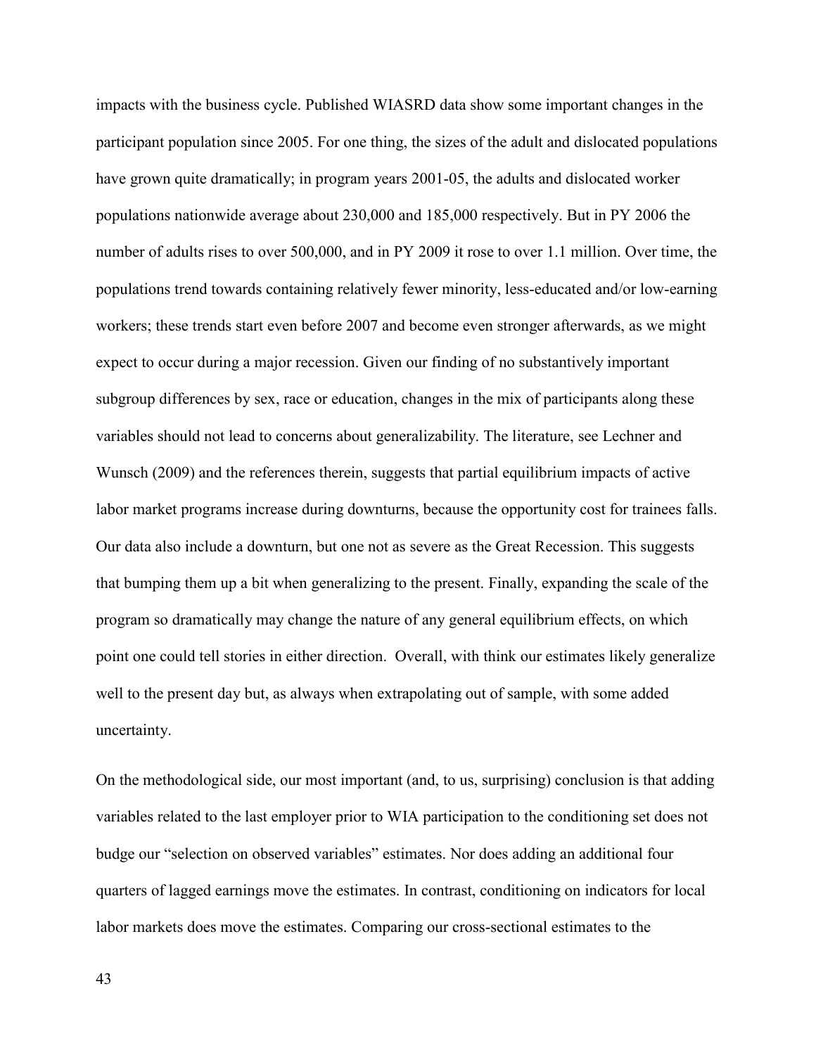impacts with the business cycle. Published WIASRD data show some important changes in the participant population since 2005. For one thing, the sizes of the adult and dislocated populations have grown quite dramatically; in program years 2001-05, the adults and dislocated worker populations nationwide average about 230,000 and 185,000 respectively. But in PY 2006 the number of adults rises to over 500,000, and in PY 2009 it rose to over 1.1 million. Over time, the populations trend towards containing relatively fewer minority, less-educated and/or low-earning workers; these trends start even before 2007 and become even stronger afterwards, as we might expect to occur during a major recession. Given our finding of no substantively important subgroup differences by sex, race or education, changes in the mix of participants along these variables should not lead to concerns about generalizability. The literature, see Lechner and Wunsch (2009) and the references therein, suggests that partial equilibrium impacts of active labor market programs increase during downturns, because the opportunity cost for trainees falls. Our data also include a downturn, but one not as severe as the Great Recession. This suggests that bumping them up a bit when generalizing to the present. Finally, expanding the scale of the program so dramatically may change the nature of any general equilibrium effects, on which point one could tell stories in either direction.  Overall, with think our estimates likely generalize well to the present day but, as always when extrapolating out of sample, with some added uncertainty.

On the methodological side, our most important (and, to us, surprising) conclusion is that adding variables related to the last employer prior to WIA participation to the conditioning set does not budge our "selection on observed variables" estimates. Nor does adding an additional four quarters of lagged earnings move the estimates. In contrast, conditioning on indicators for local labor markets does move the estimates. Comparing our cross-sectional estimates to the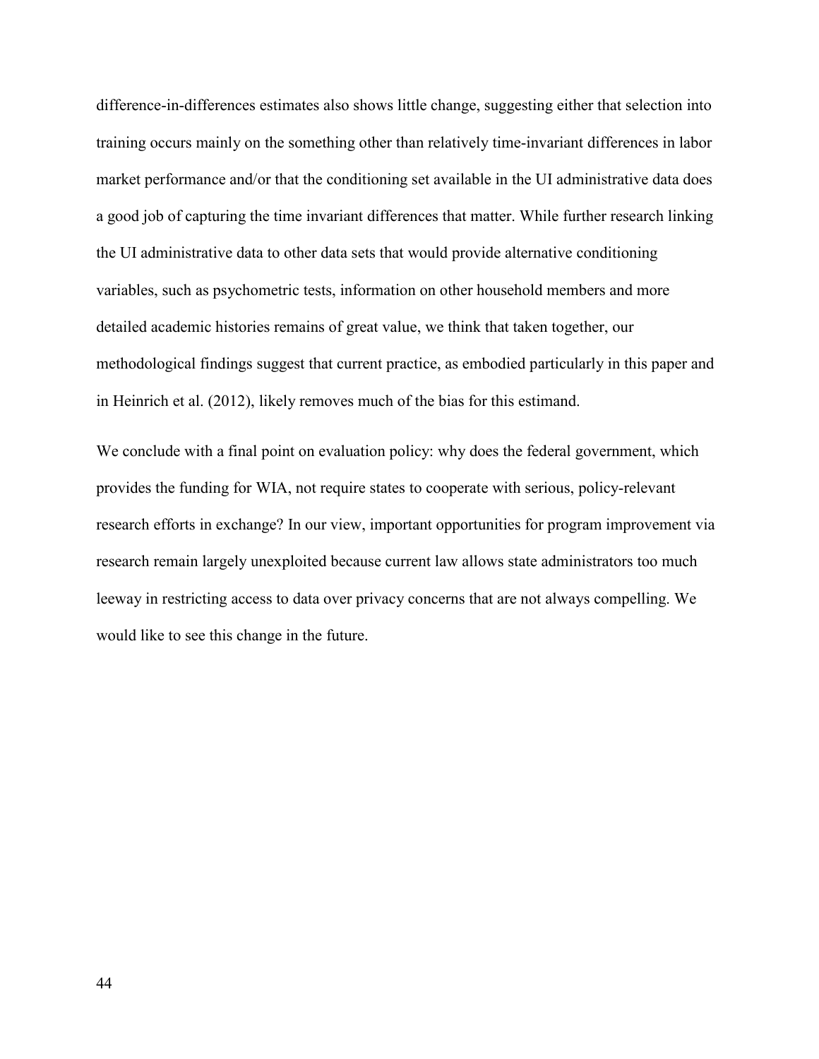difference-in-differences estimates also shows little change, suggesting either that selection into training occurs mainly on the something other than relatively time-invariant differences in labor market performance and/or that the conditioning set available in the UI administrative data does a good job of capturing the time invariant differences that matter. While further research linking the UI administrative data to other data sets that would provide alternative conditioning variables, such as psychometric tests, information on other household members and more detailed academic histories remains of great value, we think that taken together, our methodological findings suggest that current practice, as embodied particularly in this paper and in Heinrich et al. (2012), likely removes much of the bias for this estimand.

We conclude with a final point on evaluation policy: why does the federal government, which provides the funding for WIA, not require states to cooperate with serious, policy-relevant research efforts in exchange? In our view, important opportunities for program improvement via research remain largely unexploited because current law allows state administrators too much leeway in restricting access to data over privacy concerns that are not always compelling. We would like to see this change in the future.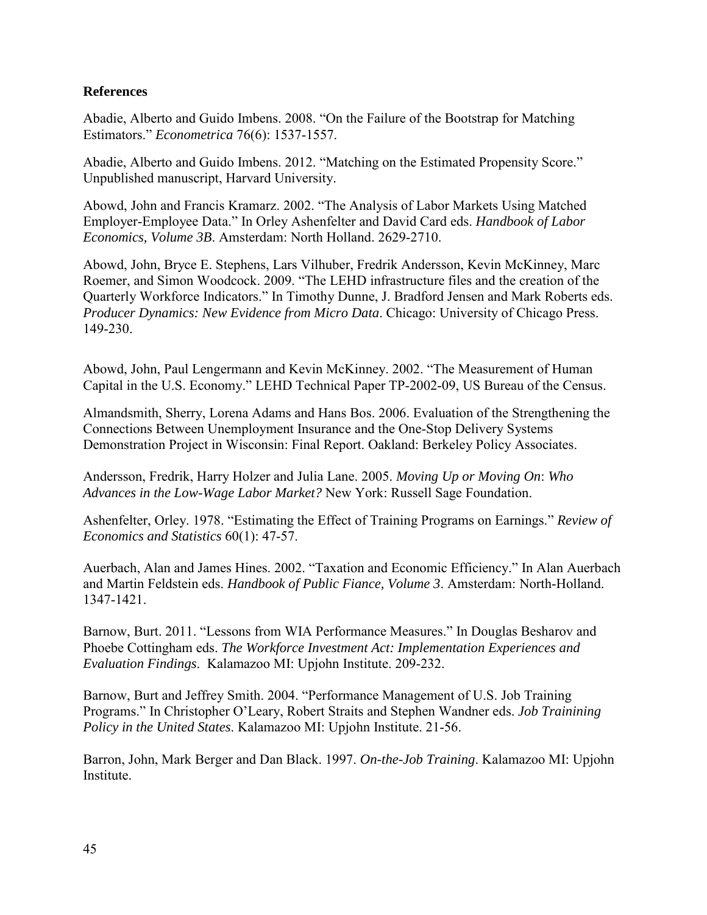**References**

Abadie, Alberto and Guido Imbens. 2008. "On the Failure of the Bootstrap for Matching Estimators." *Econometrica* 76(6): 1537-1557.

Abadie, Alberto and Guido Imbens. 2012. "Matching on the Estimated Propensity Score." Unpublished manuscript, Harvard University.

Abowd, John and Francis Kramarz. 2002. "The Analysis of Labor Markets Using Matched Employer-Employee Data." In Orley Ashenfelter and David Card eds. *Handbook of Labor Economics, Volume 3B*. Amsterdam: North Holland. 2629-2710.

Abowd, John, Bryce E. Stephens, Lars Vilhuber, Fredrik Andersson, Kevin McKinney, Marc Roemer, and Simon Woodcock. 2009. "The LEHD infrastructure files and the creation of the Quarterly Workforce Indicators." In Timothy Dunne, J. Bradford Jensen and Mark Roberts eds. *Producer Dynamics: New Evidence from Micro Data*. Chicago: University of Chicago Press. 149-230.

Abowd, John, Paul Lengermann and Kevin McKinney. 2002. "The Measurement of Human Capital in the U.S. Economy." LEHD Technical Paper TP-2002-09, US Bureau of the Census.

Almandsmith, Sherry, Lorena Adams and Hans Bos. 2006. Evaluation of the Strengthening the Connections Between Unemployment Insurance and the One-Stop Delivery Systems Demonstration Project in Wisconsin: Final Report. Oakland: Berkeley Policy Associates.

Andersson, Fredrik, Harry Holzer and Julia Lane. 2005. *Moving Up or Moving On: Who Advances in the Low-Wage Labor Market?* New York: Russell Sage Foundation.

Ashenfelter, Orley. 1978. "Estimating the Effect of Training Programs on Earnings." *Review of Economics and Statistics* 60(1): 47-57.

Auerbach, Alan and James Hines. 2002. "Taxation and Economic Efficiency." In Alan Auerbach and Martin Feldstein eds. *Handbook of Public Fiance, Volume 3*. Amsterdam: North-Holland. 1347-1421.

Barnow, Burt. 2011. "Lessons from WIA Performance Measures." In Douglas Besharov and Phoebe Cottingham eds. *The Workforce Investment Act: Implementation Experiences and Evaluation Findings*. Kalamazoo MI: Upjohn Institute. 209-232.

Barnow, Burt and Jeffrey Smith. 2004. "Performance Management of U.S. Job Training Programs." In Christopher O'Leary, Robert Straits and Stephen Wandner eds. *Job Trainining Policy in the United States*. Kalamazoo MI: Upjohn Institute. 21-56.

Barron, John, Mark Berger and Dan Black. 1997. *On-the-Job Training*. Kalamazoo MI: Upjohn Institute.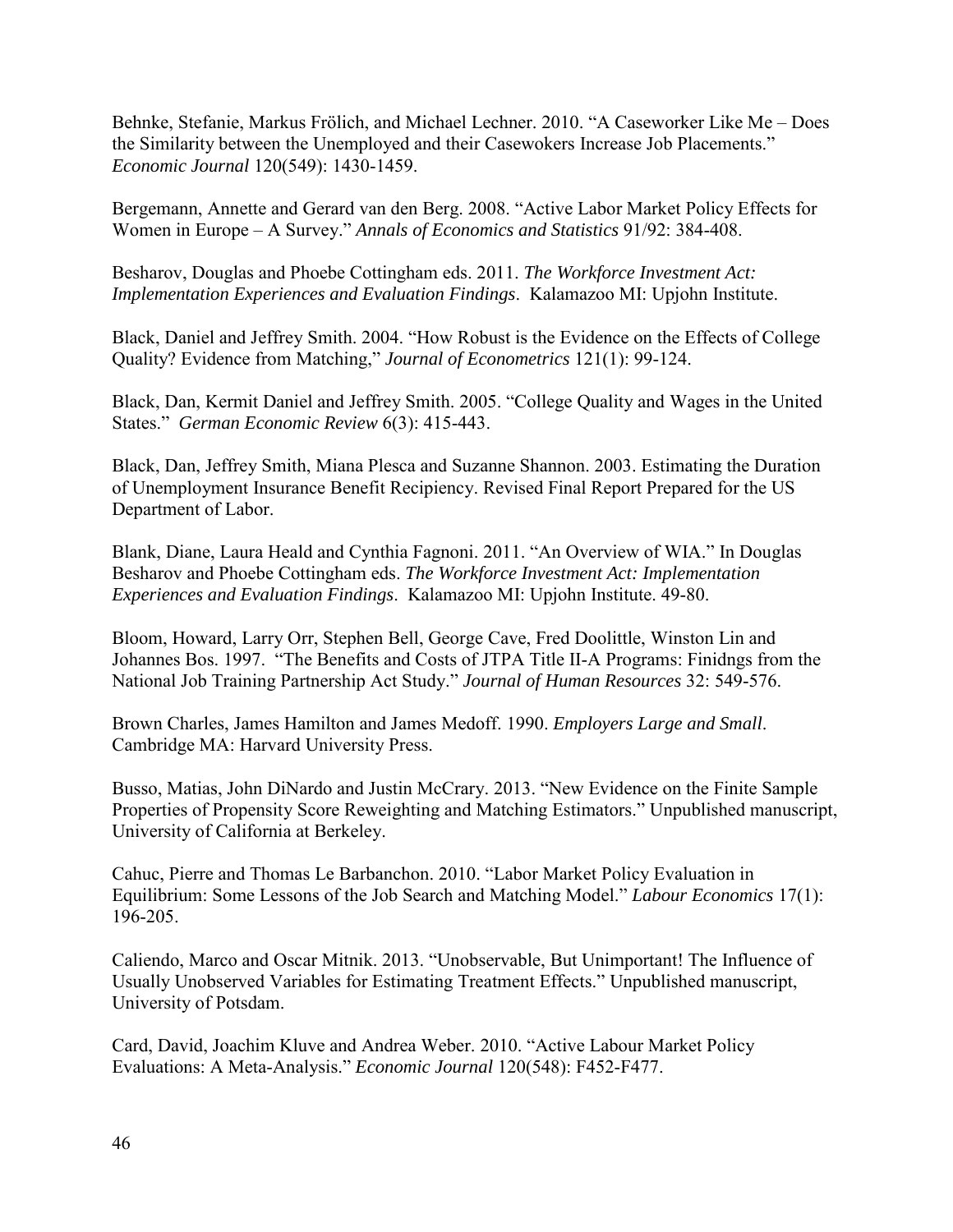Behnke, Stefanie, Markus Frölich, and Michael Lechner. 2010. "A Caseworker Like Me – Does the Similarity between the Unemployed and their Casewokers Increase Job Placements." *Economic Journal* 120(549): 1430-1459.

Bergemann, Annette and Gerard van den Berg. 2008. "Active Labor Market Policy Effects for Women in Europe – A Survey." *Annals of Economics and Statistics* 91/92: 384-408.

Besharov, Douglas and Phoebe Cottingham eds. 2011. *The Workforce Investment Act: Implementation Experiences and Evaluation Findings*. Kalamazoo MI: Upjohn Institute.

Black, Daniel and Jeffrey Smith. 2004. "How Robust is the Evidence on the Effects of College Quality? Evidence from Matching," *Journal of Econometrics* 121(1): 99-124.

Black, Dan, Kermit Daniel and Jeffrey Smith. 2005. "College Quality and Wages in the United States." *German Economic Review* 6(3): 415-443.

Black, Dan, Jeffrey Smith, Miana Plesca and Suzanne Shannon. 2003. Estimating the Duration of Unemployment Insurance Benefit Recipiency. Revised Final Report Prepared for the US Department of Labor.

Blank, Diane, Laura Heald and Cynthia Fagnoni. 2011. "An Overview of WIA." In Douglas Besharov and Phoebe Cottingham eds. *The Workforce Investment Act: Implementation Experiences and Evaluation Findings*. Kalamazoo MI: Upjohn Institute. 49-80.

Bloom, Howard, Larry Orr, Stephen Bell, George Cave, Fred Doolittle, Winston Lin and Johannes Bos. 1997. "The Benefits and Costs of JTPA Title II-A Programs: Finidngs from the National Job Training Partnership Act Study." *Journal of Human Resources* 32: 549-576.

Brown Charles, James Hamilton and James Medoff. 1990. *Employers Large and Small*. Cambridge MA: Harvard University Press.

Busso, Matias, John DiNardo and Justin McCrary. 2013. "New Evidence on the Finite Sample Properties of Propensity Score Reweighting and Matching Estimators." Unpublished manuscript, University of California at Berkeley.

Cahuc, Pierre and Thomas Le Barbanchon. 2010. "Labor Market Policy Evaluation in Equilibrium: Some Lessons of the Job Search and Matching Model." *Labour Economics* 17(1): 196-205.

Caliendo, Marco and Oscar Mitnik. 2013. "Unobservable, But Unimportant! The Influence of Usually Unobserved Variables for Estimating Treatment Effects." Unpublished manuscript, University of Potsdam.

Card, David, Joachim Kluve and Andrea Weber. 2010. "Active Labour Market Policy Evaluations: A Meta-Analysis." *Economic Journal* 120(548): F452-F477.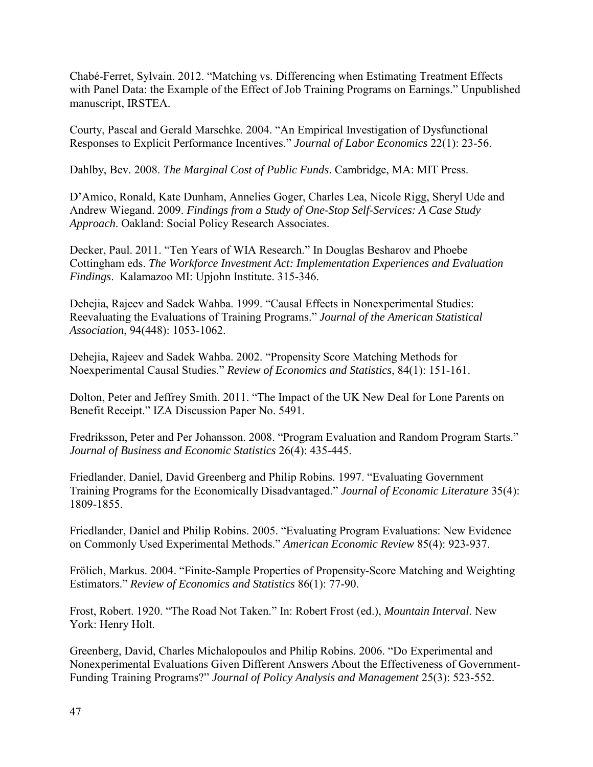Chabé-Ferret, Sylvain. 2012. "Matching vs. Differencing when Estimating Treatment Effects with Panel Data: the Example of the Effect of Job Training Programs on Earnings." Unpublished manuscript, IRSTEA.

Courty, Pascal and Gerald Marschke. 2004. "An Empirical Investigation of Dysfunctional Responses to Explicit Performance Incentives." *Journal of Labor Economics* 22(1): 23-56.

Dahlby, Bev. 2008. *The Marginal Cost of Public Funds*. Cambridge, MA: MIT Press.

D'Amico, Ronald, Kate Dunham, Annelies Goger, Charles Lea, Nicole Rigg, Sheryl Ude and Andrew Wiegand. 2009. *Findings from a Study of One-Stop Self-Services: A Case Study Approach*. Oakland: Social Policy Research Associates.

Decker, Paul. 2011. "Ten Years of WIA Research." In Douglas Besharov and Phoebe Cottingham eds. *The Workforce Investment Act: Implementation Experiences and Evaluation Findings*. Kalamazoo MI: Upjohn Institute. 315-346.

Dehejia, Rajeev and Sadek Wahba. 1999. "Causal Effects in Nonexperimental Studies: Reevaluating the Evaluations of Training Programs." *Journal of the American Statistical Association*, 94(448): 1053-1062.

Dehejia, Rajeev and Sadek Wahba. 2002. "Propensity Score Matching Methods for Noexperimental Causal Studies." *Review of Economics and Statistics*, 84(1): 151-161.

Dolton, Peter and Jeffrey Smith. 2011. "The Impact of the UK New Deal for Lone Parents on Benefit Receipt." IZA Discussion Paper No. 5491.

Fredriksson, Peter and Per Johansson. 2008. "Program Evaluation and Random Program Starts." *Journal of Business and Economic Statistics* 26(4): 435-445.

Friedlander, Daniel, David Greenberg and Philip Robins. 1997. "Evaluating Government Training Programs for the Economically Disadvantaged." *Journal of Economic Literature* 35(4): 1809-1855.

Friedlander, Daniel and Philip Robins. 2005. "Evaluating Program Evaluations: New Evidence on Commonly Used Experimental Methods." *American Economic Review* 85(4): 923-937.

Frölich, Markus. 2004. "Finite-Sample Properties of Propensity-Score Matching and Weighting Estimators." *Review of Economics and Statistics* 86(1): 77-90.

Frost, Robert. 1920. "The Road Not Taken." In: Robert Frost (ed.), *Mountain Interval*. New York: Henry Holt.

Greenberg, David, Charles Michalopoulos and Philip Robins. 2006. "Do Experimental and Nonexperimental Evaluations Given Different Answers About the Effectiveness of Government-Funding Training Programs?" *Journal of Policy Analysis and Management* 25(3): 523-552.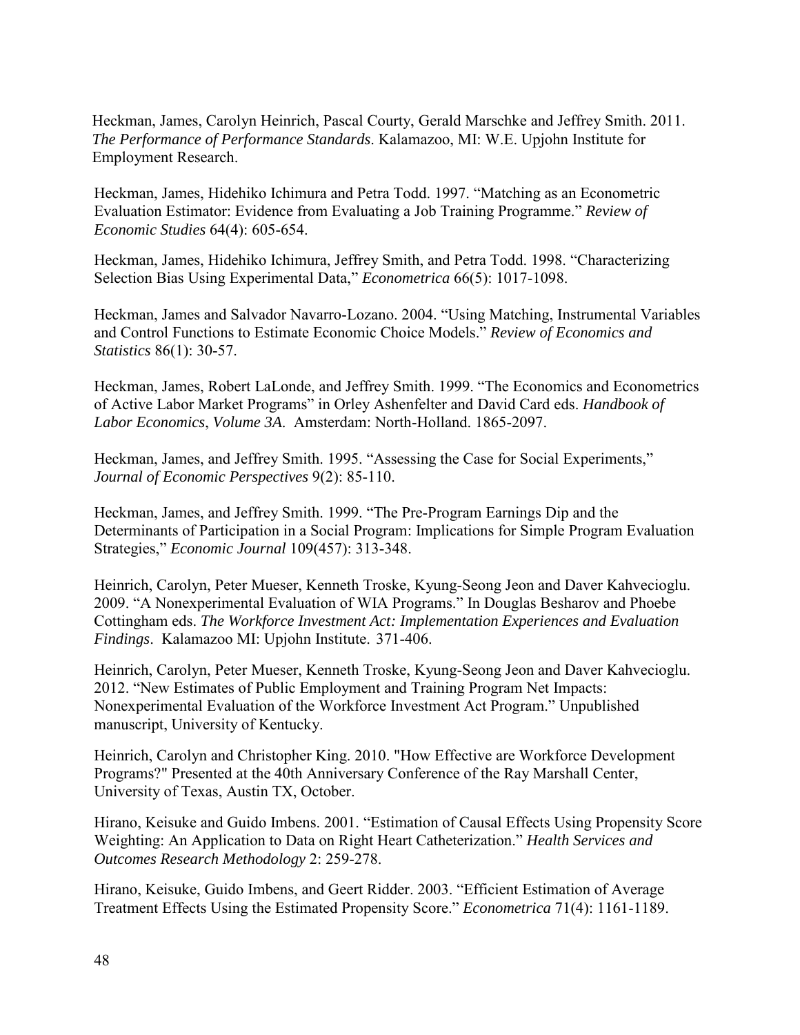Heckman, James, Carolyn Heinrich, Pascal Courty, Gerald Marschke and Jeffrey Smith. 2011. *The Performance of Performance Standards*. Kalamazoo, MI: W.E. Upjohn Institute for Employment Research.

Heckman, James, Hidehiko Ichimura and Petra Todd. 1997. "Matching as an Econometric Evaluation Estimator: Evidence from Evaluating a Job Training Programme." *Review of Economic Studies* 64(4): 605-654.

Heckman, James, Hidehiko Ichimura, Jeffrey Smith, and Petra Todd. 1998. "Characterizing Selection Bias Using Experimental Data," *Econometrica* 66(5): 1017-1098.

Heckman, James and Salvador Navarro-Lozano. 2004. "Using Matching, Instrumental Variables and Control Functions to Estimate Economic Choice Models." *Review of Economics and Statistics* 86(1): 30-57.

Heckman, James, Robert LaLonde, and Jeffrey Smith. 1999. "The Economics and Econometrics of Active Labor Market Programs" in Orley Ashenfelter and David Card eds. *Handbook of Labor Economics*, *Volume 3A*. Amsterdam: North-Holland. 1865-2097.

Heckman, James, and Jeffrey Smith. 1995. "Assessing the Case for Social Experiments," *Journal of Economic Perspectives* 9(2): 85-110.

Heckman, James, and Jeffrey Smith. 1999. "The Pre-Program Earnings Dip and the Determinants of Participation in a Social Program: Implications for Simple Program Evaluation Strategies," *Economic Journal* 109(457): 313-348.

Heinrich, Carolyn, Peter Mueser, Kenneth Troske, Kyung-Seong Jeon and Daver Kahvecioglu. 2009. "A Nonexperimental Evaluation of WIA Programs." In Douglas Besharov and Phoebe Cottingham eds. *The Workforce Investment Act: Implementation Experiences and Evaluation Findings*. Kalamazoo MI: Upjohn Institute. 371-406.

Heinrich, Carolyn, Peter Mueser, Kenneth Troske, Kyung-Seong Jeon and Daver Kahvecioglu. 2012. "New Estimates of Public Employment and Training Program Net Impacts: Nonexperimental Evaluation of the Workforce Investment Act Program." Unpublished manuscript, University of Kentucky.

Heinrich, Carolyn and Christopher King. 2010. "How Effective are Workforce Development Programs?" Presented at the 40th Anniversary Conference of the Ray Marshall Center, University of Texas, Austin TX, October.

Hirano, Keisuke and Guido Imbens. 2001. "Estimation of Causal Effects Using Propensity Score Weighting: An Application to Data on Right Heart Catheterization." *Health Services and Outcomes Research Methodology* 2: 259-278.

Hirano, Keisuke, Guido Imbens, and Geert Ridder. 2003. "Efficient Estimation of Average Treatment Effects Using the Estimated Propensity Score." *Econometrica* 71(4): 1161-1189.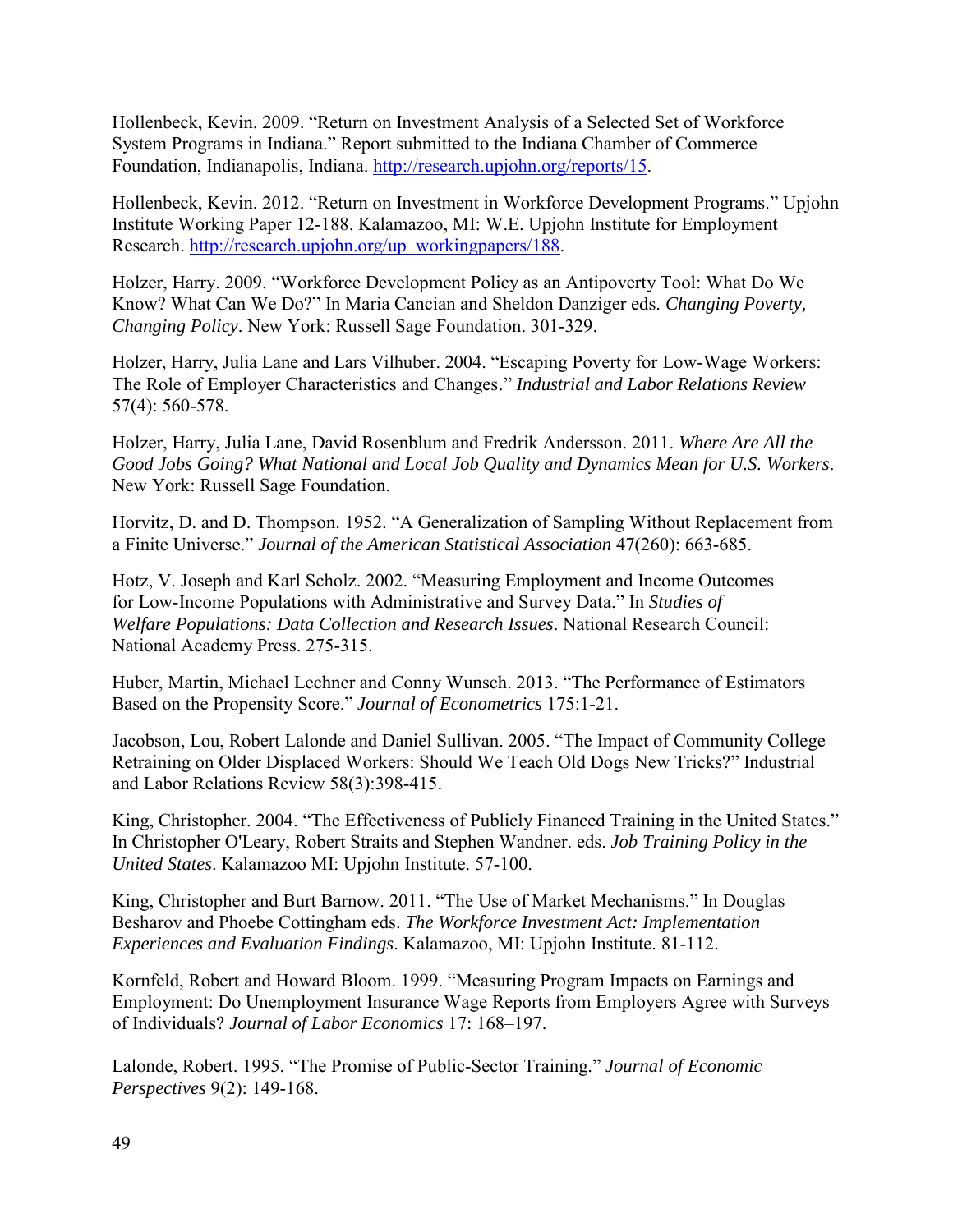Hollenbeck, Kevin. 2009. "Return on Investment Analysis of a Selected Set of Workforce System Programs in Indiana." Report submitted to the Indiana Chamber of Commerce Foundation, Indianapolis, Indiana. [http://research.upjohn.org/reports/15](http://research.upjohn.org/reports/15).

Hollenbeck, Kevin. 2012. "Return on Investment in Workforce Development Programs." Upjohn Institute Working Paper 12-188. Kalamazoo, MI: W.E. Upjohn Institute for Employment Research. [http://research.upjohn.org/up_workingpapers/188](http://research.upjohn.org/up_workingpapers/188).

Holzer, Harry. 2009. "Workforce Development Policy as an Antipoverty Tool: What Do We Know? What Can We Do?" In Maria Cancian and Sheldon Danziger eds. *Changing Poverty, Changing Policy*. New York: Russell Sage Foundation. 301-329.

Holzer, Harry, Julia Lane and Lars Vilhuber. 2004. "Escaping Poverty for Low-Wage Workers: The Role of Employer Characteristics and Changes." *Industrial and Labor Relations Review* 57(4): 560-578.

Holzer, Harry, Julia Lane, David Rosenblum and Fredrik Andersson. 2011. *Where Are All the Good Jobs Going? What National and Local Job Quality and Dynamics Mean for U.S. Workers*. New York: Russell Sage Foundation.

Horvitz, D. and D. Thompson. 1952. "A Generalization of Sampling Without Replacement from a Finite Universe." *Journal of the American Statistical Association* 47(260): 663-685.

Hotz, V. Joseph and Karl Scholz. 2002. "Measuring Employment and Income Outcomes for Low-Income Populations with Administrative and Survey Data." In *Studies of Welfare Populations: Data Collection and Research Issues*. National Research Council: National Academy Press. 275-315.

Huber, Martin, Michael Lechner and Conny Wunsch. 2013. "The Performance of Estimators Based on the Propensity Score." *Journal of Econometrics* 175:1-21.

Jacobson, Lou, Robert Lalonde and Daniel Sullivan. 2005. "The Impact of Community College Retraining on Older Displaced Workers: Should We Teach Old Dogs New Tricks?" Industrial and Labor Relations Review 58(3):398-415.

King, Christopher. 2004. "The Effectiveness of Publicly Financed Training in the United States." In Christopher O'Leary, Robert Straits and Stephen Wandner. eds. *Job Training Policy in the United States*. Kalamazoo MI: Upjohn Institute. 57-100.

King, Christopher and Burt Barnow. 2011. "The Use of Market Mechanisms." In Douglas Besharov and Phoebe Cottingham eds. *The Workforce Investment Act: Implementation Experiences and Evaluation Findings*. Kalamazoo, MI: Upjohn Institute. 81-112.

Kornfeld, Robert and Howard Bloom. 1999. "Measuring Program Impacts on Earnings and Employment: Do Unemployment Insurance Wage Reports from Employers Agree with Surveys of Individuals? *Journal of Labor Economics* 17: 168–197.

Lalonde, Robert. 1995. "The Promise of Public-Sector Training." *Journal of Economic Perspectives* 9(2): 149-168.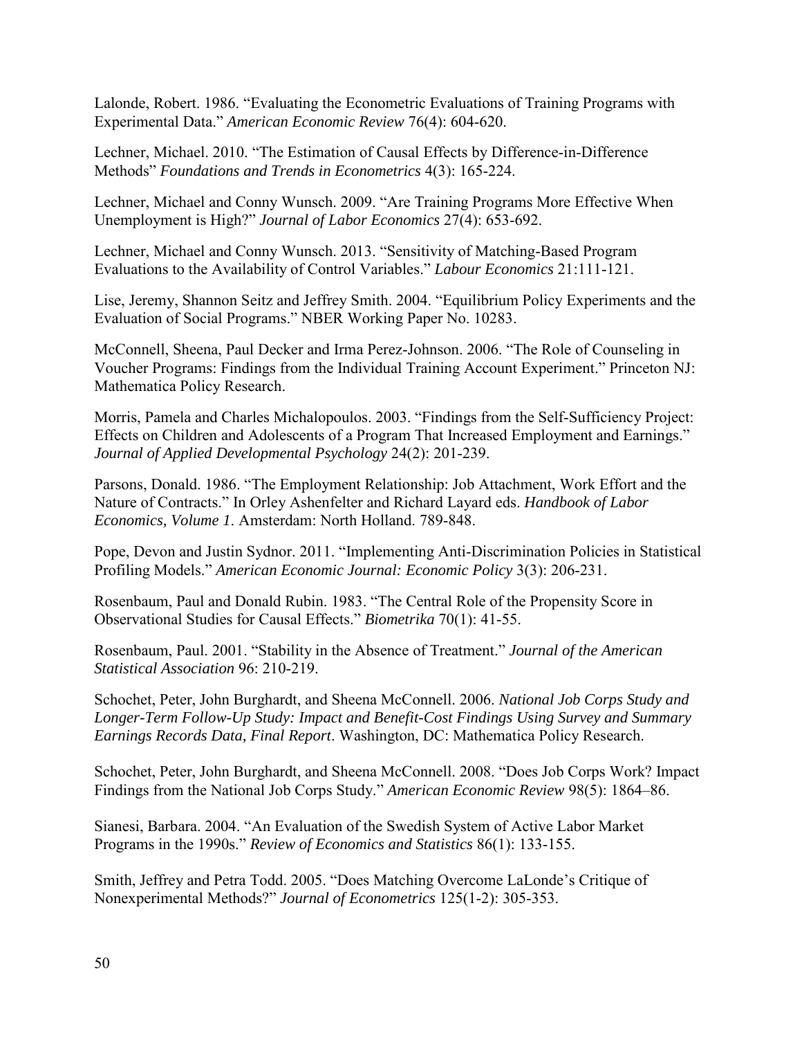Lalonde, Robert. 1986. "Evaluating the Econometric Evaluations of Training Programs with Experimental Data." *American Economic Review* 76(4): 604-620.

Lechner, Michael. 2010. "The Estimation of Causal Effects by Difference-in-Difference Methods" *Foundations and Trends in Econometrics* 4(3): 165-224.

Lechner, Michael and Conny Wunsch. 2009. "Are Training Programs More Effective When Unemployment is High?" *Journal of Labor Economics* 27(4): 653-692.

Lechner, Michael and Conny Wunsch. 2013. "Sensitivity of Matching-Based Program Evaluations to the Availability of Control Variables." *Labour Economics* 21:111-121.

Lise, Jeremy, Shannon Seitz and Jeffrey Smith. 2004. "Equilibrium Policy Experiments and the Evaluation of Social Programs." NBER Working Paper No. 10283.

McConnell, Sheena, Paul Decker and Irma Perez-Johnson. 2006. "The Role of Counseling in Voucher Programs: Findings from the Individual Training Account Experiment." Princeton NJ: Mathematica Policy Research.

Morris, Pamela and Charles Michalopoulos. 2003. "Findings from the Self-Sufficiency Project: Effects on Children and Adolescents of a Program That Increased Employment and Earnings." *Journal of Applied Developmental Psychology* 24(2): 201-239.

Parsons, Donald. 1986. "The Employment Relationship: Job Attachment, Work Effort and the Nature of Contracts." In Orley Ashenfelter and Richard Layard eds. *Handbook of Labor Economics, Volume 1*. Amsterdam: North Holland. 789-848.

Pope, Devon and Justin Sydnor. 2011. "Implementing Anti-Discrimination Policies in Statistical Profiling Models." *American Economic Journal: Economic Policy* 3(3): 206-231.

Rosenbaum, Paul and Donald Rubin. 1983. "The Central Role of the Propensity Score in Observational Studies for Causal Effects." *Biometrika* 70(1): 41-55.

Rosenbaum, Paul. 2001. "Stability in the Absence of Treatment." *Journal of the American Statistical Association* 96: 210-219.

Schochet, Peter, John Burghardt, and Sheena McConnell. 2006. *National Job Corps Study and Longer-Term Follow-Up Study: Impact and Benefit-Cost Findings Using Survey and Summary Earnings Records Data, Final Report*. Washington, DC: Mathematica Policy Research.

Schochet, Peter, John Burghardt, and Sheena McConnell. 2008. "Does Job Corps Work? Impact Findings from the National Job Corps Study." *American Economic Review* 98(5): 1864–86.

Sianesi, Barbara. 2004. "An Evaluation of the Swedish System of Active Labor Market Programs in the 1990s." *Review of Economics and Statistics* 86(1): 133-155.

Smith, Jeffrey and Petra Todd. 2005. "Does Matching Overcome LaLonde's Critique of Nonexperimental Methods?" *Journal of Econometrics* 125(1-2): 305-353.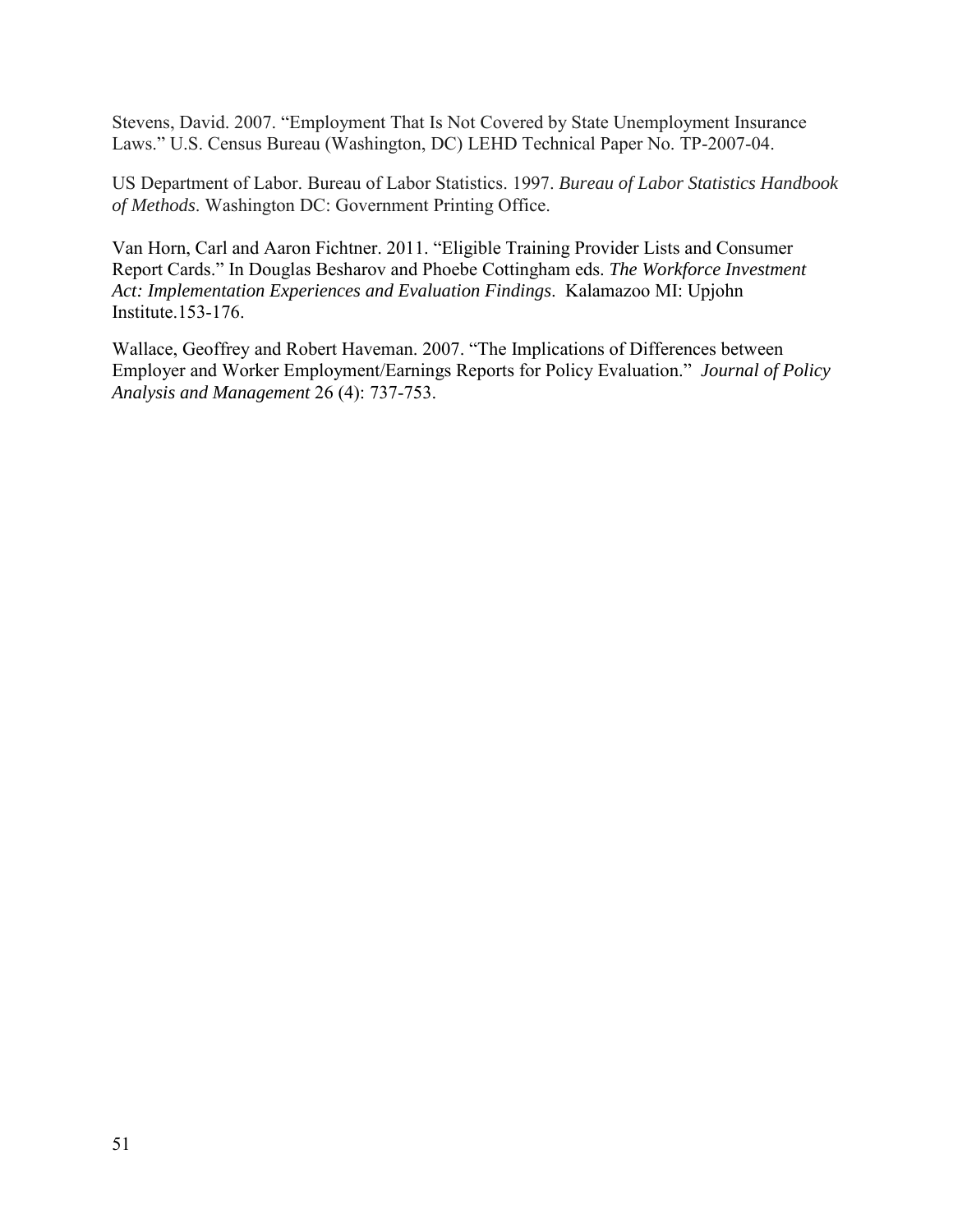Stevens, David. 2007. "Employment That Is Not Covered by State Unemployment Insurance Laws." U.S. Census Bureau (Washington, DC) LEHD Technical Paper No. TP-2007-04.

US Department of Labor. Bureau of Labor Statistics. 1997. *Bureau of Labor Statistics Handbook of Methods*. Washington DC: Government Printing Office.

Van Horn, Carl and Aaron Fichtner. 2011. "Eligible Training Provider Lists and Consumer Report Cards." In Douglas Besharov and Phoebe Cottingham eds. *The Workforce Investment Act: Implementation Experiences and Evaluation Findings*. Kalamazoo MI: Upjohn Institute.153-176.

Wallace, Geoffrey and Robert Haveman. 2007. "The Implications of Differences between Employer and Worker Employment/Earnings Reports for Policy Evaluation." *Journal of Policy Analysis and Management* 26 (4): 737-753.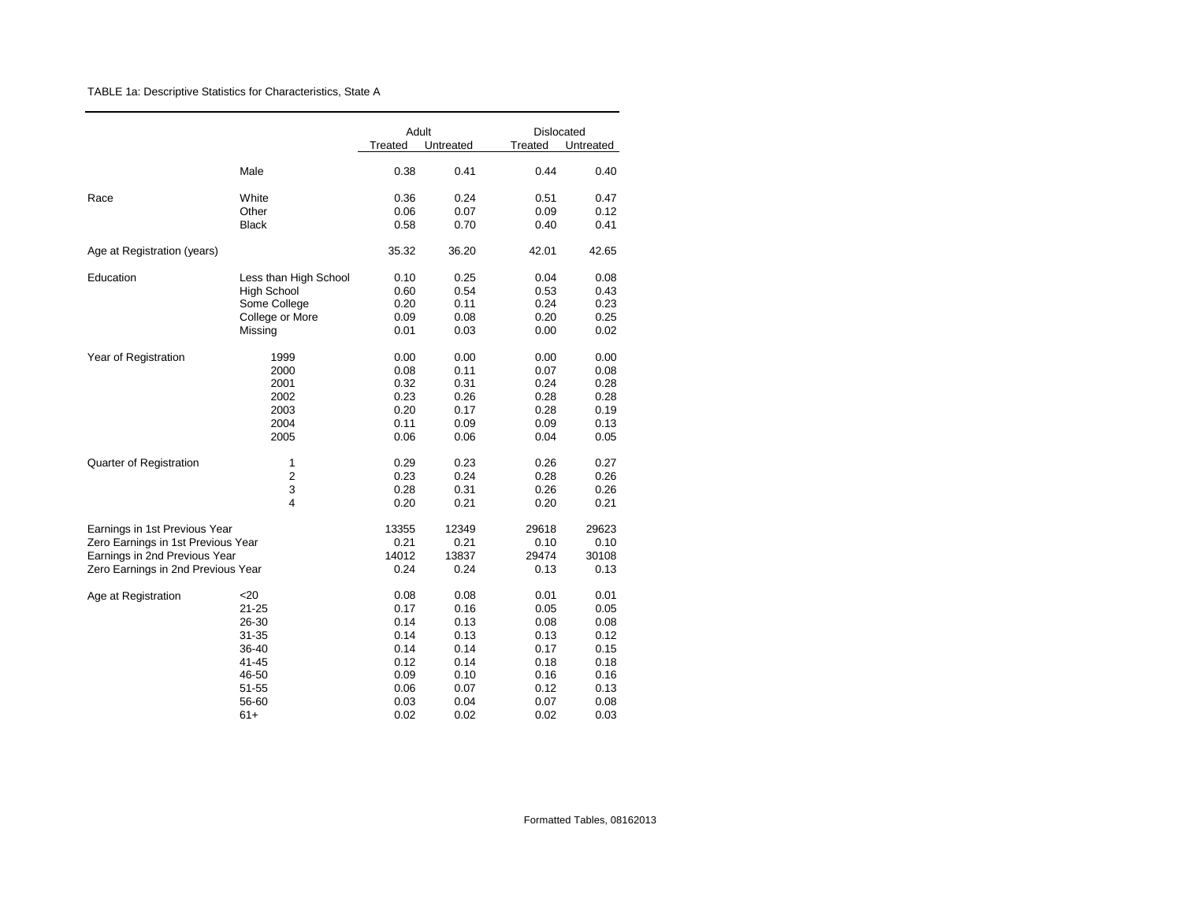TABLE 1a: Descriptive Statistics for Characteristics, State A

| | | Adult | | Dislocated | |
|---|---|---|---|---|---|
| | | Treated | Untreated | Treated | Untreated |
| | Male | 0.38 | 0.41 | 0.44 | 0.40 |
| Race | White | 0.36 | 0.24 | 0.51 | 0.47 |
| | Other | 0.06 | 0.07 | 0.09 | 0.12 |
| | Black | 0.58 | 0.70 | 0.40 | 0.41 |
| Age at Registration (years) | | 35.32 | 36.20 | 42.01 | 42.65 |
| Education | Less than High School | 0.10 | 0.25 | 0.04 | 0.08 |
| | High School | 0.60 | 0.54 | 0.53 | 0.43 |
| | Some College | 0.20 | 0.11 | 0.24 | 0.23 |
| | College or More | 0.09 | 0.08 | 0.20 | 0.25 |
| | Missing | 0.01 | 0.03 | 0.00 | 0.02 |
| Year of Registration | 1999 | 0.00 | 0.00 | 0.00 | 0.00 |
| | 2000 | 0.08 | 0.11 | 0.07 | 0.08 |
| | 2001 | 0.32 | 0.31 | 0.24 | 0.28 |
| | 2002 | 0.23 | 0.26 | 0.28 | 0.28 |
| | 2003 | 0.20 | 0.17 | 0.28 | 0.19 |
| | 2004 | 0.11 | 0.09 | 0.09 | 0.13 |
| | 2005 | 0.06 | 0.06 | 0.04 | 0.05 |
| Quarter of Registration | 1 | 0.29 | 0.23 | 0.26 | 0.27 |
| | 2 | 0.23 | 0.24 | 0.28 | 0.26 |
| | 3 | 0.28 | 0.31 | 0.26 | 0.26 |
| | 4 | 0.20 | 0.21 | 0.20 | 0.21 |
| Earnings in 1st Previous Year | | 13355 | 12349 | 29618 | 29623 |
| Zero Earnings in 1st Previous Year | | 0.21 | 0.21 | 0.10 | 0.10 |
| Earnings in 2nd Previous Year | | 14012 | 13837 | 29474 | 30108 |
| Zero Earnings in 2nd Previous Year | | 0.24 | 0.24 | 0.13 | 0.13 |
| Age at Registration | <20 | 0.08 | 0.08 | 0.01 | 0.01 |
| | 21-25 | 0.17 | 0.16 | 0.05 | 0.05 |
| | 26-30 | 0.14 | 0.13 | 0.08 | 0.08 |
| | 31-35 | 0.14 | 0.13 | 0.13 | 0.12 |
| | 36-40 | 0.14 | 0.14 | 0.17 | 0.15 |
| | 41-45 | 0.12 | 0.14 | 0.18 | 0.18 |
| | 46-50 | 0.09 | 0.10 | 0.16 | 0.16 |
| | 51-55 | 0.06 | 0.07 | 0.12 | 0.13 |
| | 56-60 | 0.03 | 0.04 | 0.07 | 0.08 |
| | 61+ | 0.02 | 0.02 | 0.02 | 0.03 |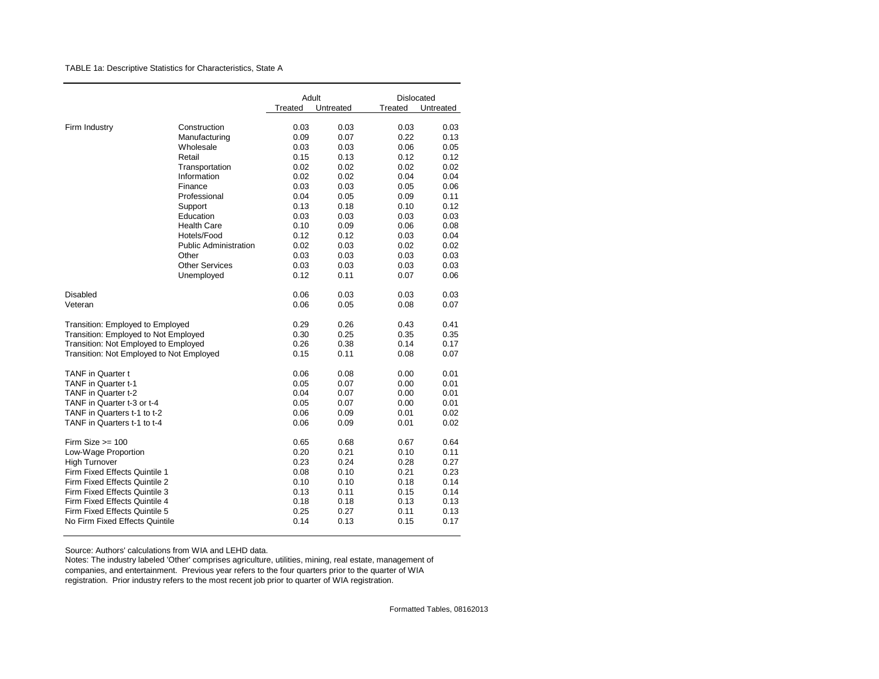TABLE 1a: Descriptive Statistics for Characteristics, State A

| | | Adult | | Dislocated | |
|---|---|---|---|---|---|
| | | Treated | Untreated | Treated | Untreated |
| Firm Industry | Construction | 0.03 | 0.03 | 0.03 | 0.03 |
| | Manufacturing | 0.09 | 0.07 | 0.22 | 0.13 |
| | Wholesale | 0.03 | 0.03 | 0.06 | 0.05 |
| | Retail | 0.15 | 0.13 | 0.12 | 0.12 |
| | Transportation | 0.02 | 0.02 | 0.02 | 0.02 |
| | Information | 0.02 | 0.02 | 0.04 | 0.04 |
| | Finance | 0.03 | 0.03 | 0.05 | 0.06 |
| | Professional | 0.04 | 0.05 | 0.09 | 0.11 |
| | Support | 0.13 | 0.18 | 0.10 | 0.12 |
| | Education | 0.03 | 0.03 | 0.03 | 0.03 |
| | Health Care | 0.10 | 0.09 | 0.06 | 0.08 |
| | Hotels/Food | 0.12 | 0.12 | 0.03 | 0.04 |
| | Public Administration | 0.02 | 0.03 | 0.02 | 0.02 |
| | Other | 0.03 | 0.03 | 0.03 | 0.03 |
| | Other Services | 0.03 | 0.03 | 0.03 | 0.03 |
| | Unemployed | 0.12 | 0.11 | 0.07 | 0.06 |
| Disabled | | 0.06 | 0.03 | 0.03 | 0.03 |
| Veteran | | 0.06 | 0.05 | 0.08 | 0.07 |
| Transition: Employed to Employed | | 0.29 | 0.26 | 0.43 | 0.41 |
| Transition: Employed to Not Employed | | 0.30 | 0.25 | 0.35 | 0.35 |
| Transition: Not Employed to Employed | | 0.26 | 0.38 | 0.14 | 0.17 |
| Transition: Not Employed to Not Employed | | 0.15 | 0.11 | 0.08 | 0.07 |
| TANF in Quarter t | | 0.06 | 0.08 | 0.00 | 0.01 |
| TANF in Quarter t-1 | | 0.05 | 0.07 | 0.00 | 0.01 |
| TANF in Quarter t-2 | | 0.04 | 0.07 | 0.00 | 0.01 |
| TANF in Quarter t-3 or t-4 | | 0.05 | 0.07 | 0.00 | 0.01 |
| TANF in Quarters t-1 to t-2 | | 0.06 | 0.09 | 0.01 | 0.02 |
| TANF in Quarters t-1 to t-4 | | 0.06 | 0.09 | 0.01 | 0.02 |
| Firm Size >= 100 | | 0.65 | 0.68 | 0.67 | 0.64 |
| Low-Wage Proportion | | 0.20 | 0.21 | 0.10 | 0.11 |
| High Turnover | | 0.23 | 0.24 | 0.28 | 0.27 |
| Firm Fixed Effects Quintile 1 | | 0.08 | 0.10 | 0.21 | 0.23 |
| Firm Fixed Effects Quintile 2 | | 0.10 | 0.10 | 0.18 | 0.14 |
| Firm Fixed Effects Quintile 3 | | 0.13 | 0.11 | 0.15 | 0.14 |
| Firm Fixed Effects Quintile 4 | | 0.18 | 0.18 | 0.13 | 0.13 |
| Firm Fixed Effects Quintile 5 | | 0.25 | 0.27 | 0.11 | 0.13 |
| No Firm Fixed Effects Quintile | | 0.14 | 0.13 | 0.15 | 0.17 |

Source: Authors' calculations from WIA and LEHD data.

Notes: The industry labeled 'Other' comprises agriculture, utilities, mining, real estate, management of companies, and entertainment. Previous year refers to the four quarters prior to the quarter of WIA registration. Prior industry refers to the most recent job prior to quarter of WIA registration.

Formatted Tables, 08162013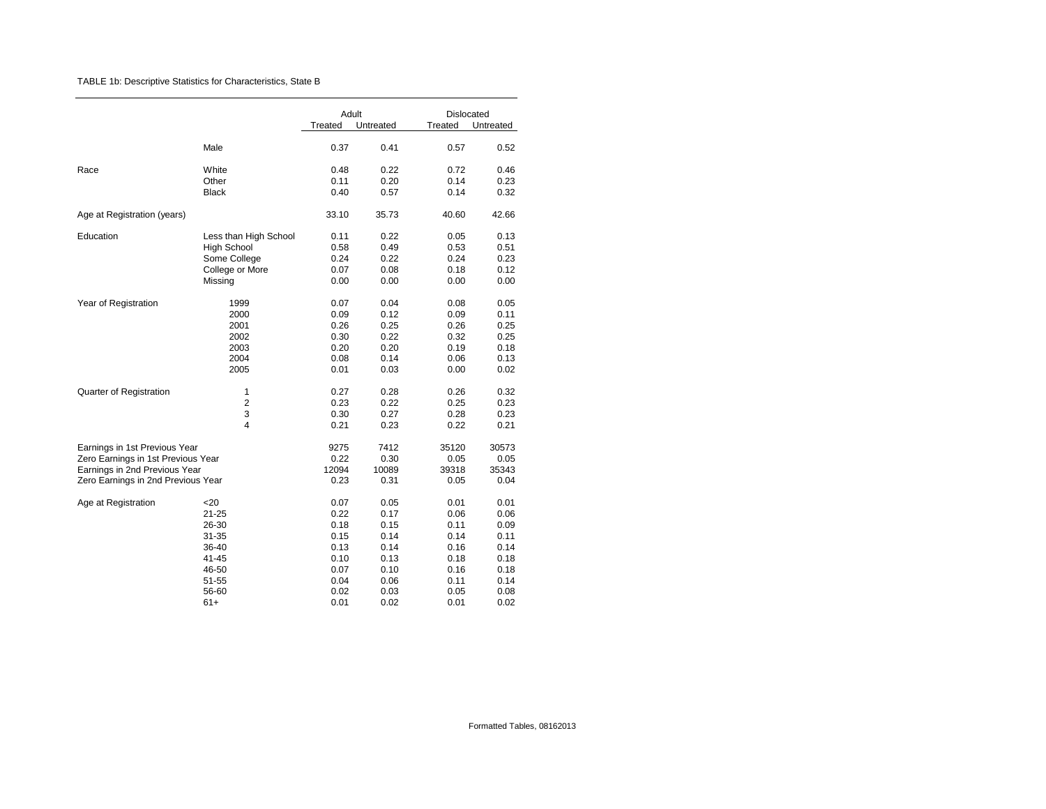TABLE 1b: Descriptive Statistics for Characteristics, State B

| | | Adult | | Dislocated | |
|---|---|---|---|---|---|
| | | Treated | Untreated | Treated | Untreated |
| | Male | 0.37 | 0.41 | 0.57 | 0.52 |
| Race | White | 0.48 | 0.22 | 0.72 | 0.46 |
| | Other | 0.11 | 0.20 | 0.14 | 0.23 |
| | Black | 0.40 | 0.57 | 0.14 | 0.32 |
| Age at Registration (years) | | 33.10 | 35.73 | 40.60 | 42.66 |
| Education | Less than High School | 0.11 | 0.22 | 0.05 | 0.13 |
| | High School | 0.58 | 0.49 | 0.53 | 0.51 |
| | Some College | 0.24 | 0.22 | 0.24 | 0.23 |
| | College or More | 0.07 | 0.08 | 0.18 | 0.12 |
| | Missing | 0.00 | 0.00 | 0.00 | 0.00 |
| Year of Registration | 1999 | 0.07 | 0.04 | 0.08 | 0.05 |
| | 2000 | 0.09 | 0.12 | 0.09 | 0.11 |
| | 2001 | 0.26 | 0.25 | 0.26 | 0.25 |
| | 2002 | 0.30 | 0.22 | 0.32 | 0.25 |
| | 2003 | 0.20 | 0.20 | 0.19 | 0.18 |
| | 2004 | 0.08 | 0.14 | 0.06 | 0.13 |
| | 2005 | 0.01 | 0.03 | 0.00 | 0.02 |
| Quarter of Registration | 1 | 0.27 | 0.28 | 0.26 | 0.32 |
| | 2 | 0.23 | 0.22 | 0.25 | 0.23 |
| | 3 | 0.30 | 0.27 | 0.28 | 0.23 |
| | 4 | 0.21 | 0.23 | 0.22 | 0.21 |
| Earnings in 1st Previous Year | | 9275 | 7412 | 35120 | 30573 |
| Zero Earnings in 1st Previous Year | | 0.22 | 0.30 | 0.05 | 0.05 |
| Earnings in 2nd Previous Year | | 12094 | 10089 | 39318 | 35343 |
| Zero Earnings in 2nd Previous Year | | 0.23 | 0.31 | 0.05 | 0.04 |
| Age at Registration | <20 | 0.07 | 0.05 | 0.01 | 0.01 |
| | 21-25 | 0.22 | 0.17 | 0.06 | 0.06 |
| | 26-30 | 0.18 | 0.15 | 0.11 | 0.09 |
| | 31-35 | 0.15 | 0.14 | 0.14 | 0.11 |
| | 36-40 | 0.13 | 0.14 | 0.16 | 0.14 |
| | 41-45 | 0.10 | 0.13 | 0.18 | 0.18 |
| | 46-50 | 0.07 | 0.10 | 0.16 | 0.18 |
| | 51-55 | 0.04 | 0.06 | 0.11 | 0.14 |
| | 56-60 | 0.02 | 0.03 | 0.05 | 0.08 |
| | 61+ | 0.01 | 0.02 | 0.01 | 0.02 |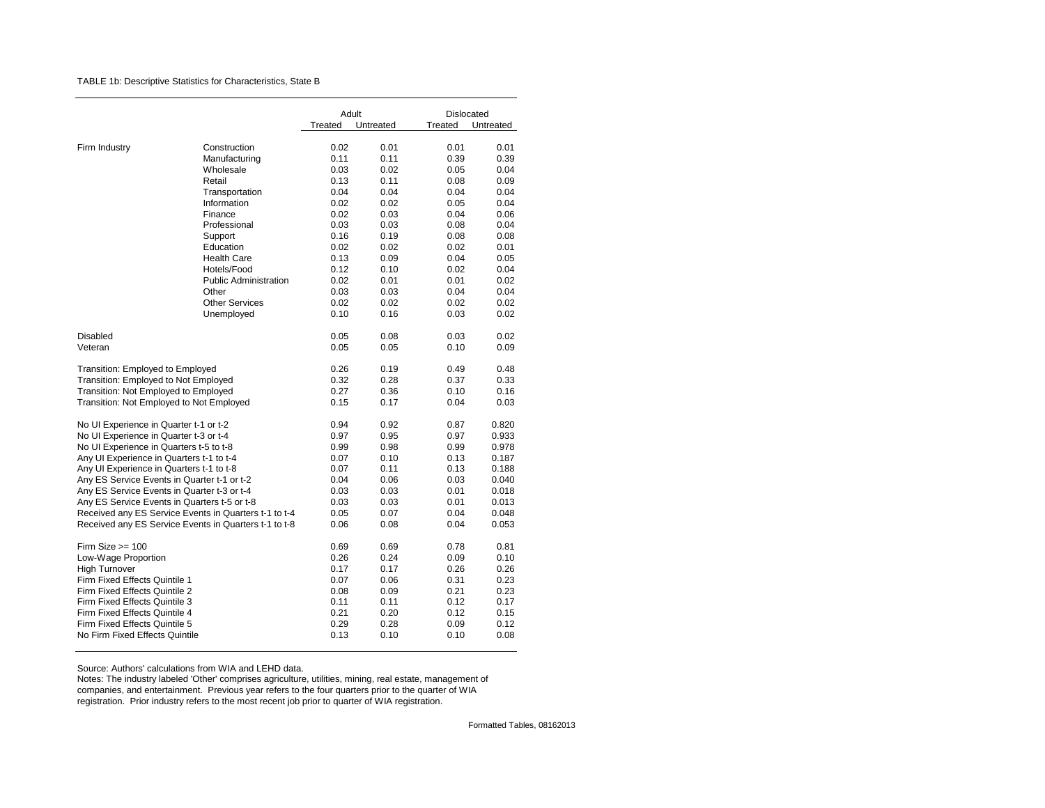TABLE 1b: Descriptive Statistics for Characteristics, State B

| | | Adult | | Dislocated | |
|---|---|---|---|---|---|
| | | Treated | Untreated | Treated | Untreated |
| Firm Industry | Construction | 0.02 | 0.01 | 0.01 | 0.01 |
| | Manufacturing | 0.11 | 0.11 | 0.39 | 0.39 |
| | Wholesale | 0.03 | 0.02 | 0.05 | 0.04 |
| | Retail | 0.13 | 0.11 | 0.08 | 0.09 |
| | Transportation | 0.04 | 0.04 | 0.04 | 0.04 |
| | Information | 0.02 | 0.02 | 0.05 | 0.04 |
| | Finance | 0.02 | 0.03 | 0.04 | 0.06 |
| | Professional | 0.03 | 0.03 | 0.08 | 0.04 |
| | Support | 0.16 | 0.19 | 0.08 | 0.08 |
| | Education | 0.02 | 0.02 | 0.02 | 0.01 |
| | Health Care | 0.13 | 0.09 | 0.04 | 0.05 |
| | Hotels/Food | 0.12 | 0.10 | 0.02 | 0.04 |
| | Public Administration | 0.02 | 0.01 | 0.01 | 0.02 |
| | Other | 0.03 | 0.03 | 0.04 | 0.04 |
| | Other Services | 0.02 | 0.02 | 0.02 | 0.02 |
| | Unemployed | 0.10 | 0.16 | 0.03 | 0.02 |
| Disabled | | 0.05 | 0.08 | 0.03 | 0.02 |
| Veteran | | 0.05 | 0.05 | 0.10 | 0.09 |
| Transition: Employed to Employed | | 0.26 | 0.19 | 0.49 | 0.48 |
| Transition: Employed to Not Employed | | 0.32 | 0.28 | 0.37 | 0.33 |
| Transition: Not Employed to Employed | | 0.27 | 0.36 | 0.10 | 0.16 |
| Transition: Not Employed to Not Employed | | 0.15 | 0.17 | 0.04 | 0.03 |
| No UI Experience in Quarter t-1 or t-2 | | 0.94 | 0.92 | 0.87 | 0.820 |
| No UI Experience in Quarter t-3 or t-4 | | 0.97 | 0.95 | 0.97 | 0.933 |
| No UI Experience in Quarters t-5 to t-8 | | 0.99 | 0.98 | 0.99 | 0.978 |
| Any UI Experience in Quarters t-1 to t-4 | | 0.07 | 0.10 | 0.13 | 0.187 |
| Any UI Experience in Quarters t-1 to t-8 | | 0.07 | 0.11 | 0.13 | 0.188 |
| Any ES Service Events in Quarter t-1 or t-2 | | 0.04 | 0.06 | 0.03 | 0.040 |
| Any ES Service Events in Quarter t-3 or t-4 | | 0.03 | 0.03 | 0.01 | 0.018 |
| Any ES Service Events in Quarters t-5 or t-8 | | 0.03 | 0.03 | 0.01 | 0.013 |
| Received any ES Service Events in Quarters t-1 to t-4 | | 0.05 | 0.07 | 0.04 | 0.048 |
| Received any ES Service Events in Quarters t-1 to t-8 | | 0.06 | 0.08 | 0.04 | 0.053 |
| Firm Size >= 100 | | 0.69 | 0.69 | 0.78 | 0.81 |
| Low-Wage Proportion | | 0.26 | 0.24 | 0.09 | 0.10 |
| High Turnover | | 0.17 | 0.17 | 0.26 | 0.26 |
| Firm Fixed Effects Quintile 1 | | 0.07 | 0.06 | 0.31 | 0.23 |
| Firm Fixed Effects Quintile 2 | | 0.08 | 0.09 | 0.21 | 0.23 |
| Firm Fixed Effects Quintile 3 | | 0.11 | 0.11 | 0.12 | 0.17 |
| Firm Fixed Effects Quintile 4 | | 0.21 | 0.20 | 0.12 | 0.15 |
| Firm Fixed Effects Quintile 5 | | 0.29 | 0.28 | 0.09 | 0.12 |
| No Firm Fixed Effects Quintile | | 0.13 | 0.10 | 0.10 | 0.08 |

Source: Authors' calculations from WIA and LEHD data.

Notes: The industry labeled 'Other' comprises agriculture, utilities, mining, real estate, management of companies, and entertainment. Previous year refers to the four quarters prior to the quarter of WIA registration. Prior industry refers to the most recent job prior to quarter of WIA registration.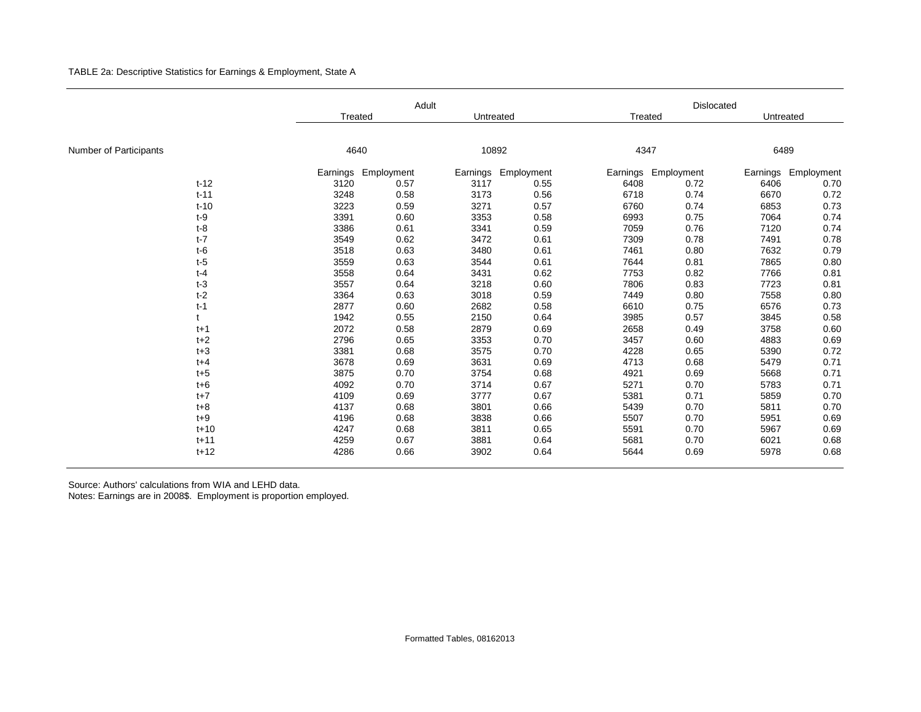TABLE 2a: Descriptive Statistics for Earnings & Employment, State A

| | Adult | | | | Dislocated | | | |
|---|---|---|---|---|---|---|---|---|
| | Treated | | Untreated | | Treated | | Untreated | |
| Number of Participants | 4640 | | 10892 | | 4347 | | 6489 | |
| | Earnings | Employment | Earnings | Employment | Earnings | Employment | Earnings | Employment |
| t-12 | 3120 | 0.57 | 3117 | 0.55 | 6408 | 0.72 | 6406 | 0.70 |
| t-11 | 3248 | 0.58 | 3173 | 0.56 | 6718 | 0.74 | 6670 | 0.72 |
| t-10 | 3223 | 0.59 | 3271 | 0.57 | 6760 | 0.74 | 6853 | 0.73 |
| t-9 | 3391 | 0.60 | 3353 | 0.58 | 6993 | 0.75 | 7064 | 0.74 |
| t-8 | 3386 | 0.61 | 3341 | 0.59 | 7059 | 0.76 | 7120 | 0.74 |
| t-7 | 3549 | 0.62 | 3472 | 0.61 | 7309 | 0.78 | 7491 | 0.78 |
| t-6 | 3518 | 0.63 | 3480 | 0.61 | 7461 | 0.80 | 7632 | 0.79 |
| t-5 | 3559 | 0.63 | 3544 | 0.61 | 7644 | 0.81 | 7865 | 0.80 |
| t-4 | 3558 | 0.64 | 3431 | 0.62 | 7753 | 0.82 | 7766 | 0.81 |
| t-3 | 3557 | 0.64 | 3218 | 0.60 | 7806 | 0.83 | 7723 | 0.81 |
| t-2 | 3364 | 0.63 | 3018 | 0.59 | 7449 | 0.80 | 7558 | 0.80 |
| t-1 | 2877 | 0.60 | 2682 | 0.58 | 6610 | 0.75 | 6576 | 0.73 |
| t | 1942 | 0.55 | 2150 | 0.64 | 3985 | 0.57 | 3845 | 0.58 |
| t+1 | 2072 | 0.58 | 2879 | 0.69 | 2658 | 0.49 | 3758 | 0.60 |
| t+2 | 2796 | 0.65 | 3353 | 0.70 | 3457 | 0.60 | 4883 | 0.69 |
| t+3 | 3381 | 0.68 | 3575 | 0.70 | 4228 | 0.65 | 5390 | 0.72 |
| t+4 | 3678 | 0.69 | 3631 | 0.69 | 4713 | 0.68 | 5479 | 0.71 |
| t+5 | 3875 | 0.70 | 3754 | 0.68 | 4921 | 0.69 | 5668 | 0.71 |
| t+6 | 4092 | 0.70 | 3714 | 0.67 | 5271 | 0.70 | 5783 | 0.71 |
| t+7 | 4109 | 0.69 | 3777 | 0.67 | 5381 | 0.71 | 5859 | 0.70 |
| t+8 | 4137 | 0.68 | 3801 | 0.66 | 5439 | 0.70 | 5811 | 0.70 |
| t+9 | 4196 | 0.68 | 3838 | 0.66 | 5507 | 0.70 | 5951 | 0.69 |
| t+10 | 4247 | 0.68 | 3811 | 0.65 | 5591 | 0.70 | 5967 | 0.69 |
| t+11 | 4259 | 0.67 | 3881 | 0.64 | 5681 | 0.70 | 6021 | 0.68 |
| t+12 | 4286 | 0.66 | 3902 | 0.64 | 5644 | 0.69 | 5978 | 0.68 |

Source: Authors' calculations from WIA and LEHD data.
Notes: Earnings are in 2008$. Employment is proportion employed.

Formatted Tables, 08162013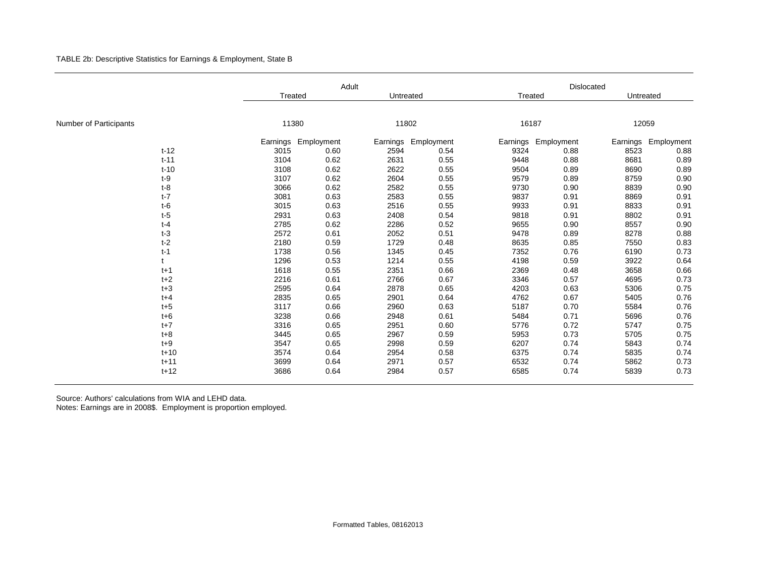TABLE 2b: Descriptive Statistics for Earnings & Employment, State B

| | Adult | | | | Dislocated | | | |
|---|---|---|---|---|---|---|---|---|
| | Treated | | Untreated | | Treated | | Untreated | |
| Number of Participants | 11380 | | 11802 | | 16187 | | 12059 | |
| | Earnings | Employment | Earnings | Employment | Earnings | Employment | Earnings | Employment |
| t-12 | 3015 | 0.60 | 2594 | 0.54 | 9324 | 0.88 | 8523 | 0.88 |
| t-11 | 3104 | 0.62 | 2631 | 0.55 | 9448 | 0.88 | 8681 | 0.89 |
| t-10 | 3108 | 0.62 | 2622 | 0.55 | 9504 | 0.89 | 8690 | 0.89 |
| t-9 | 3107 | 0.62 | 2604 | 0.55 | 9579 | 0.89 | 8759 | 0.90 |
| t-8 | 3066 | 0.62 | 2582 | 0.55 | 9730 | 0.90 | 8839 | 0.90 |
| t-7 | 3081 | 0.63 | 2583 | 0.55 | 9837 | 0.91 | 8869 | 0.91 |
| t-6 | 3015 | 0.63 | 2516 | 0.55 | 9933 | 0.91 | 8833 | 0.91 |
| t-5 | 2931 | 0.63 | 2408 | 0.54 | 9818 | 0.91 | 8802 | 0.91 |
| t-4 | 2785 | 0.62 | 2286 | 0.52 | 9655 | 0.90 | 8557 | 0.90 |
| t-3 | 2572 | 0.61 | 2052 | 0.51 | 9478 | 0.89 | 8278 | 0.88 |
| t-2 | 2180 | 0.59 | 1729 | 0.48 | 8635 | 0.85 | 7550 | 0.83 |
| t-1 | 1738 | 0.56 | 1345 | 0.45 | 7352 | 0.76 | 6190 | 0.73 |
| t | 1296 | 0.53 | 1214 | 0.55 | 4198 | 0.59 | 3922 | 0.64 |
| t+1 | 1618 | 0.55 | 2351 | 0.66 | 2369 | 0.48 | 3658 | 0.66 |
| t+2 | 2216 | 0.61 | 2766 | 0.67 | 3346 | 0.57 | 4695 | 0.73 |
| t+3 | 2595 | 0.64 | 2878 | 0.65 | 4203 | 0.63 | 5306 | 0.75 |
| t+4 | 2835 | 0.65 | 2901 | 0.64 | 4762 | 0.67 | 5405 | 0.76 |
| t+5 | 3117 | 0.66 | 2960 | 0.63 | 5187 | 0.70 | 5584 | 0.76 |
| t+6 | 3238 | 0.66 | 2948 | 0.61 | 5484 | 0.71 | 5696 | 0.76 |
| t+7 | 3316 | 0.65 | 2951 | 0.60 | 5776 | 0.72 | 5747 | 0.75 |
| t+8 | 3445 | 0.65 | 2967 | 0.59 | 5953 | 0.73 | 5705 | 0.75 |
| t+9 | 3547 | 0.65 | 2998 | 0.59 | 6207 | 0.74 | 5843 | 0.74 |
| t+10 | 3574 | 0.64 | 2954 | 0.58 | 6375 | 0.74 | 5835 | 0.74 |
| t+11 | 3699 | 0.64 | 2971 | 0.57 | 6532 | 0.74 | 5862 | 0.73 |
| t+12 | 3686 | 0.64 | 2984 | 0.57 | 6585 | 0.74 | 5839 | 0.73 |

Source: Authors' calculations from WIA and LEHD data.
Notes: Earnings are in 2008$. Employment is proportion employed.

Formatted Tables, 08162013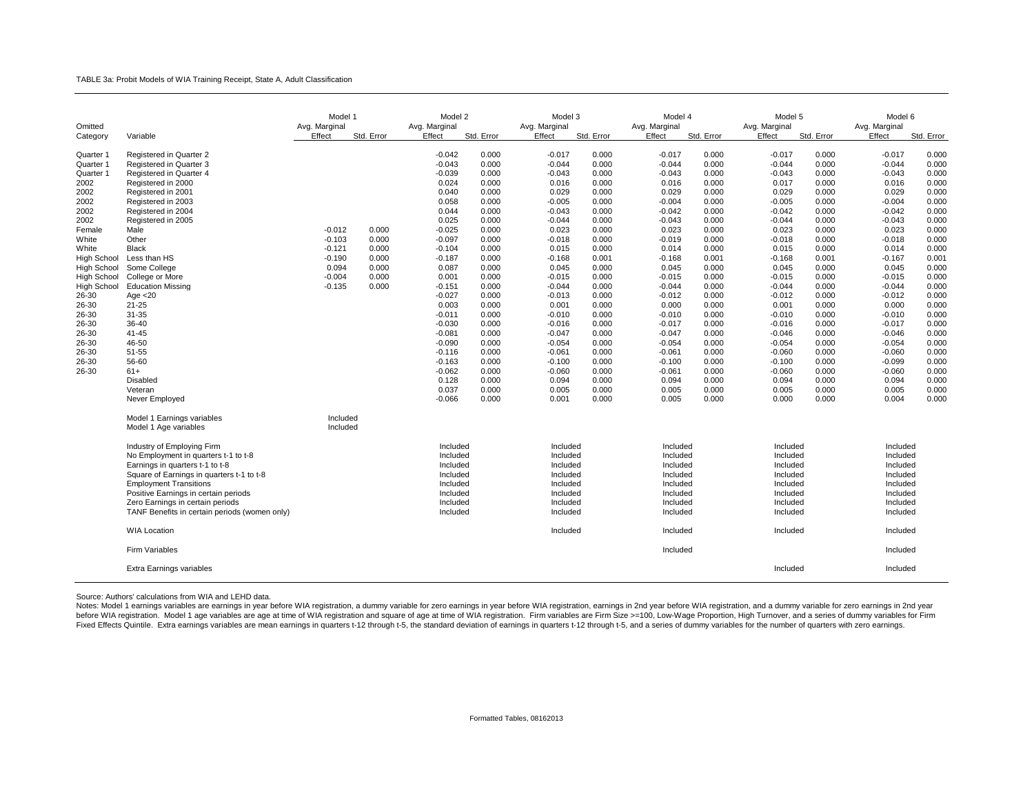TABLE 3a: Probit Models of WIA Training Receipt, State A, Adult Classification

| Omitted Category | Variable | Model 1 Avg. Marginal Effect | Model 1 Std. Error | Model 2 Avg. Marginal Effect | Model 2 Std. Error | Model 3 Avg. Marginal Effect | Model 3 Std. Error | Model 4 Avg. Marginal Effect | Model 4 Std. Error | Model 5 Avg. Marginal Effect | Model 5 Std. Error | Model 6 Avg. Marginal Effect | Model 6 Std. Error |
|---|---|---|---|---|---|---|---|---|---|---|---|---|---|
| Quarter 1 | Registered in Quarter 2 | | | -0.042 | 0.000 | -0.017 | 0.000 | -0.017 | 0.000 | -0.017 | 0.000 | -0.017 | 0.000 |
| Quarter 1 | Registered in Quarter 3 | | | -0.043 | 0.000 | -0.044 | 0.000 | -0.044 | 0.000 | -0.044 | 0.000 | -0.044 | 0.000 |
| Quarter 1 | Registered in Quarter 4 | | | -0.039 | 0.000 | -0.043 | 0.000 | -0.043 | 0.000 | -0.043 | 0.000 | -0.043 | 0.000 |
| 2002 | Registered in 2000 | | | 0.024 | 0.000 | 0.016 | 0.000 | 0.016 | 0.000 | 0.017 | 0.000 | 0.016 | 0.000 |
| 2002 | Registered in 2001 | | | 0.040 | 0.000 | 0.029 | 0.000 | 0.029 | 0.000 | 0.029 | 0.000 | 0.029 | 0.000 |
| 2002 | Registered in 2003 | | | 0.058 | 0.000 | -0.005 | 0.000 | -0.004 | 0.000 | -0.005 | 0.000 | -0.004 | 0.000 |
| 2002 | Registered in 2004 | | | 0.044 | 0.000 | -0.043 | 0.000 | -0.042 | 0.000 | -0.042 | 0.000 | -0.042 | 0.000 |
| 2002 | Registered in 2005 | | | 0.025 | 0.000 | -0.044 | 0.000 | -0.043 | 0.000 | -0.044 | 0.000 | -0.043 | 0.000 |
| Female | Male | -0.012 | 0.000 | -0.025 | 0.000 | 0.023 | 0.000 | 0.023 | 0.000 | 0.023 | 0.000 | 0.023 | 0.000 |
| White | Other | -0.103 | 0.000 | -0.097 | 0.000 | -0.018 | 0.000 | -0.019 | 0.000 | -0.018 | 0.000 | -0.018 | 0.000 |
| White | Black | -0.121 | 0.000 | -0.104 | 0.000 | 0.015 | 0.000 | 0.014 | 0.000 | 0.015 | 0.000 | 0.014 | 0.000 |
| High School | Less than HS | -0.190 | 0.000 | -0.187 | 0.000 | -0.168 | 0.001 | -0.168 | 0.001 | -0.168 | 0.001 | -0.167 | 0.001 |
| High School | Some College | 0.094 | 0.000 | 0.087 | 0.000 | 0.045 | 0.000 | 0.045 | 0.000 | 0.045 | 0.000 | 0.045 | 0.000 |
| High School | College or More | -0.004 | 0.000 | 0.001 | 0.000 | -0.015 | 0.000 | -0.015 | 0.000 | -0.015 | 0.000 | -0.015 | 0.000 |
| High School | Education Missing | -0.135 | 0.000 | -0.151 | 0.000 | -0.044 | 0.000 | -0.044 | 0.000 | -0.044 | 0.000 | -0.044 | 0.000 |
| 26-30 | Age <20 | | | -0.027 | 0.000 | -0.013 | 0.000 | -0.012 | 0.000 | -0.012 | 0.000 | -0.012 | 0.000 |
| 26-30 | 21-25 | | | 0.003 | 0.000 | 0.001 | 0.000 | 0.000 | 0.000 | 0.001 | 0.000 | 0.000 | 0.000 |
| 26-30 | 31-35 | | | -0.011 | 0.000 | -0.010 | 0.000 | -0.010 | 0.000 | -0.010 | 0.000 | -0.010 | 0.000 |
| 26-30 | 36-40 | | | -0.030 | 0.000 | -0.016 | 0.000 | -0.017 | 0.000 | -0.016 | 0.000 | -0.017 | 0.000 |
| 26-30 | 41-45 | | | -0.081 | 0.000 | -0.047 | 0.000 | -0.047 | 0.000 | -0.046 | 0.000 | -0.046 | 0.000 |
| 26-30 | 46-50 | | | -0.090 | 0.000 | -0.054 | 0.000 | -0.054 | 0.000 | -0.054 | 0.000 | -0.054 | 0.000 |
| 26-30 | 51-55 | | | -0.116 | 0.000 | -0.061 | 0.000 | -0.061 | 0.000 | -0.060 | 0.000 | -0.060 | 0.000 |
| 26-30 | 56-60 | | | -0.163 | 0.000 | -0.100 | 0.000 | -0.100 | 0.000 | -0.100 | 0.000 | -0.099 | 0.000 |
| 26-30 | 61+ | | | -0.062 | 0.000 | -0.060 | 0.000 | -0.061 | 0.000 | -0.060 | 0.000 | -0.060 | 0.000 |
| | Disabled | | | 0.128 | 0.000 | 0.094 | 0.000 | 0.094 | 0.000 | 0.094 | 0.000 | 0.094 | 0.000 |
| | Veteran | | | 0.037 | 0.000 | 0.005 | 0.000 | 0.005 | 0.000 | 0.005 | 0.000 | 0.005 | 0.000 |
| | Never Employed | | | -0.066 | 0.000 | 0.001 | 0.000 | 0.005 | 0.000 | 0.000 | 0.000 | 0.004 | 0.000 |
| | Model 1 Earnings variables | Included | | | | | | | | | | | |
| | Model 1 Age variables | Included | | | | | | | | | | | |
| | Industry of Employing Firm | | | Included | | Included | | Included | | Included | | Included | |
| | No Employment in quarters t-1 to t-8 | | | Included | | Included | | Included | | Included | | Included | |
| | Earnings in quarters t-1 to t-8 | | | Included | | Included | | Included | | Included | | Included | |
| | Square of Earnings in quarters t-1 to t-8 | | | Included | | Included | | Included | | Included | | Included | |
| | Employment Transitions | | | Included | | Included | | Included | | Included | | Included | |
| | Positive Earnings in certain periods | | | Included | | Included | | Included | | Included | | Included | |
| | Zero Earnings in certain periods | | | Included | | Included | | Included | | Included | | Included | |
| | TANF Benefits in certain periods (women only) | | | Included | | Included | | Included | | Included | | Included | |
| | WIA Location | | | | | Included | | Included | | Included | | Included | |
| | Firm Variables | | | | | | | Included | | | | Included | |
| | Extra Earnings variables | | | | | | | | | Included | | Included | |

Source: Authors' calculations from WIA and LEHD data.

Notes: Model 1 earnings variables are earnings in year before WIA registration, a dummy variable for zero earnings in year before WIA registration, earnings in 2nd year before WIA registration, and a dummy variable for zero earnings in 2nd year before WIA registration. Model 1 age variables are age at time of WIA registration and square of age at time of WIA registration. Firm variables are Firm Size >=100, Low-Wage Proportion, High Turnover, and a series of dummy variables for Firm Fixed Effects Quintile. Extra earnings variables are mean earnings in quarters t-12 through t-5, the standard deviation of earnings in quarters t-12 through t-5, and a series of dummy variables for the number of quarters with zero earnings.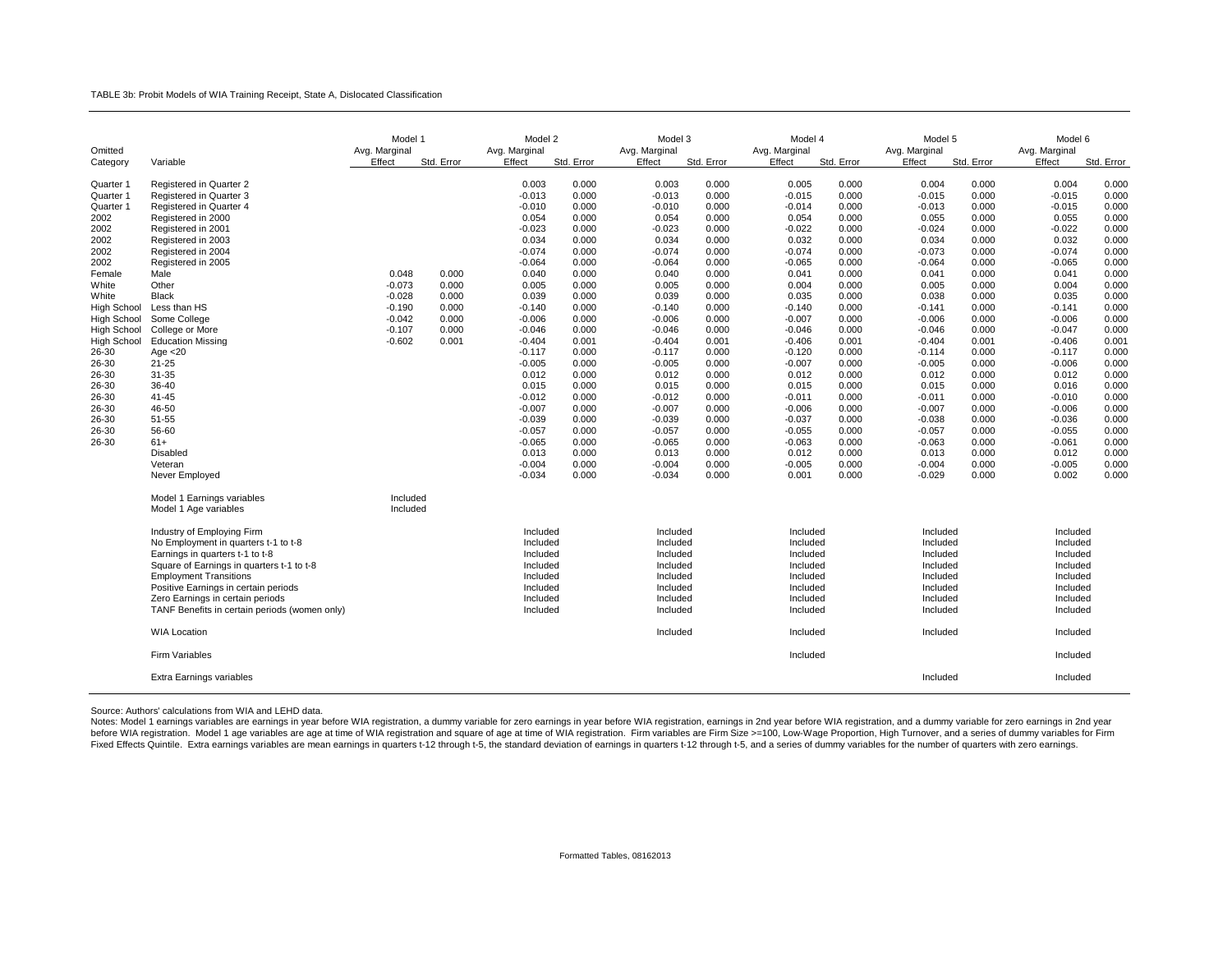TABLE 3b: Probit Models of WIA Training Receipt, State A, Dislocated Classification

| Omitted Category | Variable | Model 1 Avg. Marginal Effect | Model 1 Std. Error | Model 2 Avg. Marginal Effect | Model 2 Std. Error | Model 3 Avg. Marginal Effect | Model 3 Std. Error | Model 4 Avg. Marginal Effect | Model 4 Std. Error | Model 5 Avg. Marginal Effect | Model 5 Std. Error | Model 6 Avg. Marginal Effect | Model 6 Std. Error |
|---|---|---|---|---|---|---|---|---|---|---|---|---|---|
| Quarter 1 | Registered in Quarter 2 | | | 0.003 | 0.000 | 0.003 | 0.000 | 0.005 | 0.000 | 0.004 | 0.000 | 0.004 | 0.000 |
| Quarter 1 | Registered in Quarter 3 | | | -0.013 | 0.000 | -0.013 | 0.000 | -0.015 | 0.000 | -0.015 | 0.000 | -0.015 | 0.000 |
| Quarter 1 | Registered in Quarter 4 | | | -0.010 | 0.000 | -0.010 | 0.000 | -0.014 | 0.000 | -0.013 | 0.000 | -0.015 | 0.000 |
| 2002 | Registered in 2000 | | | 0.054 | 0.000 | 0.054 | 0.000 | 0.054 | 0.000 | 0.055 | 0.000 | 0.055 | 0.000 |
| 2002 | Registered in 2001 | | | -0.023 | 0.000 | -0.023 | 0.000 | -0.022 | 0.000 | -0.024 | 0.000 | -0.022 | 0.000 |
| 2002 | Registered in 2003 | | | 0.034 | 0.000 | 0.034 | 0.000 | 0.032 | 0.000 | 0.034 | 0.000 | 0.032 | 0.000 |
| 2002 | Registered in 2004 | | | -0.074 | 0.000 | -0.074 | 0.000 | -0.074 | 0.000 | -0.073 | 0.000 | -0.074 | 0.000 |
| 2002 | Registered in 2005 | | | -0.064 | 0.000 | -0.064 | 0.000 | -0.065 | 0.000 | -0.064 | 0.000 | -0.065 | 0.000 |
| Female | Male | 0.048 | 0.000 | 0.040 | 0.000 | 0.040 | 0.000 | 0.041 | 0.000 | 0.041 | 0.000 | 0.041 | 0.000 |
| White | Other | -0.073 | 0.000 | 0.005 | 0.000 | 0.005 | 0.000 | 0.004 | 0.000 | 0.005 | 0.000 | 0.004 | 0.000 |
| White | Black | -0.028 | 0.000 | 0.039 | 0.000 | 0.039 | 0.000 | 0.035 | 0.000 | 0.038 | 0.000 | 0.035 | 0.000 |
| High School | Less than HS | -0.190 | 0.000 | -0.140 | 0.000 | -0.140 | 0.000 | -0.140 | 0.000 | -0.141 | 0.000 | -0.141 | 0.000 |
| High School | Some College | -0.042 | 0.000 | -0.006 | 0.000 | -0.006 | 0.000 | -0.007 | 0.000 | -0.006 | 0.000 | -0.006 | 0.000 |
| High School | College or More | -0.107 | 0.000 | -0.046 | 0.000 | -0.046 | 0.000 | -0.046 | 0.000 | -0.046 | 0.000 | -0.047 | 0.000 |
| High School | Education Missing | -0.602 | 0.001 | -0.404 | 0.001 | -0.404 | 0.001 | -0.406 | 0.001 | -0.404 | 0.001 | -0.406 | 0.001 |
| 26-30 | Age <20 | | | -0.117 | 0.000 | -0.117 | 0.000 | -0.120 | 0.000 | -0.114 | 0.000 | -0.117 | 0.000 |
| 26-30 | 21-25 | | | -0.005 | 0.000 | -0.005 | 0.000 | -0.007 | 0.000 | -0.005 | 0.000 | -0.006 | 0.000 |
| 26-30 | 31-35 | | | 0.012 | 0.000 | 0.012 | 0.000 | 0.012 | 0.000 | 0.012 | 0.000 | 0.012 | 0.000 |
| 26-30 | 36-40 | | | 0.015 | 0.000 | 0.015 | 0.000 | 0.015 | 0.000 | 0.015 | 0.000 | 0.016 | 0.000 |
| 26-30 | 41-45 | | | -0.012 | 0.000 | -0.012 | 0.000 | -0.011 | 0.000 | -0.011 | 0.000 | -0.010 | 0.000 |
| 26-30 | 46-50 | | | -0.007 | 0.000 | -0.007 | 0.000 | -0.006 | 0.000 | -0.007 | 0.000 | -0.006 | 0.000 |
| 26-30 | 51-55 | | | -0.039 | 0.000 | -0.039 | 0.000 | -0.037 | 0.000 | -0.038 | 0.000 | -0.036 | 0.000 |
| 26-30 | 56-60 | | | -0.057 | 0.000 | -0.057 | 0.000 | -0.055 | 0.000 | -0.057 | 0.000 | -0.055 | 0.000 |
| 26-30 | 61+ | | | -0.065 | 0.000 | -0.065 | 0.000 | -0.063 | 0.000 | -0.063 | 0.000 | -0.061 | 0.000 |
| | Disabled | | | 0.013 | 0.000 | 0.013 | 0.000 | 0.012 | 0.000 | 0.013 | 0.000 | 0.012 | 0.000 |
| | Veteran | | | -0.004 | 0.000 | -0.004 | 0.000 | -0.005 | 0.000 | -0.004 | 0.000 | -0.005 | 0.000 |
| | Never Employed | | | -0.034 | 0.000 | -0.034 | 0.000 | 0.001 | 0.000 | -0.029 | 0.000 | 0.002 | 0.000 |
| | Model 1 Earnings variables | Included | | | | | | | | | | | |
| | Model 1 Age variables | Included | | | | | | | | | | | |
| | Industry of Employing Firm | | | Included | | Included | | Included | | Included | | Included | |
| | No Employment in quarters t-1 to t-8 | | | Included | | Included | | Included | | Included | | Included | |
| | Earnings in quarters t-1 to t-8 | | | Included | | Included | | Included | | Included | | Included | |
| | Square of Earnings in quarters t-1 to t-8 | | | Included | | Included | | Included | | Included | | Included | |
| | Employment Transitions | | | Included | | Included | | Included | | Included | | Included | |
| | Positive Earnings in certain periods | | | Included | | Included | | Included | | Included | | Included | |
| | Zero Earnings in certain periods | | | Included | | Included | | Included | | Included | | Included | |
| | TANF Benefits in certain periods (women only) | | | Included | | Included | | Included | | Included | | Included | |
| | WIA Location | | | | | Included | | Included | | Included | | Included | |
| | Firm Variables | | | | | | | Included | | | | Included | |
| | Extra Earnings variables | | | | | | | | | Included | | Included | |

Source: Authors' calculations from WIA and LEHD data.

Notes: Model 1 earnings variables are earnings in year before WIA registration, a dummy variable for zero earnings in year before WIA registration, earnings in 2nd year before WIA registration, and a dummy variable for zero earnings in 2nd year before WIA registration. Model 1 age variables are age at time of WIA registration and square of age at time of WIA registration. Firm variables are Firm Size >=100, Low-Wage Proportion, High Turnover, and a series of dummy variables for Firm Fixed Effects Quintile. Extra earnings variables are mean earnings in quarters t-12 through t-5, the standard deviation of earnings in quarters t-12 through t-5, and a series of dummy variables for the number of quarters with zero earnings.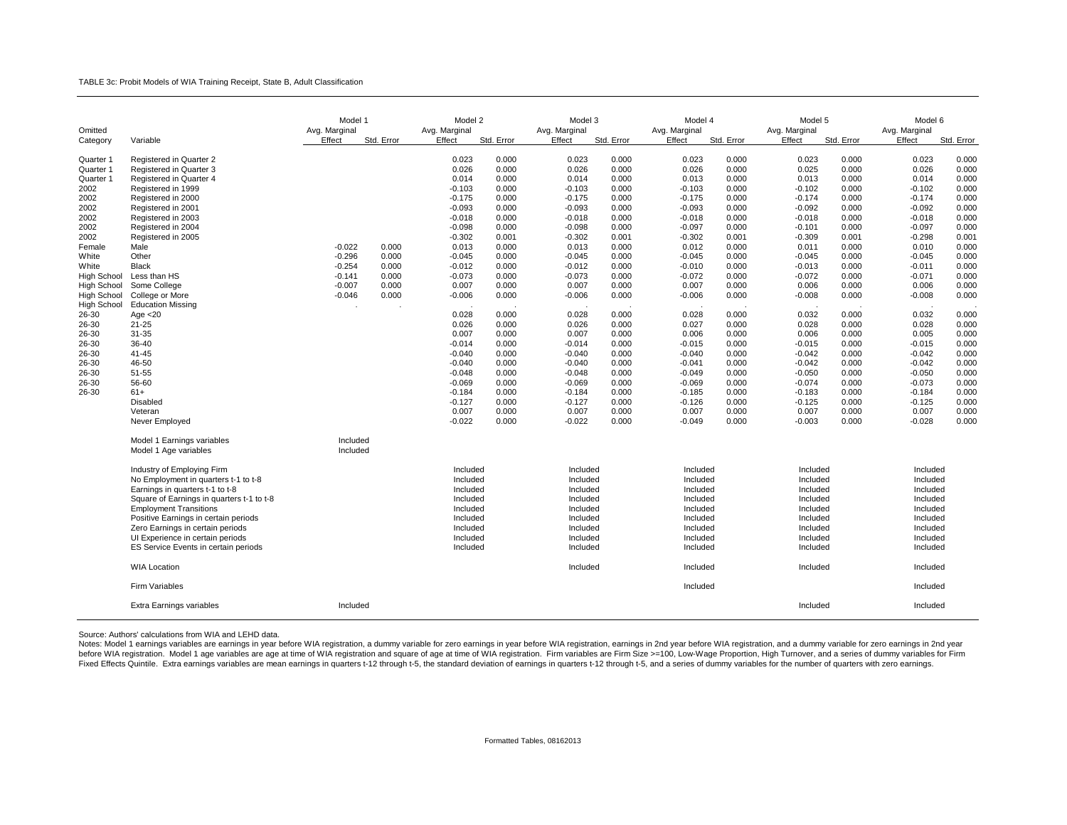TABLE 3c: Probit Models of WIA Training Receipt, State B, Adult Classification

| Omitted Category | Variable | Model 1 Avg. Marginal Effect | Model 1 Std. Error | Model 2 Avg. Marginal Effect | Model 2 Std. Error | Model 3 Avg. Marginal Effect | Model 3 Std. Error | Model 4 Avg. Marginal Effect | Model 4 Std. Error | Model 5 Avg. Marginal Effect | Model 5 Std. Error | Model 6 Avg. Marginal Effect | Model 6 Std. Error |
|---|---|---|---|---|---|---|---|---|---|---|---|---|---|
| Quarter 1 | Registered in Quarter 2 | | | 0.023 | 0.000 | 0.023 | 0.000 | 0.023 | 0.000 | 0.023 | 0.000 | 0.023 | 0.000 |
| Quarter 1 | Registered in Quarter 3 | | | 0.026 | 0.000 | 0.026 | 0.000 | 0.026 | 0.000 | 0.025 | 0.000 | 0.026 | 0.000 |
| Quarter 1 | Registered in Quarter 4 | | | 0.014 | 0.000 | 0.014 | 0.000 | 0.013 | 0.000 | 0.013 | 0.000 | 0.014 | 0.000 |
| 2002 | Registered in 1999 | | | -0.103 | 0.000 | -0.103 | 0.000 | -0.103 | 0.000 | -0.102 | 0.000 | -0.102 | 0.000 |
| 2002 | Registered in 2000 | | | -0.175 | 0.000 | -0.175 | 0.000 | -0.175 | 0.000 | -0.174 | 0.000 | -0.174 | 0.000 |
| 2002 | Registered in 2001 | | | -0.093 | 0.000 | -0.093 | 0.000 | -0.093 | 0.000 | -0.092 | 0.000 | -0.092 | 0.000 |
| 2002 | Registered in 2003 | | | -0.018 | 0.000 | -0.018 | 0.000 | -0.018 | 0.000 | -0.018 | 0.000 | -0.018 | 0.000 |
| 2002 | Registered in 2004 | | | -0.098 | 0.000 | -0.098 | 0.000 | -0.097 | 0.000 | -0.101 | 0.000 | -0.097 | 0.000 |
| 2002 | Registered in 2005 | | | -0.302 | 0.001 | -0.302 | 0.001 | -0.302 | 0.001 | -0.309 | 0.001 | -0.298 | 0.001 |
| Female | Male | -0.022 | 0.000 | 0.013 | 0.000 | 0.013 | 0.000 | 0.012 | 0.000 | 0.011 | 0.000 | 0.010 | 0.000 |
| White | Other | -0.296 | 0.000 | -0.045 | 0.000 | -0.045 | 0.000 | -0.045 | 0.000 | -0.045 | 0.000 | -0.045 | 0.000 |
| White | Black | -0.254 | 0.000 | -0.012 | 0.000 | -0.012 | 0.000 | -0.010 | 0.000 | -0.013 | 0.000 | -0.011 | 0.000 |
| High School | Less than HS | -0.141 | 0.000 | -0.073 | 0.000 | -0.073 | 0.000 | -0.072 | 0.000 | -0.072 | 0.000 | -0.071 | 0.000 |
| High School | Some College | -0.007 | 0.000 | 0.007 | 0.000 | 0.007 | 0.000 | 0.007 | 0.000 | 0.006 | 0.000 | 0.006 | 0.000 |
| High School | College or More | -0.046 | 0.000 | -0.006 | 0.000 | -0.006 | 0.000 | -0.006 | 0.000 | -0.008 | 0.000 | -0.008 | 0.000 |
| High School | Education Missing | . | . | . | . | . | . | . | . | . | . | . | . |
| 26-30 | Age <20 | | | 0.028 | 0.000 | 0.028 | 0.000 | 0.028 | 0.000 | 0.032 | 0.000 | 0.032 | 0.000 |
| 26-30 | 21-25 | | | 0.026 | 0.000 | 0.026 | 0.000 | 0.027 | 0.000 | 0.028 | 0.000 | 0.028 | 0.000 |
| 26-30 | 31-35 | | | 0.007 | 0.000 | 0.007 | 0.000 | 0.006 | 0.000 | 0.006 | 0.000 | 0.005 | 0.000 |
| 26-30 | 36-40 | | | -0.014 | 0.000 | -0.014 | 0.000 | -0.015 | 0.000 | -0.015 | 0.000 | -0.015 | 0.000 |
| 26-30 | 41-45 | | | -0.040 | 0.000 | -0.040 | 0.000 | -0.040 | 0.000 | -0.042 | 0.000 | -0.042 | 0.000 |
| 26-30 | 46-50 | | | -0.040 | 0.000 | -0.040 | 0.000 | -0.041 | 0.000 | -0.042 | 0.000 | -0.042 | 0.000 |
| 26-30 | 51-55 | | | -0.048 | 0.000 | -0.048 | 0.000 | -0.049 | 0.000 | -0.050 | 0.000 | -0.050 | 0.000 |
| 26-30 | 56-60 | | | -0.069 | 0.000 | -0.069 | 0.000 | -0.069 | 0.000 | -0.074 | 0.000 | -0.073 | 0.000 |
| 26-30 | 61+ | | | -0.184 | 0.000 | -0.184 | 0.000 | -0.185 | 0.000 | -0.183 | 0.000 | -0.184 | 0.000 |
| | Disabled | | | -0.127 | 0.000 | -0.127 | 0.000 | -0.126 | 0.000 | -0.125 | 0.000 | -0.125 | 0.000 |
| | Veteran | | | 0.007 | 0.000 | 0.007 | 0.000 | 0.007 | 0.000 | 0.007 | 0.000 | 0.007 | 0.000 |
| | Never Employed | | | -0.022 | 0.000 | -0.022 | 0.000 | -0.049 | 0.000 | -0.003 | 0.000 | -0.028 | 0.000 |
| | Model 1 Earnings variables | Included | | | | | | | | | | | |
| | Model 1 Age variables | Included | | | | | | | | | | | |
| | Industry of Employing Firm | | | Included | | Included | | Included | | Included | | Included | |
| | No Employment in quarters t-1 to t-8 | | | Included | | Included | | Included | | Included | | Included | |
| | Earnings in quarters t-1 to t-8 | | | Included | | Included | | Included | | Included | | Included | |
| | Square of Earnings in quarters t-1 to t-8 | | | Included | | Included | | Included | | Included | | Included | |
| | Employment Transitions | | | Included | | Included | | Included | | Included | | Included | |
| | Positive Earnings in certain periods | | | Included | | Included | | Included | | Included | | Included | |
| | Zero Earnings in certain periods | | | Included | | Included | | Included | | Included | | Included | |
| | UI Experience in certain periods | | | Included | | Included | | Included | | Included | | Included | |
| | ES Service Events in certain periods | | | Included | | Included | | Included | | Included | | Included | |
| | WIA Location | | | | | Included | | Included | | Included | | Included | |
| | Firm Variables | | | | | | | Included | | | | Included | |
| | Extra Earnings variables | Included | | | | | | | | Included | | Included | |

Source: Authors' calculations from WIA and LEHD data.

Notes: Model 1 earnings variables are earnings in year before WIA registration, a dummy variable for zero earnings in year before WIA registration, earnings in 2nd year before WIA registration, and a dummy variable for zero earnings in 2nd year before WIA registration. Model 1 age variables are age at time of WIA registration and square of age at time of WIA registration. Firm variables are Firm Size >=100, Low-Wage Proportion, High Turnover, and a series of dummy variables for Firm Fixed Effects Quintile. Extra earnings variables are mean earnings in quarters t-12 through t-5, the standard deviation of earnings in quarters t-12 through t-5, and a series of dummy variables for the number of quarters with zero earnings.

Formatted Tables, 08162013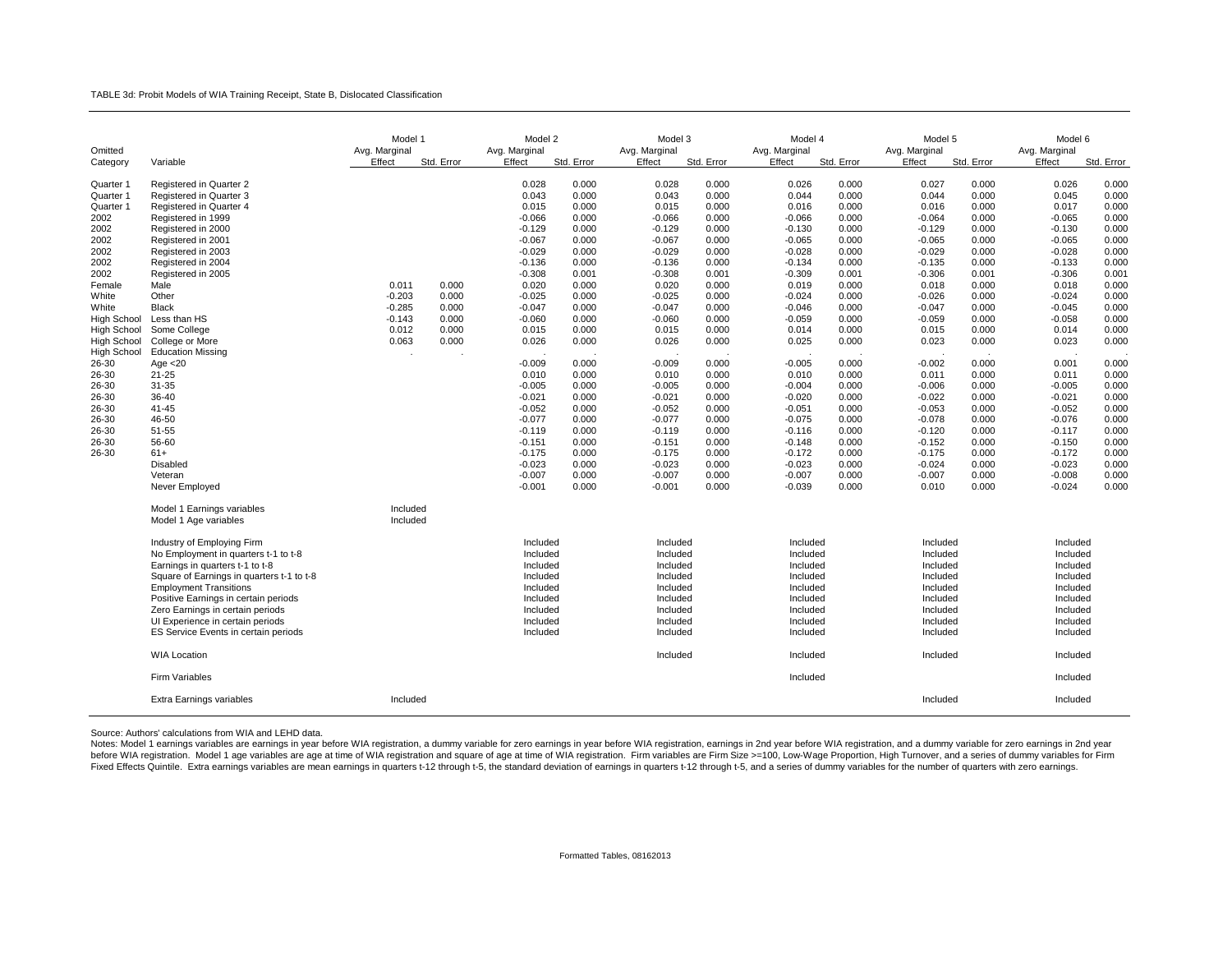TABLE 3d: Probit Models of WIA Training Receipt, State B, Dislocated Classification

| Omitted Category | Variable | Model 1 Avg. Marginal Effect | Model 1 Std. Error | Model 2 Avg. Marginal Effect | Model 2 Std. Error | Model 3 Avg. Marginal Effect | Model 3 Std. Error | Model 4 Avg. Marginal Effect | Model 4 Std. Error | Model 5 Avg. Marginal Effect | Model 5 Std. Error | Model 6 Avg. Marginal Effect | Model 6 Std. Error |
|---|---|---|---|---|---|---|---|---|---|---|---|---|---|
| Quarter 1 | Registered in Quarter 2 | | | 0.028 | 0.000 | 0.028 | 0.000 | 0.026 | 0.000 | 0.027 | 0.000 | 0.026 | 0.000 |
| Quarter 1 | Registered in Quarter 3 | | | 0.043 | 0.000 | 0.043 | 0.000 | 0.044 | 0.000 | 0.044 | 0.000 | 0.045 | 0.000 |
| Quarter 1 | Registered in Quarter 4 | | | 0.015 | 0.000 | 0.015 | 0.000 | 0.016 | 0.000 | 0.016 | 0.000 | 0.017 | 0.000 |
| 2002 | Registered in 1999 | | | -0.066 | 0.000 | -0.066 | 0.000 | -0.066 | 0.000 | -0.064 | 0.000 | -0.065 | 0.000 |
| 2002 | Registered in 2000 | | | -0.129 | 0.000 | -0.129 | 0.000 | -0.130 | 0.000 | -0.129 | 0.000 | -0.130 | 0.000 |
| 2002 | Registered in 2001 | | | -0.067 | 0.000 | -0.067 | 0.000 | -0.065 | 0.000 | -0.065 | 0.000 | -0.065 | 0.000 |
| 2002 | Registered in 2003 | | | -0.029 | 0.000 | -0.029 | 0.000 | -0.028 | 0.000 | -0.029 | 0.000 | -0.028 | 0.000 |
| 2002 | Registered in 2004 | | | -0.136 | 0.000 | -0.136 | 0.000 | -0.134 | 0.000 | -0.135 | 0.000 | -0.133 | 0.000 |
| 2002 | Registered in 2005 | | | -0.308 | 0.001 | -0.308 | 0.001 | -0.309 | 0.001 | -0.306 | 0.001 | -0.306 | 0.001 |
| Female | Male | 0.011 | 0.000 | 0.020 | 0.000 | 0.020 | 0.000 | 0.019 | 0.000 | 0.018 | 0.000 | 0.018 | 0.000 |
| White | Other | -0.203 | 0.000 | -0.025 | 0.000 | -0.025 | 0.000 | -0.024 | 0.000 | -0.026 | 0.000 | -0.024 | 0.000 |
| White | Black | -0.285 | 0.000 | -0.047 | 0.000 | -0.047 | 0.000 | -0.046 | 0.000 | -0.047 | 0.000 | -0.045 | 0.000 |
| High School | Less than HS | -0.143 | 0.000 | -0.060 | 0.000 | -0.060 | 0.000 | -0.059 | 0.000 | -0.059 | 0.000 | -0.058 | 0.000 |
| High School | Some College | 0.012 | 0.000 | 0.015 | 0.000 | 0.015 | 0.000 | 0.014 | 0.000 | 0.015 | 0.000 | 0.014 | 0.000 |
| High School | College or More | 0.063 | 0.000 | 0.026 | 0.000 | 0.026 | 0.000 | 0.025 | 0.000 | 0.023 | 0.000 | 0.023 | 0.000 |
| High School | Education Missing | . | . | . | . | . | . | . | . | . | . | . | . |
| 26-30 | Age <20 | | | -0.009 | 0.000 | -0.009 | 0.000 | -0.005 | 0.000 | -0.002 | 0.000 | 0.001 | 0.000 |
| 26-30 | 21-25 | | | 0.010 | 0.000 | 0.010 | 0.000 | 0.010 | 0.000 | 0.011 | 0.000 | 0.011 | 0.000 |
| 26-30 | 31-35 | | | -0.005 | 0.000 | -0.005 | 0.000 | -0.004 | 0.000 | -0.006 | 0.000 | -0.005 | 0.000 |
| 26-30 | 36-40 | | | -0.021 | 0.000 | -0.021 | 0.000 | -0.020 | 0.000 | -0.022 | 0.000 | -0.021 | 0.000 |
| 26-30 | 41-45 | | | -0.052 | 0.000 | -0.052 | 0.000 | -0.051 | 0.000 | -0.053 | 0.000 | -0.052 | 0.000 |
| 26-30 | 46-50 | | | -0.077 | 0.000 | -0.077 | 0.000 | -0.075 | 0.000 | -0.078 | 0.000 | -0.076 | 0.000 |
| 26-30 | 51-55 | | | -0.119 | 0.000 | -0.119 | 0.000 | -0.116 | 0.000 | -0.120 | 0.000 | -0.117 | 0.000 |
| 26-30 | 56-60 | | | -0.151 | 0.000 | -0.151 | 0.000 | -0.148 | 0.000 | -0.152 | 0.000 | -0.150 | 0.000 |
| 26-30 | 61+ | | | -0.175 | 0.000 | -0.175 | 0.000 | -0.172 | 0.000 | -0.175 | 0.000 | -0.172 | 0.000 |
| | Disabled | | | -0.023 | 0.000 | -0.023 | 0.000 | -0.023 | 0.000 | -0.024 | 0.000 | -0.023 | 0.000 |
| | Veteran | | | -0.007 | 0.000 | -0.007 | 0.000 | -0.007 | 0.000 | -0.007 | 0.000 | -0.008 | 0.000 |
| | Never Employed | | | -0.001 | 0.000 | -0.001 | 0.000 | -0.039 | 0.000 | 0.010 | 0.000 | -0.024 | 0.000 |
| | Model 1 Earnings variables | Included | | | | | | | | | | | |
| | Model 1 Age variables | Included | | | | | | | | | | | |
| | Industry of Employing Firm | | | Included | | Included | | Included | | Included | | Included | |
| | No Employment in quarters t-1 to t-8 | | | Included | | Included | | Included | | Included | | Included | |
| | Earnings in quarters t-1 to t-8 | | | Included | | Included | | Included | | Included | | Included | |
| | Square of Earnings in quarters t-1 to t-8 | | | Included | | Included | | Included | | Included | | Included | |
| | Employment Transitions | | | Included | | Included | | Included | | Included | | Included | |
| | Positive Earnings in certain periods | | | Included | | Included | | Included | | Included | | Included | |
| | Zero Earnings in certain periods | | | Included | | Included | | Included | | Included | | Included | |
| | UI Experience in certain periods | | | Included | | Included | | Included | | Included | | Included | |
| | ES Service Events in certain periods | | | Included | | Included | | Included | | Included | | Included | |
| | WIA Location | | | | | Included | | Included | | Included | | Included | |
| | Firm Variables | | | | | | | Included | | | | Included | |
| | Extra Earnings variables | Included | | | | | | | | Included | | Included | |

Source: Authors' calculations from WIA and LEHD data.

Notes: Model 1 earnings variables are earnings in year before WIA registration, a dummy variable for zero earnings in year before WIA registration, earnings in 2nd year before WIA registration, and a dummy variable for zero earnings in 2nd year before WIA registration. Model 1 age variables are age at time of WIA registration and square of age at time of WIA registration. Firm variables are Firm Size >=100, Low-Wage Proportion, High Turnover, and a series of dummy variables for Firm Fixed Effects Quintile. Extra earnings variables are mean earnings in quarters t-12 through t-5, the standard deviation of earnings in quarters t-12 through t-5, and a series of dummy variables for the number of quarters with zero earnings.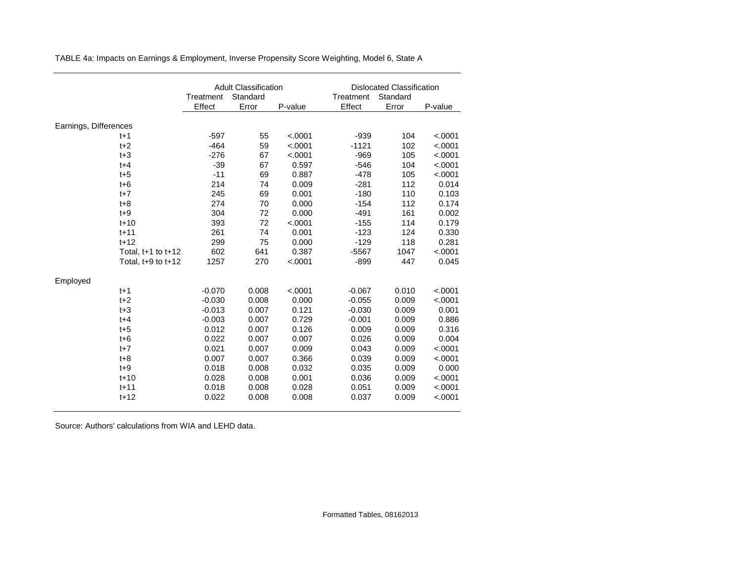TABLE 4a: Impacts on Earnings & Employment, Inverse Propensity Score Weighting, Model 6, State A

| | Adult Classification | | | Dislocated Classification | | |
|---|---|---|---|---|---|---|
| | Treatment Effect | Standard Error | P-value | Treatment Effect | Standard Error | P-value |
| Earnings, Differences | | | | | | |
| t+1 | -597 | 55 | <.0001 | -939 | 104 | <.0001 |
| t+2 | -464 | 59 | <.0001 | -1121 | 102 | <.0001 |
| t+3 | -276 | 67 | <.0001 | -969 | 105 | <.0001 |
| t+4 | -39 | 67 | 0.597 | -546 | 104 | <.0001 |
| t+5 | -11 | 69 | 0.887 | -478 | 105 | <.0001 |
| t+6 | 214 | 74 | 0.009 | -281 | 112 | 0.014 |
| t+7 | 245 | 69 | 0.001 | -180 | 110 | 0.103 |
| t+8 | 274 | 70 | 0.000 | -154 | 112 | 0.174 |
| t+9 | 304 | 72 | 0.000 | -491 | 161 | 0.002 |
| t+10 | 393 | 72 | <.0001 | -155 | 114 | 0.179 |
| t+11 | 261 | 74 | 0.001 | -123 | 124 | 0.330 |
| t+12 | 299 | 75 | 0.000 | -129 | 118 | 0.281 |
| Total, t+1 to t+12 | 602 | 641 | 0.387 | -5567 | 1047 | <.0001 |
| Total, t+9 to t+12 | 1257 | 270 | <.0001 | -899 | 447 | 0.045 |
| Employed | | | | | | |
| t+1 | -0.070 | 0.008 | <.0001 | -0.067 | 0.010 | <.0001 |
| t+2 | -0.030 | 0.008 | 0.000 | -0.055 | 0.009 | <.0001 |
| t+3 | -0.013 | 0.007 | 0.121 | -0.030 | 0.009 | 0.001 |
| t+4 | -0.003 | 0.007 | 0.729 | -0.001 | 0.009 | 0.886 |
| t+5 | 0.012 | 0.007 | 0.126 | 0.009 | 0.009 | 0.316 |
| t+6 | 0.022 | 0.007 | 0.007 | 0.026 | 0.009 | 0.004 |
| t+7 | 0.021 | 0.007 | 0.009 | 0.043 | 0.009 | <.0001 |
| t+8 | 0.007 | 0.007 | 0.366 | 0.039 | 0.009 | <.0001 |
| t+9 | 0.018 | 0.008 | 0.032 | 0.035 | 0.009 | 0.000 |
| t+10 | 0.028 | 0.008 | 0.001 | 0.036 | 0.009 | <.0001 |
| t+11 | 0.018 | 0.008 | 0.028 | 0.051 | 0.009 | <.0001 |
| t+12 | 0.022 | 0.008 | 0.008 | 0.037 | 0.009 | <.0001 |

Source: Authors' calculations from WIA and LEHD data.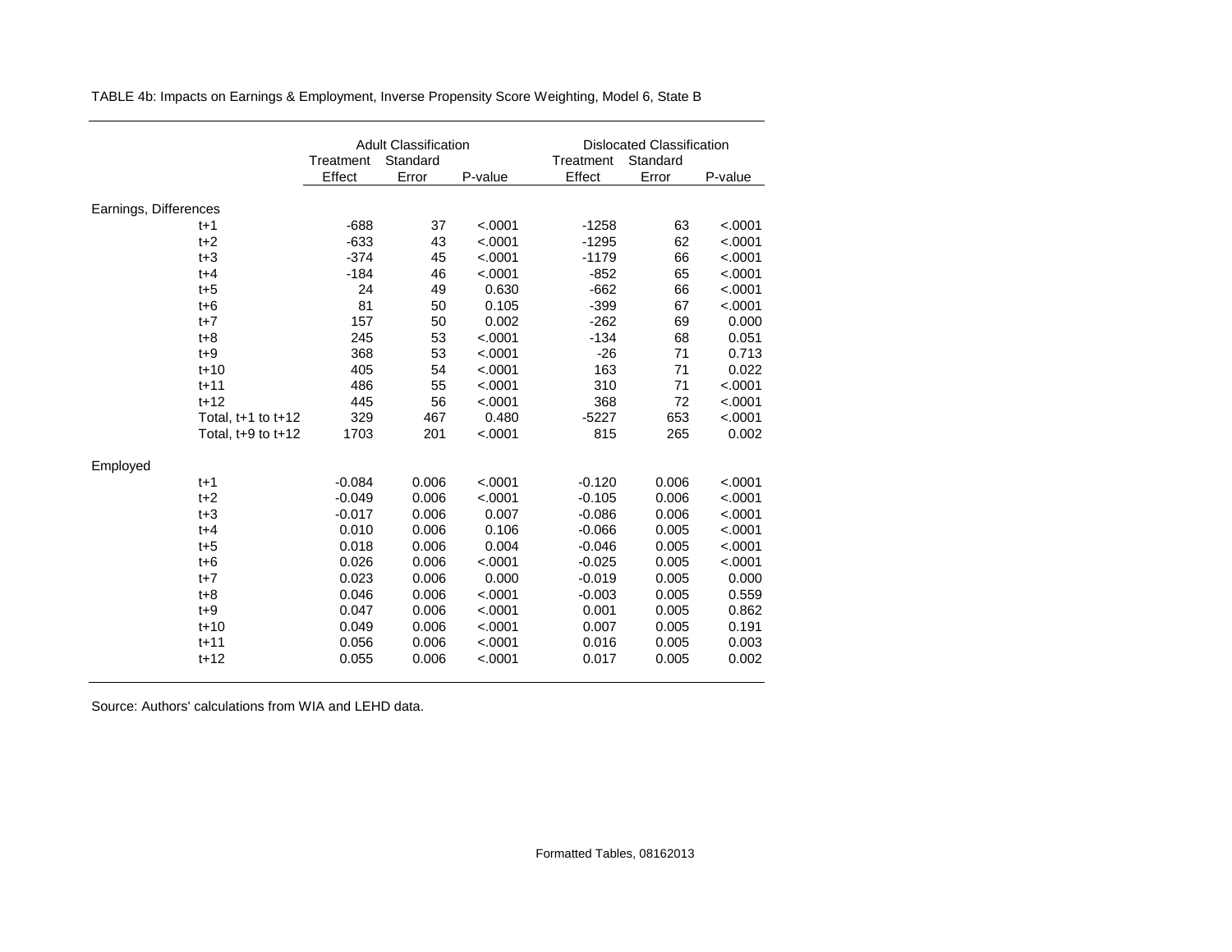TABLE 4b: Impacts on Earnings & Employment, Inverse Propensity Score Weighting, Model 6, State B

| | Adult Classification | | | Dislocated Classification | | |
|---|---|---|---|---|---|---|
| | Treatment Effect | Standard Error | P-value | Treatment Effect | Standard Error | P-value |
| **Earnings, Differences** | | | | | | |
| t+1 | -688 | 37 | <.0001 | -1258 | 63 | <.0001 |
| t+2 | -633 | 43 | <.0001 | -1295 | 62 | <.0001 |
| t+3 | -374 | 45 | <.0001 | -1179 | 66 | <.0001 |
| t+4 | -184 | 46 | <.0001 | -852 | 65 | <.0001 |
| t+5 | 24 | 49 | 0.630 | -662 | 66 | <.0001 |
| t+6 | 81 | 50 | 0.105 | -399 | 67 | <.0001 |
| t+7 | 157 | 50 | 0.002 | -262 | 69 | 0.000 |
| t+8 | 245 | 53 | <.0001 | -134 | 68 | 0.051 |
| t+9 | 368 | 53 | <.0001 | -26 | 71 | 0.713 |
| t+10 | 405 | 54 | <.0001 | 163 | 71 | 0.022 |
| t+11 | 486 | 55 | <.0001 | 310 | 71 | <.0001 |
| t+12 | 445 | 56 | <.0001 | 368 | 72 | <.0001 |
| Total, t+1 to t+12 | 329 | 467 | 0.480 | -5227 | 653 | <.0001 |
| Total, t+9 to t+12 | 1703 | 201 | <.0001 | 815 | 265 | 0.002 |
| **Employed** | | | | | | |
| t+1 | -0.084 | 0.006 | <.0001 | -0.120 | 0.006 | <.0001 |
| t+2 | -0.049 | 0.006 | <.0001 | -0.105 | 0.006 | <.0001 |
| t+3 | -0.017 | 0.007 | 0.007 | -0.086 | 0.006 | <.0001 |
| t+4 | 0.010 | 0.006 | 0.106 | -0.066 | 0.005 | <.0001 |
| t+5 | 0.018 | 0.006 | 0.004 | -0.046 | 0.005 | <.0001 |
| t+6 | 0.026 | 0.006 | <.0001 | -0.025 | 0.005 | <.0001 |
| t+7 | 0.023 | 0.006 | 0.000 | -0.019 | 0.005 | 0.000 |
| t+8 | 0.046 | 0.006 | <.0001 | -0.003 | 0.005 | 0.559 |
| t+9 | 0.047 | 0.006 | <.0001 | 0.001 | 0.005 | 0.862 |
| t+10 | 0.049 | 0.006 | <.0001 | 0.007 | 0.005 | 0.191 |
| t+11 | 0.056 | 0.006 | <.0001 | 0.016 | 0.005 | 0.003 |
| t+12 | 0.055 | 0.006 | <.0001 | 0.017 | 0.005 | 0.002 |

Source: Authors' calculations from WIA and LEHD data.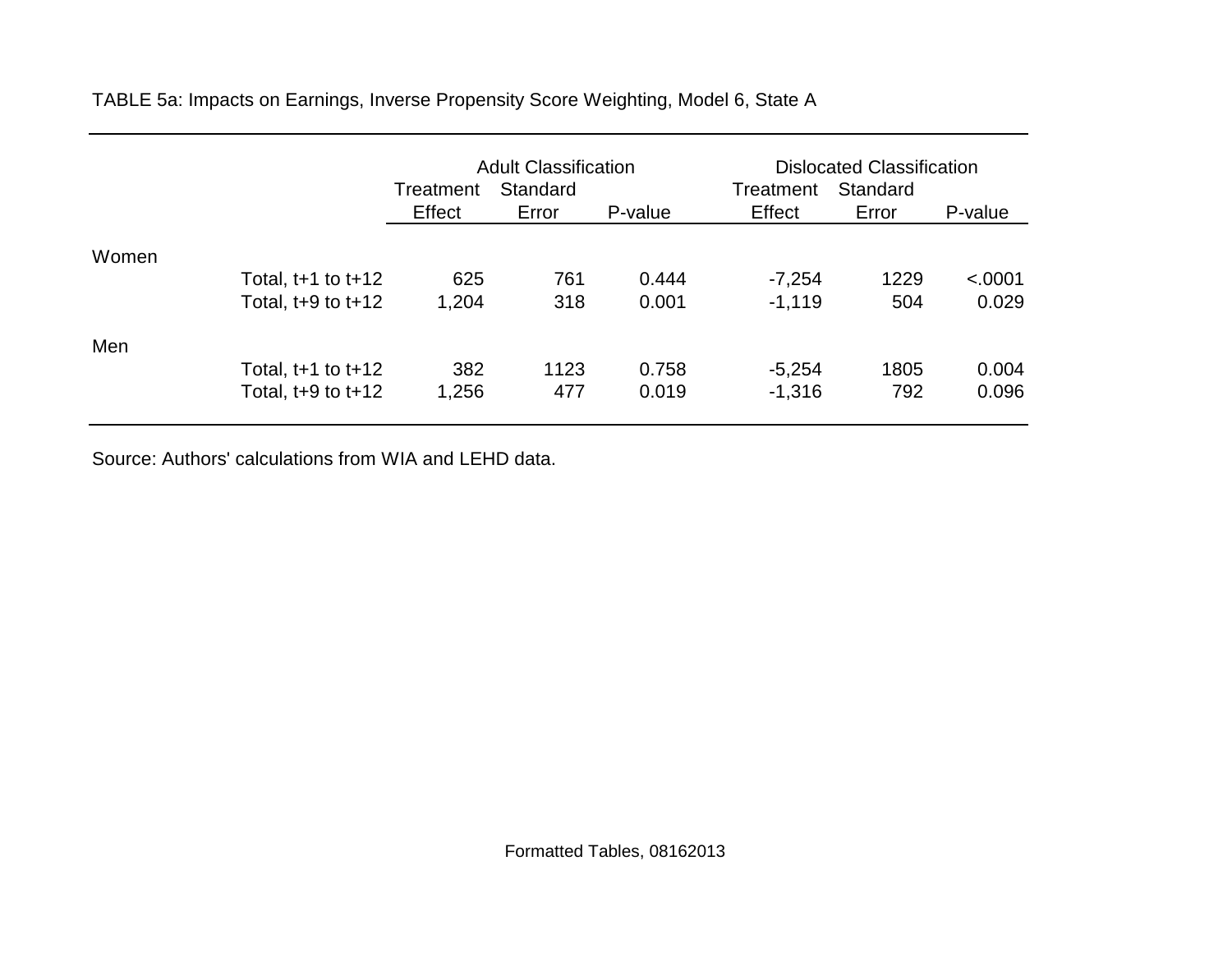TABLE 5a: Impacts on Earnings, Inverse Propensity Score Weighting, Model 6, State A

| | | Adult Classification | | | Dislocated Classification | | |
|---|---|---|---|---|---|---|---|
| | | Treatment Effect | Standard Error | P-value | Treatment Effect | Standard Error | P-value |
| Women | | | | | | | |
| | Total, t+1 to t+12 | 625 | 761 | 0.444 | -7,254 | 1229 | <.0001 |
| | Total, t+9 to t+12 | 1,204 | 318 | 0.001 | -1,119 | 504 | 0.029 |
| Men | | | | | | | |
| | Total, t+1 to t+12 | 382 | 1123 | 0.758 | -5,254 | 1805 | 0.004 |
| | Total, t+9 to t+12 | 1,256 | 477 | 0.019 | -1,316 | 792 | 0.096 |

Source: Authors' calculations from WIA and LEHD data.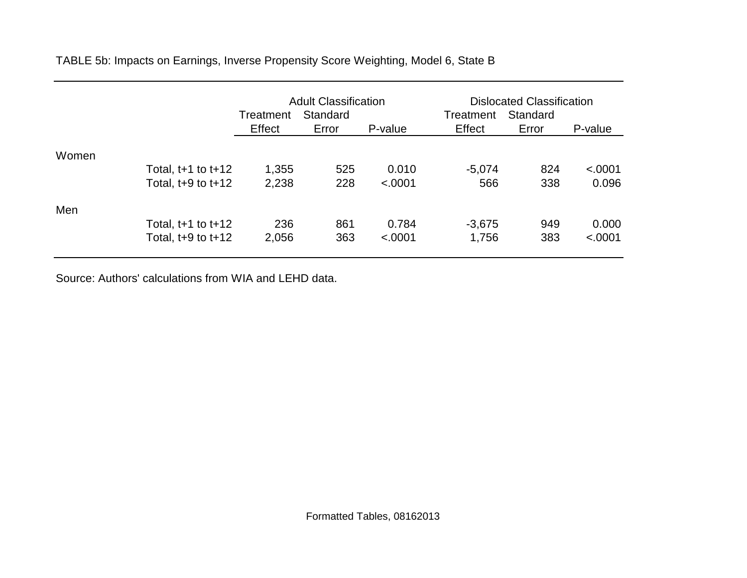TABLE 5b: Impacts on Earnings, Inverse Propensity Score Weighting, Model 6, State B

| | | Adult Classification | | | Dislocated Classification | | |
|---|---|---|---|---|---|---|---|
| | | Treatment Effect | Standard Error | P-value | Treatment Effect | Standard Error | P-value |
| Women | | | | | | | |
| | Total, t+1 to t+12 | 1,355 | 525 | 0.010 | -5,074 | 824 | <.0001 |
| | Total, t+9 to t+12 | 2,238 | 228 | <.0001 | 566 | 338 | 0.096 |
| Men | | | | | | | |
| | Total, t+1 to t+12 | 236 | 861 | 0.784 | -3,675 | 949 | 0.000 |
| | Total, t+9 to t+12 | 2,056 | 363 | <.0001 | 1,756 | 383 | <.0001 |

Source: Authors' calculations from WIA and LEHD data.

Formatted Tables, 08162013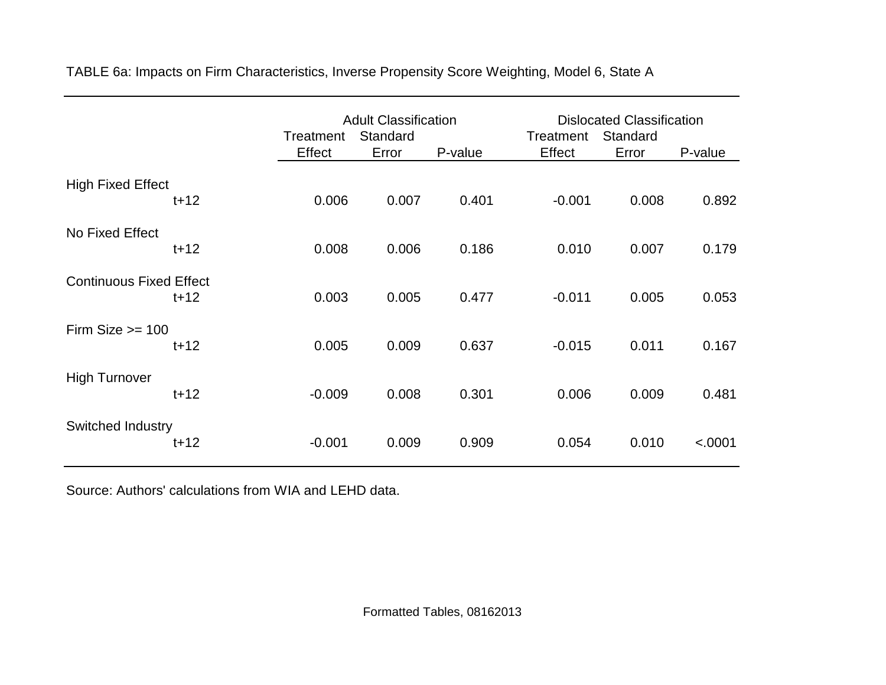TABLE 6a: Impacts on Firm Characteristics, Inverse Propensity Score Weighting, Model 6, State A

| | Adult Classification | | | Dislocated Classification | | |
|---|---|---|---|---|---|---|
| | Treatment Effect | Standard Error | P-value | Treatment Effect | Standard Error | P-value |
| High Fixed Effect | | | | | | |
| t+12 | 0.006 | 0.007 | 0.401 | -0.001 | 0.008 | 0.892 |
| No Fixed Effect | | | | | | |
| t+12 | 0.008 | 0.006 | 0.186 | 0.010 | 0.007 | 0.179 |
| Continuous Fixed Effect | | | | | | |
| t+12 | 0.003 | 0.005 | 0.477 | -0.011 | 0.005 | 0.053 |
| Firm Size >= 100 | | | | | | |
| t+12 | 0.005 | 0.009 | 0.637 | -0.015 | 0.011 | 0.167 |
| High Turnover | | | | | | |
| t+12 | -0.009 | 0.008 | 0.301 | 0.006 | 0.009 | 0.481 |
| Switched Industry | | | | | | |
| t+12 | -0.001 | 0.009 | 0.909 | 0.054 | 0.010 | <.0001 |

Source: Authors' calculations from WIA and LEHD data.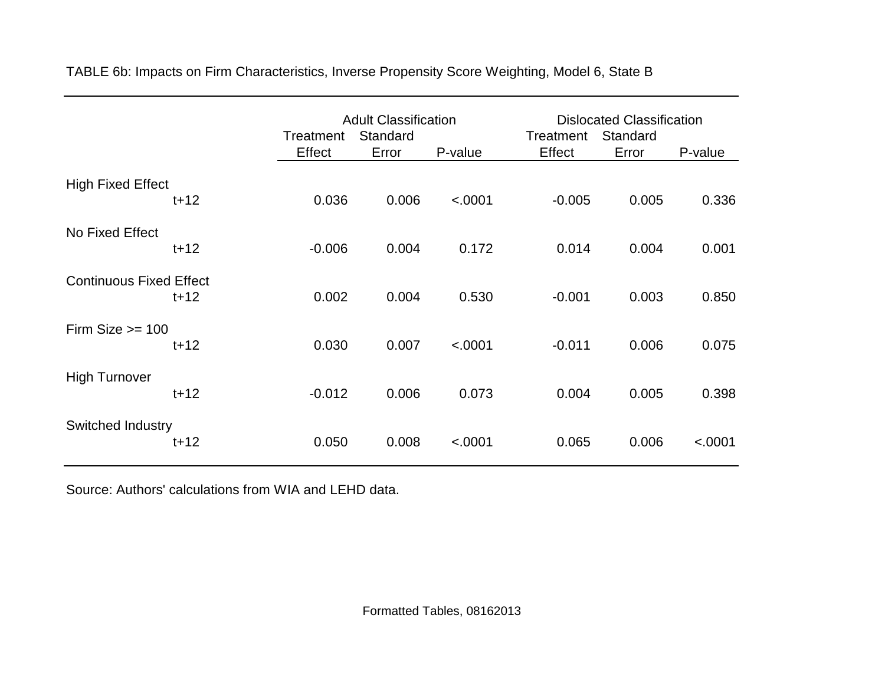TABLE 6b: Impacts on Firm Characteristics, Inverse Propensity Score Weighting, Model 6, State B

| | Adult Classification | | | Dislocated Classification | | |
|---|---|---|---|---|---|---|
| | Treatment Effect | Standard Error | P-value | Treatment Effect | Standard Error | P-value |
| High Fixed Effect | | | | | | |
| t+12 | 0.036 | 0.006 | <.0001 | -0.005 | 0.005 | 0.336 |
| No Fixed Effect | | | | | | |
| t+12 | -0.006 | 0.004 | 0.172 | 0.014 | 0.004 | 0.001 |
| Continuous Fixed Effect | | | | | | |
| t+12 | 0.002 | 0.004 | 0.530 | -0.001 | 0.003 | 0.850 |
| Firm Size >= 100 | | | | | | |
| t+12 | 0.030 | 0.007 | <.0001 | -0.011 | 0.006 | 0.075 |
| High Turnover | | | | | | |
| t+12 | -0.012 | 0.006 | 0.073 | 0.004 | 0.005 | 0.398 |
| Switched Industry | | | | | | |
| t+12 | 0.050 | 0.008 | <.0001 | 0.065 | 0.006 | <.0001 |

Source: Authors' calculations from WIA and LEHD data.

Formatted Tables, 08162013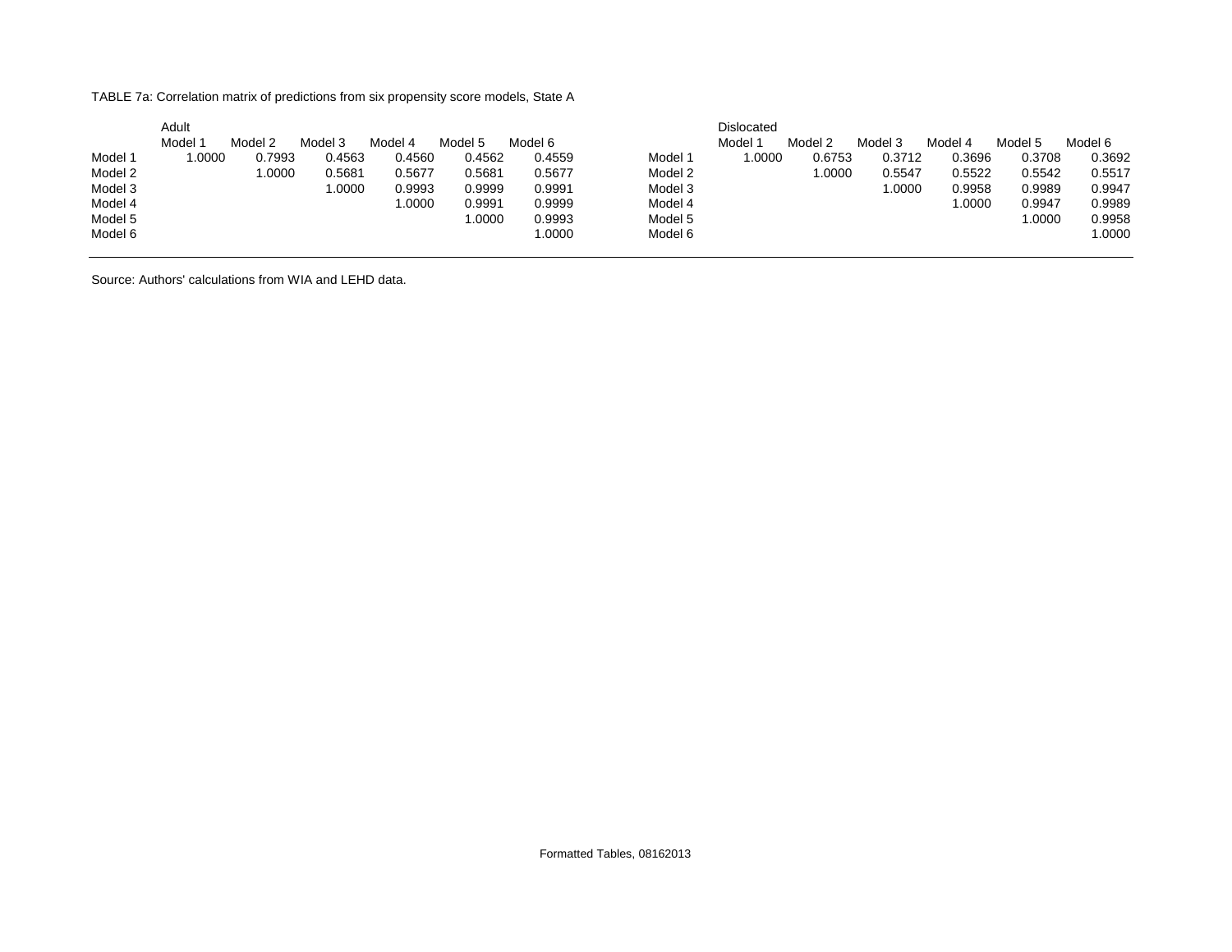TABLE 7a: Correlation matrix of predictions from six propensity score models, State A

| | Adult | | | | | | | Dislocated | | | | | |
|---|---|---|---|---|---|---|---|---|---|---|---|---|---|
| | Model 1 | Model 2 | Model 3 | Model 4 | Model 5 | Model 6 | | Model 1 | Model 2 | Model 3 | Model 4 | Model 5 | Model 6 |
| Model 1 | 1.0000 | 0.7993 | 0.4563 | 0.4560 | 0.4562 | 0.4559 | Model 1 | 1.0000 | 0.6753 | 0.3712 | 0.3696 | 0.3708 | 0.3692 |
| Model 2 | | 1.0000 | 0.5681 | 0.5677 | 0.5681 | 0.5677 | Model 2 | | 1.0000 | 0.5547 | 0.5522 | 0.5542 | 0.5517 |
| Model 3 | | | 1.0000 | 0.9993 | 0.9999 | 0.9991 | Model 3 | | | 1.0000 | 0.9958 | 0.9989 | 0.9947 |
| Model 4 | | | | 1.0000 | 0.9991 | 0.9999 | Model 4 | | | | 1.0000 | 0.9947 | 0.9989 |
| Model 5 | | | | | 1.0000 | 0.9993 | Model 5 | | | | | 1.0000 | 0.9958 |
| Model 6 | | | | | | 1.0000 | Model 6 | | | | | | 1.0000 |

Source: Authors' calculations from WIA and LEHD data.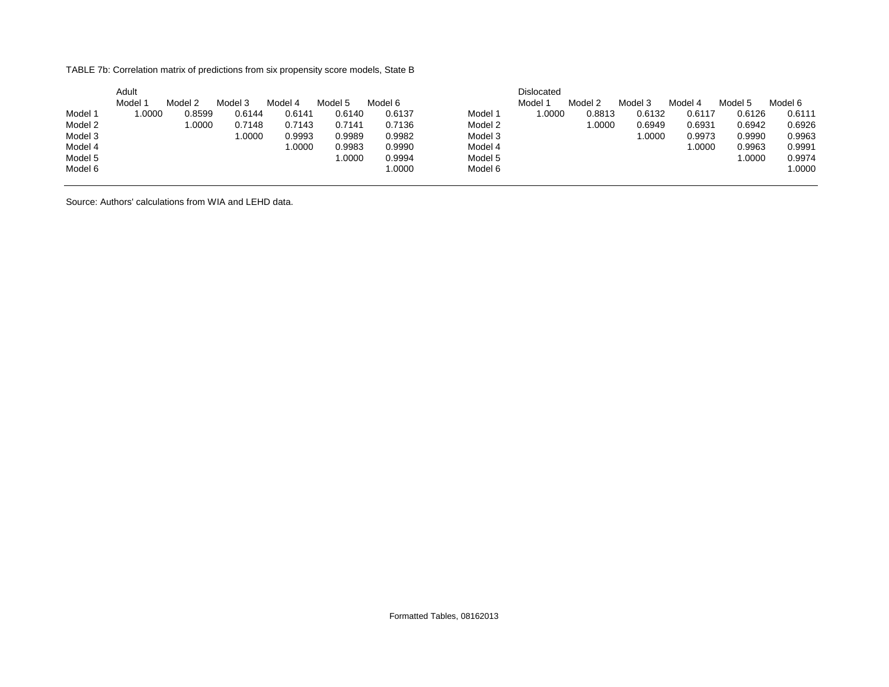TABLE 7b: Correlation matrix of predictions from six propensity score models, State B

| | Adult | | | | | |
|---|---|---|---|---|---|---|
| | Model 1 | Model 2 | Model 3 | Model 4 | Model 5 | Model 6 |
| Model 1 | 1.0000 | 0.8599 | 0.6144 | 0.6141 | 0.6140 | 0.6137 |
| Model 2 | | 1.0000 | 0.7148 | 0.7143 | 0.7141 | 0.7136 |
| Model 3 | | | 1.0000 | 0.9993 | 0.9989 | 0.9982 |
| Model 4 | | | | 1.0000 | 0.9983 | 0.9990 |
| Model 5 | | | | | 1.0000 | 0.9994 |
| Model 6 | | | | | | 1.0000 |

| | Dislocated | | | | | |
|---|---|---|---|---|---|---|
| | Model 1 | Model 2 | Model 3 | Model 4 | Model 5 | Model 6 |
| Model 1 | 1.0000 | 0.8813 | 0.6132 | 0.6117 | 0.6126 | 0.6111 |
| Model 2 | | 1.0000 | 0.6949 | 0.6931 | 0.6942 | 0.6926 |
| Model 3 | | | 1.0000 | 0.9973 | 0.9990 | 0.9963 |
| Model 4 | | | | 1.0000 | 0.9963 | 0.9991 |
| Model 5 | | | | | 1.0000 | 0.9974 |
| Model 6 | | | | | | 1.0000 |

Source: Authors' calculations from WIA and LEHD data.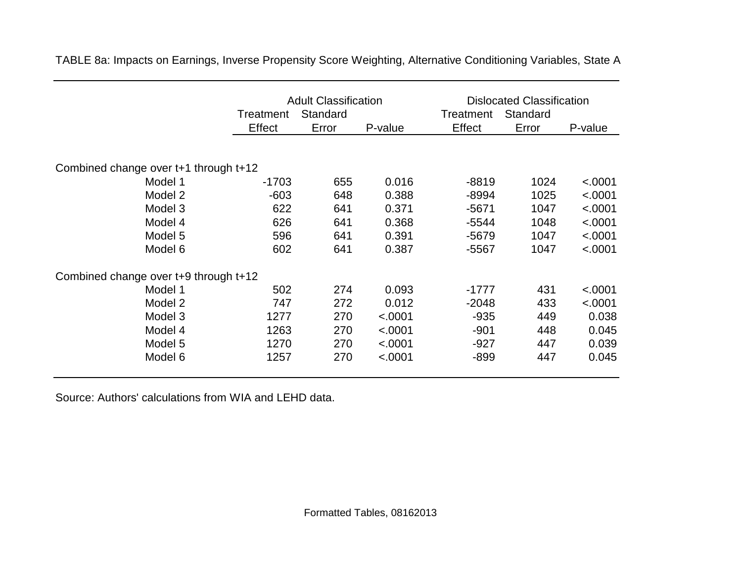TABLE 8a: Impacts on Earnings, Inverse Propensity Score Weighting, Alternative Conditioning Variables, State A

| | Adult Classification | | | Dislocated Classification | | |
|---|---|---|---|---|---|---|
| | Treatment Effect | Standard Error | P-value | Treatment Effect | Standard Error | P-value |
| Combined change over t+1 through t+12 | | | | | | |
| Model 1 | -1703 | 655 | 0.016 | -8819 | 1024 | <.0001 |
| Model 2 | -603 | 648 | 0.388 | -8994 | 1025 | <.0001 |
| Model 3 | 622 | 641 | 0.371 | -5671 | 1047 | <.0001 |
| Model 4 | 626 | 641 | 0.368 | -5544 | 1048 | <.0001 |
| Model 5 | 596 | 641 | 0.391 | -5679 | 1047 | <.0001 |
| Model 6 | 602 | 641 | 0.387 | -5567 | 1047 | <.0001 |
| Combined change over t+9 through t+12 | | | | | | |
| Model 1 | 502 | 274 | 0.093 | -1777 | 431 | <.0001 |
| Model 2 | 747 | 272 | 0.012 | -2048 | 433 | <.0001 |
| Model 3 | 1277 | 270 | <.0001 | -935 | 449 | 0.038 |
| Model 4 | 1263 | 270 | <.0001 | -901 | 448 | 0.045 |
| Model 5 | 1270 | 270 | <.0001 | -927 | 447 | 0.039 |
| Model 6 | 1257 | 270 | <.0001 | -899 | 447 | 0.045 |

Source: Authors' calculations from WIA and LEHD data.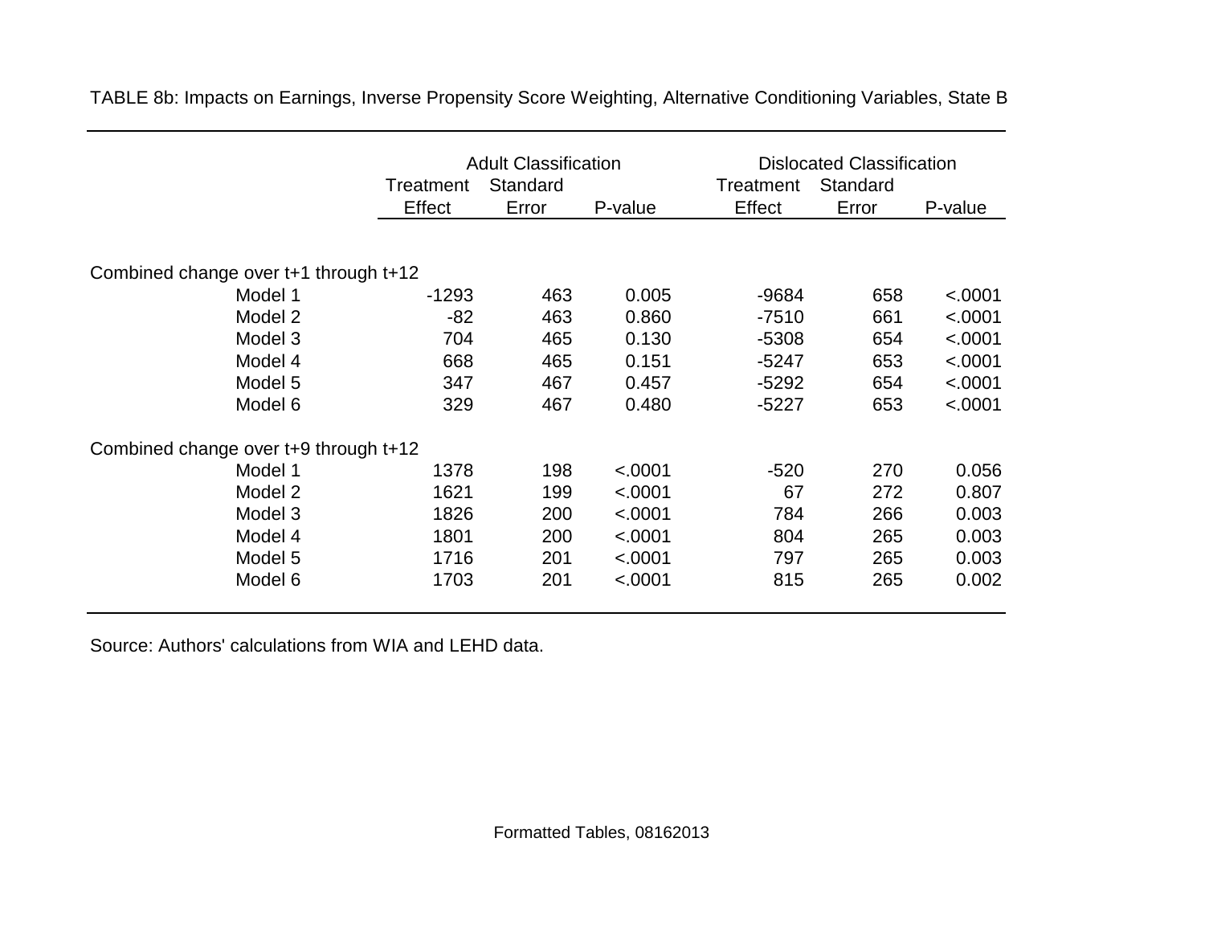TABLE 8b: Impacts on Earnings, Inverse Propensity Score Weighting, Alternative Conditioning Variables, State B

| | Adult Classification | | | Dislocated Classification | | |
|---|---|---|---|---|---|---|
| | Treatment Effect | Standard Error | P-value | Treatment Effect | Standard Error | P-value |
| Combined change over t+1 through t+12 | | | | | | |
| Model 1 | -1293 | 463 | 0.005 | -9684 | 658 | <.0001 |
| Model 2 | -82 | 463 | 0.860 | -7510 | 661 | <.0001 |
| Model 3 | 704 | 465 | 0.130 | -5308 | 654 | <.0001 |
| Model 4 | 668 | 465 | 0.151 | -5247 | 653 | <.0001 |
| Model 5 | 347 | 467 | 0.457 | -5292 | 654 | <.0001 |
| Model 6 | 329 | 467 | 0.480 | -5227 | 653 | <.0001 |
| Combined change over t+9 through t+12 | | | | | | |
| Model 1 | 1378 | 198 | <.0001 | -520 | 270 | 0.056 |
| Model 2 | 1621 | 199 | <.0001 | 67 | 272 | 0.807 |
| Model 3 | 1826 | 200 | <.0001 | 784 | 266 | 0.003 |
| Model 4 | 1801 | 200 | <.0001 | 804 | 265 | 0.003 |
| Model 5 | 1716 | 201 | <.0001 | 797 | 265 | 0.003 |
| Model 6 | 1703 | 201 | <.0001 | 815 | 265 | 0.002 |

Source: Authors' calculations from WIA and LEHD data.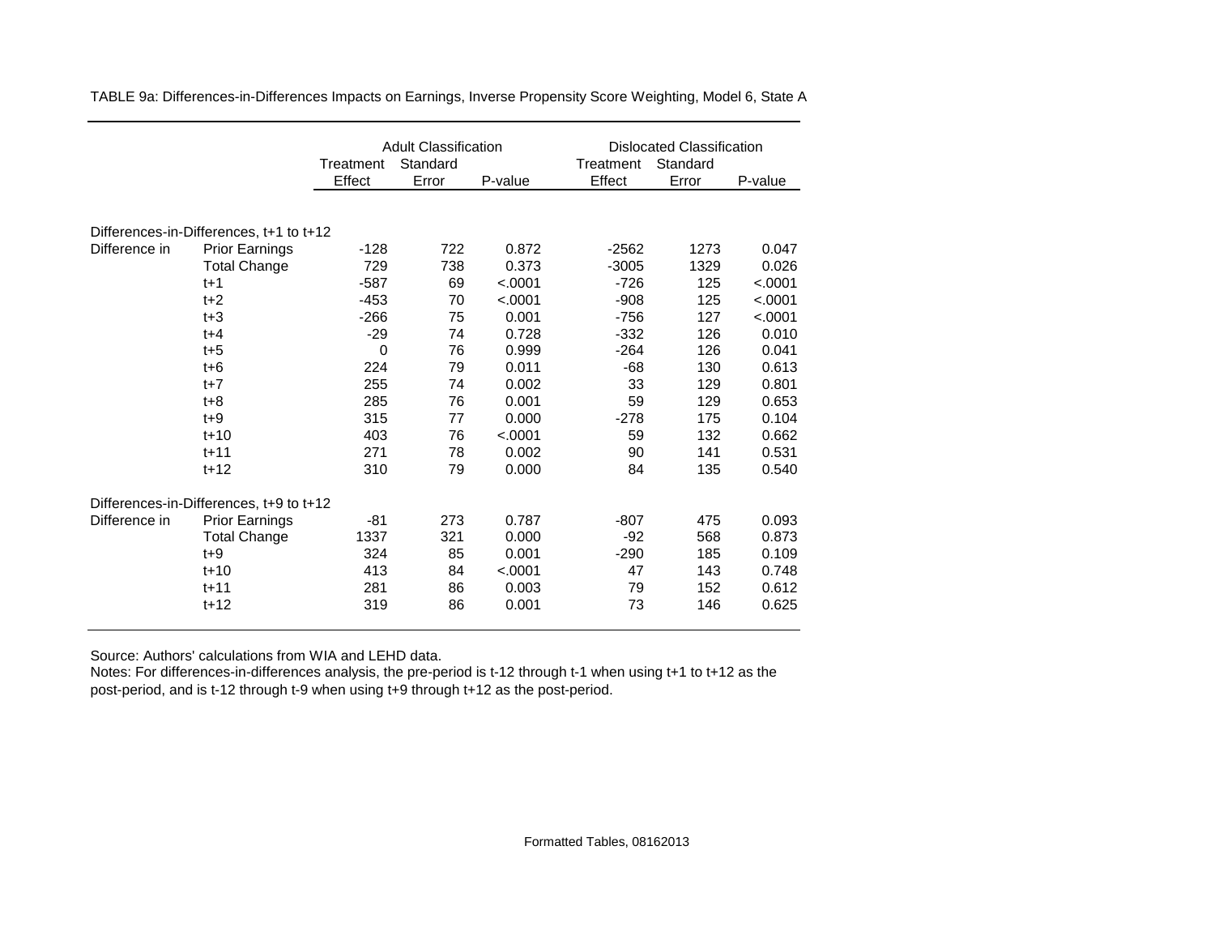TABLE 9a: Differences-in-Differences Impacts on Earnings, Inverse Propensity Score Weighting, Model 6, State A

| | | Adult Classification | | | Dislocated Classification | | |
|---|---|---|---|---|---|---|---|
| | | Treatment Effect | Standard Error | P-value | Treatment Effect | Standard Error | P-value |
| Differences-in-Differences, t+1 to t+12 | | | | | | | |
| Difference in | Prior Earnings | -128 | 722 | 0.872 | -2562 | 1273 | 0.047 |
| | Total Change | 729 | 738 | 0.373 | -3005 | 1329 | 0.026 |
| | t+1 | -587 | 69 | <.0001 | -726 | 125 | <.0001 |
| | t+2 | -453 | 70 | <.0001 | -908 | 125 | <.0001 |
| | t+3 | -266 | 75 | 0.001 | -756 | 127 | <.0001 |
| | t+4 | -29 | 74 | 0.728 | -332 | 126 | 0.010 |
| | t+5 | 0 | 76 | 0.999 | -264 | 126 | 0.041 |
| | t+6 | 224 | 79 | 0.011 | -68 | 130 | 0.613 |
| | t+7 | 255 | 74 | 0.002 | 33 | 129 | 0.801 |
| | t+8 | 285 | 76 | 0.001 | 59 | 129 | 0.653 |
| | t+9 | 315 | 77 | 0.000 | -278 | 175 | 0.104 |
| | t+10 | 403 | 76 | <.0001 | 59 | 132 | 0.662 |
| | t+11 | 271 | 78 | 0.002 | 90 | 141 | 0.531 |
| | t+12 | 310 | 79 | 0.000 | 84 | 135 | 0.540 |
| Differences-in-Differences, t+9 to t+12 | | | | | | | |
| Difference in | Prior Earnings | -81 | 273 | 0.787 | -807 | 475 | 0.093 |
| | Total Change | 1337 | 321 | 0.000 | -92 | 568 | 0.873 |
| | t+9 | 324 | 85 | 0.001 | -290 | 185 | 0.109 |
| | t+10 | 413 | 84 | <.0001 | 47 | 143 | 0.748 |
| | t+11 | 281 | 86 | 0.003 | 79 | 152 | 0.612 |
| | t+12 | 319 | 86 | 0.001 | 73 | 146 | 0.625 |

Source: Authors' calculations from WIA and LEHD data.

Notes: For differences-in-differences analysis, the pre-period is t-12 through t-1 when using t+1 to t+12 as the post-period, and is t-12 through t-9 when using t+9 through t+12 as the post-period.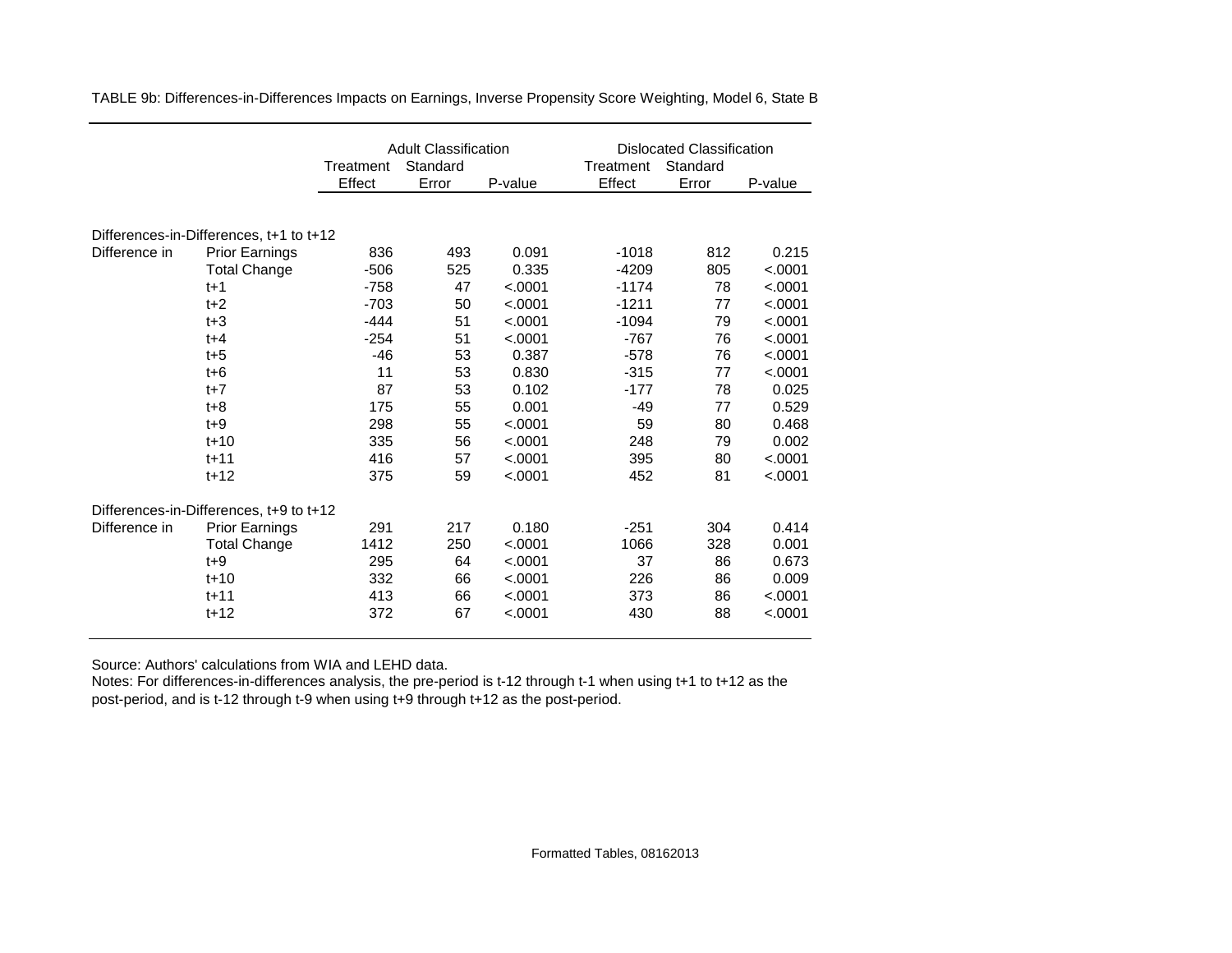TABLE 9b: Differences-in-Differences Impacts on Earnings, Inverse Propensity Score Weighting, Model 6, State B

| | | Adult Classification | | | Dislocated Classification | | |
|---|---|---|---|---|---|---|---|
| | | Treatment Effect | Standard Error | P-value | Treatment Effect | Standard Error | P-value |
| Differences-in-Differences, t+1 to t+12 | | | | | | | |
| Difference in | Prior Earnings | 836 | 493 | 0.091 | -1018 | 812 | 0.215 |
| | Total Change | -506 | 525 | 0.335 | -4209 | 805 | <.0001 |
| | t+1 | -758 | 47 | <.0001 | -1174 | 78 | <.0001 |
| | t+2 | -703 | 50 | <.0001 | -1211 | 77 | <.0001 |
| | t+3 | -444 | 51 | <.0001 | -1094 | 79 | <.0001 |
| | t+4 | -254 | 51 | <.0001 | -767 | 76 | <.0001 |
| | t+5 | -46 | 53 | 0.387 | -578 | 76 | <.0001 |
| | t+6 | 11 | 53 | 0.830 | -315 | 77 | <.0001 |
| | t+7 | 87 | 53 | 0.102 | -177 | 78 | 0.025 |
| | t+8 | 175 | 55 | 0.001 | -49 | 77 | 0.529 |
| | t+9 | 298 | 55 | <.0001 | 59 | 80 | 0.468 |
| | t+10 | 335 | 56 | <.0001 | 248 | 79 | 0.002 |
| | t+11 | 416 | 57 | <.0001 | 395 | 80 | <.0001 |
| | t+12 | 375 | 59 | <.0001 | 452 | 81 | <.0001 |
| Differences-in-Differences, t+9 to t+12 | | | | | | | |
| Difference in | Prior Earnings | 291 | 217 | 0.180 | -251 | 304 | 0.414 |
| | Total Change | 1412 | 250 | <.0001 | 1066 | 328 | 0.001 |
| | t+9 | 295 | 64 | <.0001 | 37 | 86 | 0.673 |
| | t+10 | 332 | 66 | <.0001 | 226 | 86 | 0.009 |
| | t+11 | 413 | 66 | <.0001 | 373 | 86 | <.0001 |
| | t+12 | 372 | 67 | <.0001 | 430 | 88 | <.0001 |

Source: Authors' calculations from WIA and LEHD data.
Notes: For differences-in-differences analysis, the pre-period is t-12 through t-1 when using t+1 to t+12 as the post-period, and is t-12 through t-9 when using t+9 through t+12 as the post-period.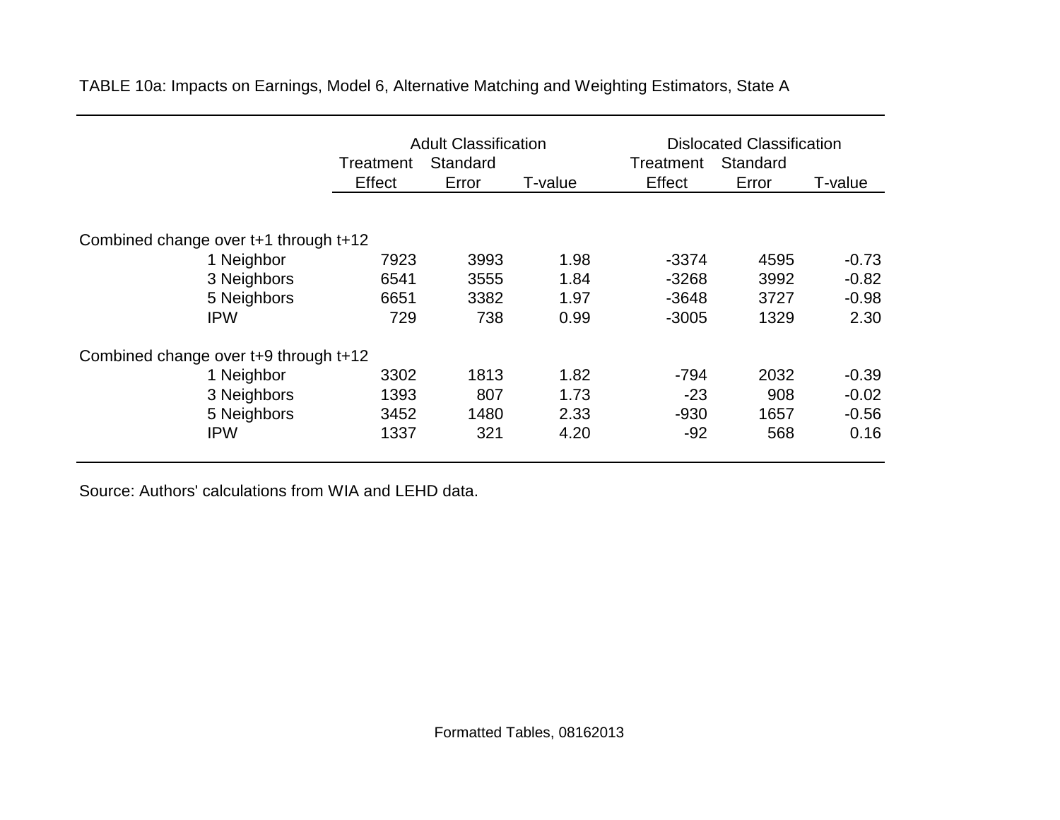TABLE 10a: Impacts on Earnings, Model 6, Alternative Matching and Weighting Estimators, State A

| | Adult Classification | | | Dislocated Classification | | |
|---|---|---|---|---|---|---|
| | Treatment Effect | Standard Error | T-value | Treatment Effect | Standard Error | T-value |
| Combined change over t+1 through t+12 | | | | | | |
| 1 Neighbor | 7923 | 3993 | 1.98 | -3374 | 4595 | -0.73 |
| 3 Neighbors | 6541 | 3555 | 1.84 | -3268 | 3992 | -0.82 |
| 5 Neighbors | 6651 | 3382 | 1.97 | -3648 | 3727 | -0.98 |
| IPW | 729 | 738 | 0.99 | -3005 | 1329 | 2.30 |
| Combined change over t+9 through t+12 | | | | | | |
| 1 Neighbor | 3302 | 1813 | 1.82 | -794 | 2032 | -0.39 |
| 3 Neighbors | 1393 | 807 | 1.73 | -23 | 908 | -0.02 |
| 5 Neighbors | 3452 | 1480 | 2.33 | -930 | 1657 | -0.56 |
| IPW | 1337 | 321 | 4.20 | -92 | 568 | 0.16 |

Source: Authors' calculations from WIA and LEHD data.

Formatted Tables, 08162013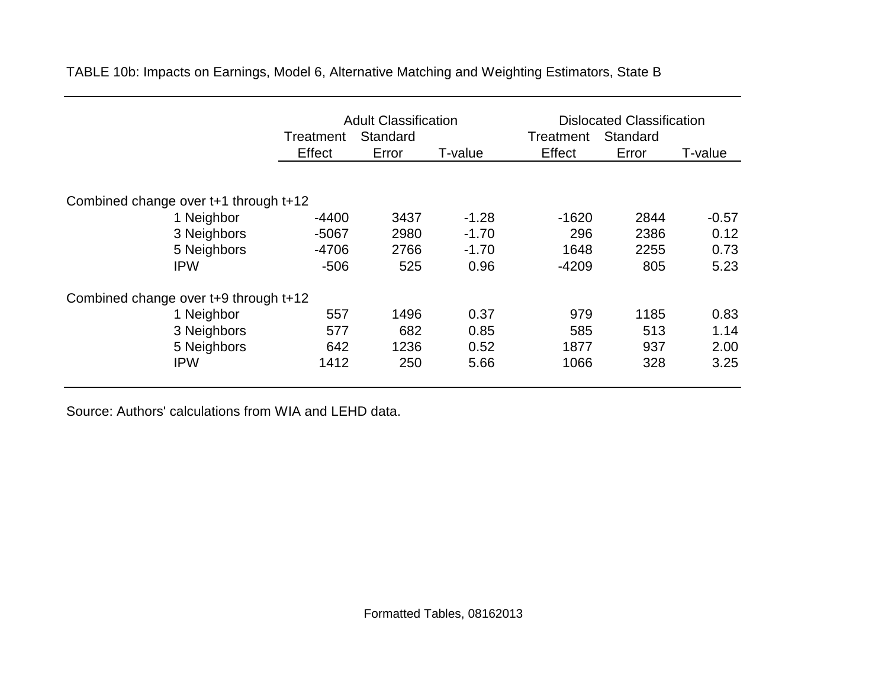TABLE 10b: Impacts on Earnings, Model 6, Alternative Matching and Weighting Estimators, State B

| | Adult Classification | | | Dislocated Classification | | |
|---|---|---|---|---|---|---|
| | Treatment Effect | Standard Error | T-value | Treatment Effect | Standard Error | T-value |
| Combined change over t+1 through t+12 | | | | | | |
| 1 Neighbor | -4400 | 3437 | -1.28 | -1620 | 2844 | -0.57 |
| 3 Neighbors | -5067 | 2980 | -1.70 | 296 | 2386 | 0.12 |
| 5 Neighbors | -4706 | 2766 | -1.70 | 1648 | 2255 | 0.73 |
| IPW | -506 | 525 | 0.96 | -4209 | 805 | 5.23 |
| Combined change over t+9 through t+12 | | | | | | |
| 1 Neighbor | 557 | 1496 | 0.37 | 979 | 1185 | 0.83 |
| 3 Neighbors | 577 | 682 | 0.85 | 585 | 513 | 1.14 |
| 5 Neighbors | 642 | 1236 | 0.52 | 1877 | 937 | 2.00 |
| IPW | 1412 | 250 | 5.66 | 1066 | 328 | 3.25 |

Source: Authors' calculations from WIA and LEHD data.

Formatted Tables, 08162013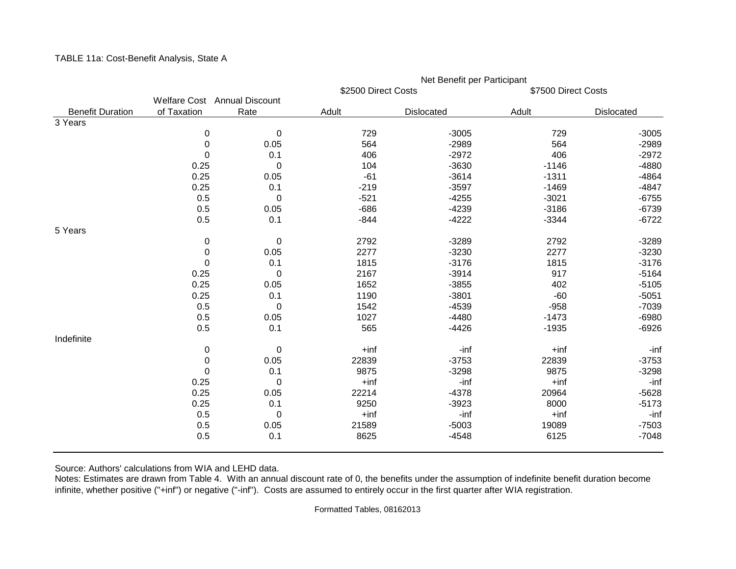TABLE 11a: Cost-Benefit Analysis, State A

| | | | Net Benefit per Participant | | | |
|---|---|---|---|---|---|---|
| | | | $2500 Direct Costs | | $7500 Direct Costs | |
| Benefit Duration | Welfare Cost of Taxation | Annual Discount Rate | Adult | Dislocated | Adult | Dislocated |
| 3 Years | | | | | | |
| | 0 | 0 | 729 | -3005 | 729 | -3005 |
| | 0 | 0.05 | 564 | -2989 | 564 | -2989 |
| | 0 | 0.1 | 406 | -2972 | 406 | -2972 |
| | 0.25 | 0 | 104 | -3630 | -1146 | -4880 |
| | 0.25 | 0.05 | -61 | -3614 | -1311 | -4864 |
| | 0.25 | 0.1 | -219 | -3597 | -1469 | -4847 |
| | 0.5 | 0 | -521 | -4255 | -3021 | -6755 |
| | 0.5 | 0.05 | -686 | -4239 | -3186 | -6739 |
| | 0.5 | 0.1 | -844 | -4222 | -3344 | -6722 |
| 5 Years | | | | | | |
| | 0 | 0 | 2792 | -3289 | 2792 | -3289 |
| | 0 | 0.05 | 2277 | -3230 | 2277 | -3230 |
| | 0 | 0.1 | 1815 | -3176 | 1815 | -3176 |
| | 0.25 | 0 | 2167 | -3914 | 917 | -5164 |
| | 0.25 | 0.05 | 1652 | -3855 | 402 | -5105 |
| | 0.25 | 0.1 | 1190 | -3801 | -60 | -5051 |
| | 0.5 | 0 | 1542 | -4539 | -958 | -7039 |
| | 0.5 | 0.05 | 1027 | -4480 | -1473 | -6980 |
| | 0.5 | 0.1 | 565 | -4426 | -1935 | -6926 |
| Indefinite | | | | | | |
| | 0 | 0 | +inf | -inf | +inf | -inf |
| | 0 | 0.05 | 22839 | -3753 | 22839 | -3753 |
| | 0 | 0.1 | 9875 | -3298 | 9875 | -3298 |
| | 0.25 | 0 | +inf | -inf | +inf | -inf |
| | 0.25 | 0.05 | 22214 | -4378 | 20964 | -5628 |
| | 0.25 | 0.1 | 9250 | -3923 | 8000 | -5173 |
| | 0.5 | 0 | +inf | -inf | +inf | -inf |
| | 0.5 | 0.05 | 21589 | -5003 | 19089 | -7503 |
| | 0.5 | 0.1 | 8625 | -4548 | 6125 | -7048 |

Source: Authors' calculations from WIA and LEHD data.
Notes: Estimates are drawn from Table 4. With an annual discount rate of 0, the benefits under the assumption of indefinite benefit duration become infinite, whether positive ("+inf") or negative ("-inf"). Costs are assumed to entirely occur in the first quarter after WIA registration.

Formatted Tables, 08162013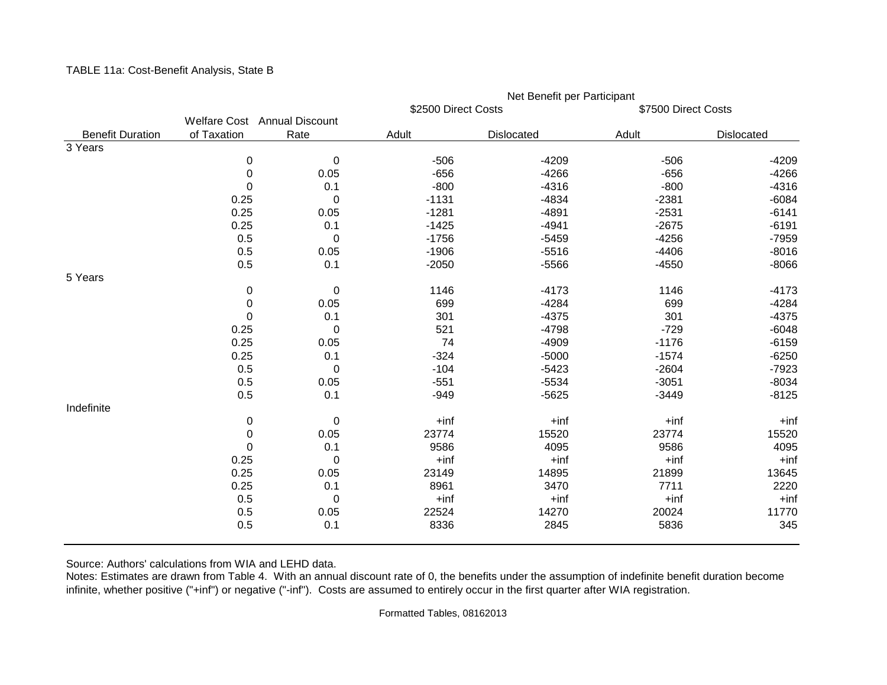TABLE 11a: Cost-Benefit Analysis, State B

| | | | Net Benefit per Participant | | | |
|---|---|---|---|---|---|---|
| | | | $2500 Direct Costs | | $7500 Direct Costs | |
| Benefit Duration | Welfare Cost of Taxation | Annual Discount Rate | Adult | Dislocated | Adult | Dislocated |
| 3 Years | | | | | | |
| | 0 | 0 | -506 | -4209 | -506 | -4209 |
| | 0 | 0.05 | -656 | -4266 | -656 | -4266 |
| | 0 | 0.1 | -800 | -4316 | -800 | -4316 |
| | 0.25 | 0 | -1131 | -4834 | -2381 | -6084 |
| | 0.25 | 0.05 | -1281 | -4891 | -2531 | -6141 |
| | 0.25 | 0.1 | -1425 | -4941 | -2675 | -6191 |
| | 0.5 | 0 | -1756 | -5459 | -4256 | -7959 |
| | 0.5 | 0.05 | -1906 | -5516 | -4406 | -8016 |
| | 0.5 | 0.1 | -2050 | -5566 | -4550 | -8066 |
| 5 Years | | | | | | |
| | 0 | 0 | 1146 | -4173 | 1146 | -4173 |
| | 0 | 0.05 | 699 | -4284 | 699 | -4284 |
| | 0 | 0.1 | 301 | -4375 | 301 | -4375 |
| | 0.25 | 0 | 521 | -4798 | -729 | -6048 |
| | 0.25 | 0.05 | 74 | -4909 | -1176 | -6159 |
| | 0.25 | 0.1 | -324 | -5000 | -1574 | -6250 |
| | 0.5 | 0 | -104 | -5423 | -2604 | -7923 |
| | 0.5 | 0.05 | -551 | -5534 | -3051 | -8034 |
| | 0.5 | 0.1 | -949 | -5625 | -3449 | -8125 |
| Indefinite | | | | | | |
| | 0 | 0 | +inf | +inf | +inf | +inf |
| | 0 | 0.05 | 23774 | 15520 | 23774 | 15520 |
| | 0 | 0.1 | 9586 | 4095 | 9586 | 4095 |
| | 0.25 | 0 | +inf | +inf | +inf | +inf |
| | 0.25 | 0.05 | 23149 | 14895 | 21899 | 13645 |
| | 0.25 | 0.1 | 8961 | 3470 | 7711 | 2220 |
| | 0.5 | 0 | +inf | +inf | +inf | +inf |
| | 0.5 | 0.05 | 22524 | 14270 | 20024 | 11770 |
| | 0.5 | 0.1 | 8336 | 2845 | 5836 | 345 |

Source: Authors' calculations from WIA and LEHD data.
Notes: Estimates are drawn from Table 4. With an annual discount rate of 0, the benefits under the assumption of indefinite benefit duration become infinite, whether positive ("+inf") or negative ("-inf"). Costs are assumed to entirely occur in the first quarter after WIA registration.

Formatted Tables, 08162013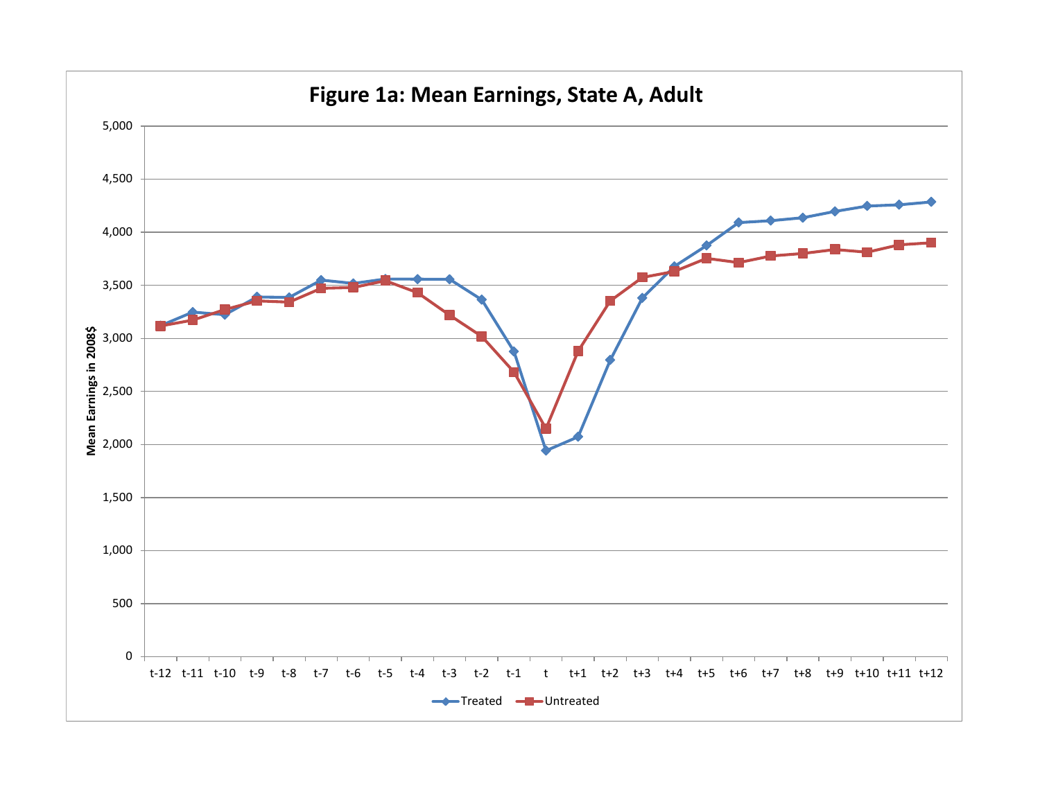# Figure 1a: Mean Earnings, State A, Adult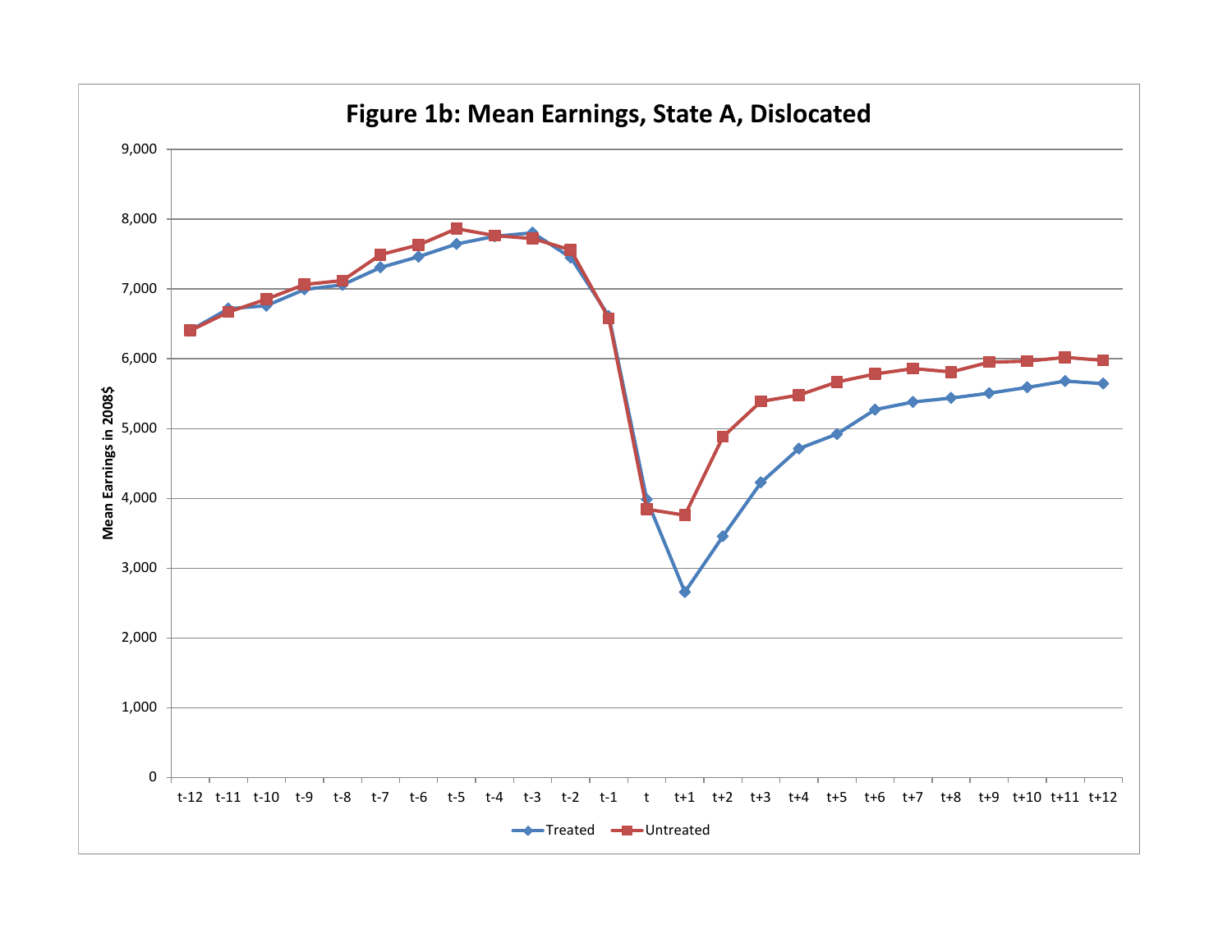# Figure 1b: Mean Earnings, State A, Dislocated

Mean Earnings in 2008$

9,000
8,000
7,000
6,000
5,000
4,000
3,000
2,000
1,000
0

t-12 t-11 t-10 t-9 t-8 t-7 t-6 t-5 t-4 t-3 t-2 t-1 t t+1 t+2 t+3 t+4 t+5 t+6 t+7 t+8 t+9 t+10 t+11 t+12

Treated Untreated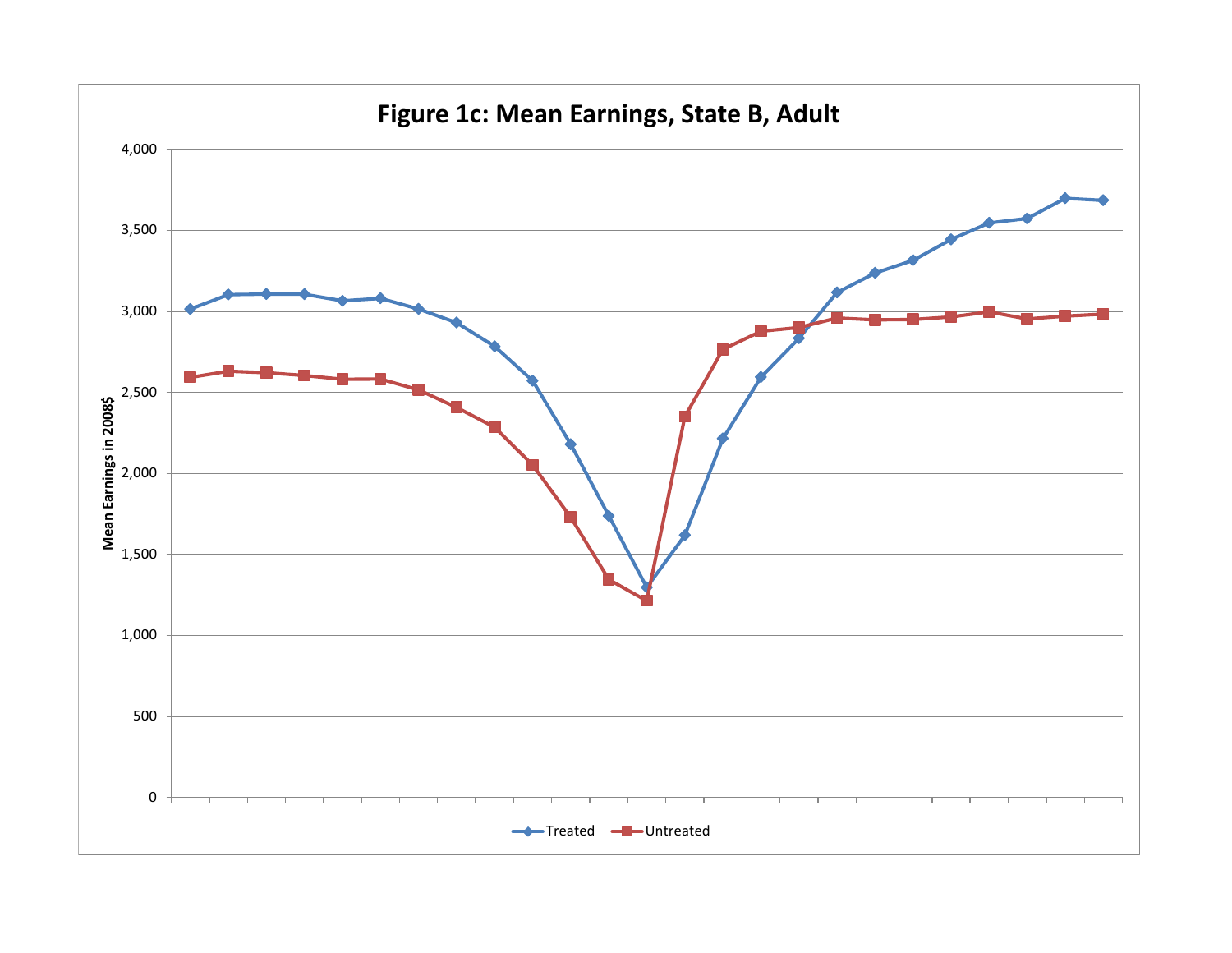**Figure 1c: Mean Earnings, State B, Adult**

Mean Earnings in 2008$

0, 500, 1,000, 1,500, 2,000, 2,500, 3,000, 3,500, 4,000

Treated    Untreated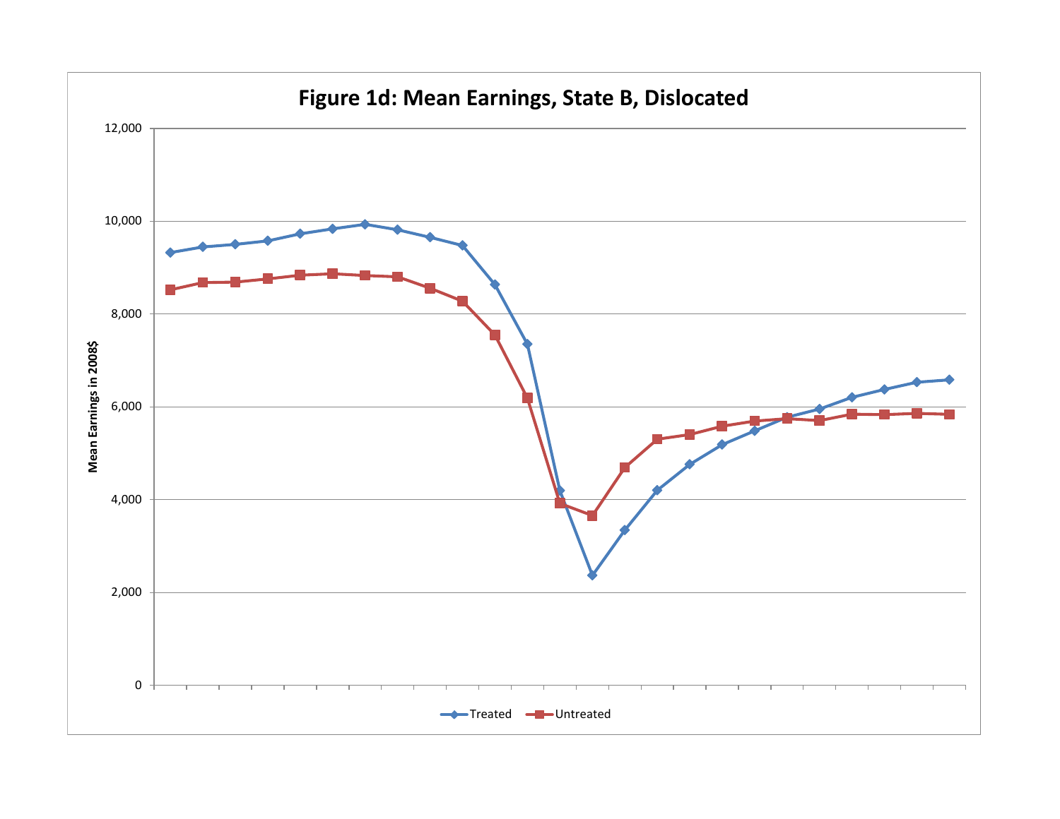# Figure 1d: Mean Earnings, State B, Dislocated

Mean Earnings in 2008$

12,000
10,000
8,000
6,000
4,000
2,000
0

Treated  Untreated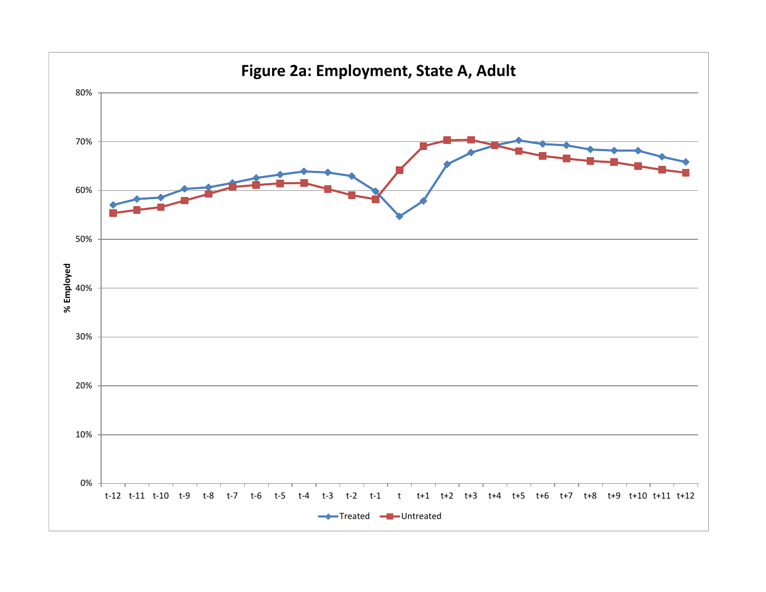**Figure 2a: Employment, State A, Adult**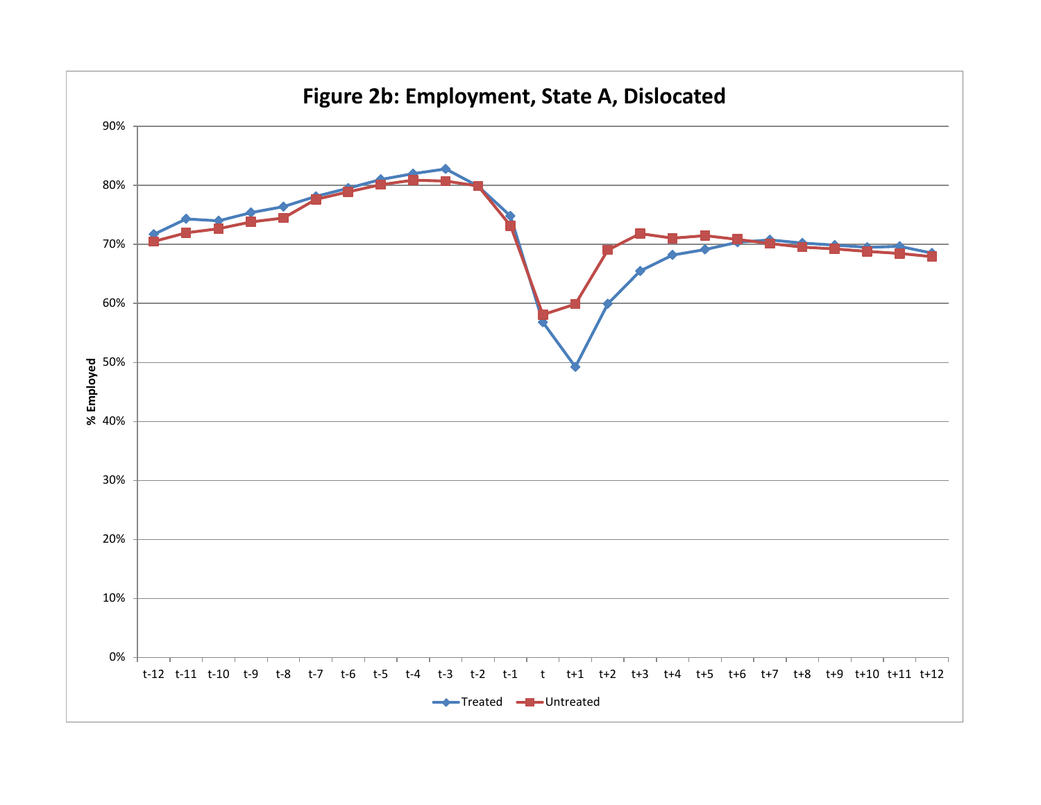# Figure 2b: Employment, State A, Dislocated

| | t-12 | t-11 | t-10 | t-9 | t-8 | t-7 | t-6 | t-5 | t-4 | t-3 | t-2 | t-1 | t | t+1 | t+2 | t+3 | t+4 | t+5 | t+6 | t+7 | t+8 | t+9 | t+10 | t+11 | t+12 |
|---|---|---|---|---|---|---|---|---|---|---|---|---|---|---|---|---|---|---|---|---|---|---|---|---|---|
| Treated | | | | | | | | | | | | | | | | | | | | | | | | | |
| Untreated | | | | | | | | | | | | | | | | | | | | | | | | | |

% Employed (0%–90%)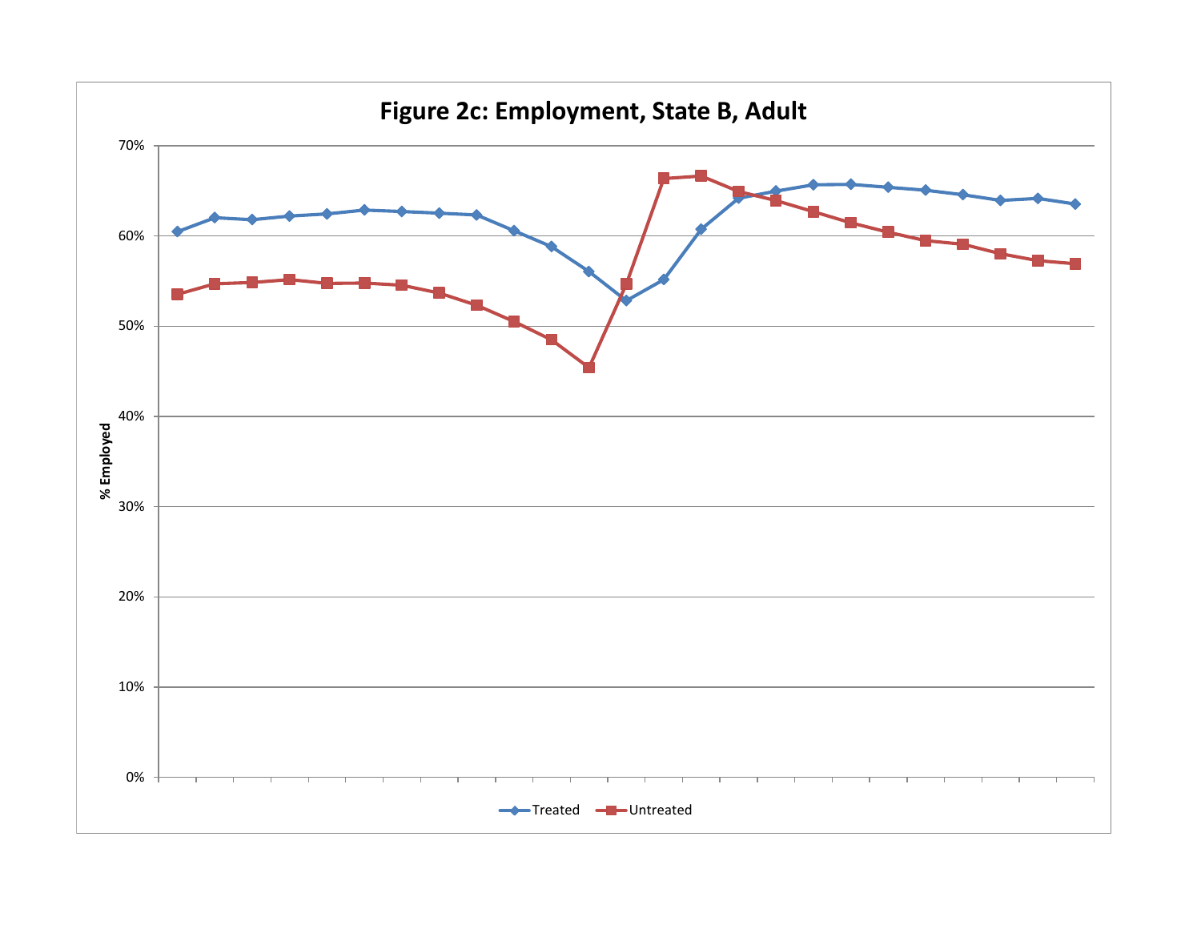**Figure 2c: Employment, State B, Adult**

% Employed

Treated — Untreated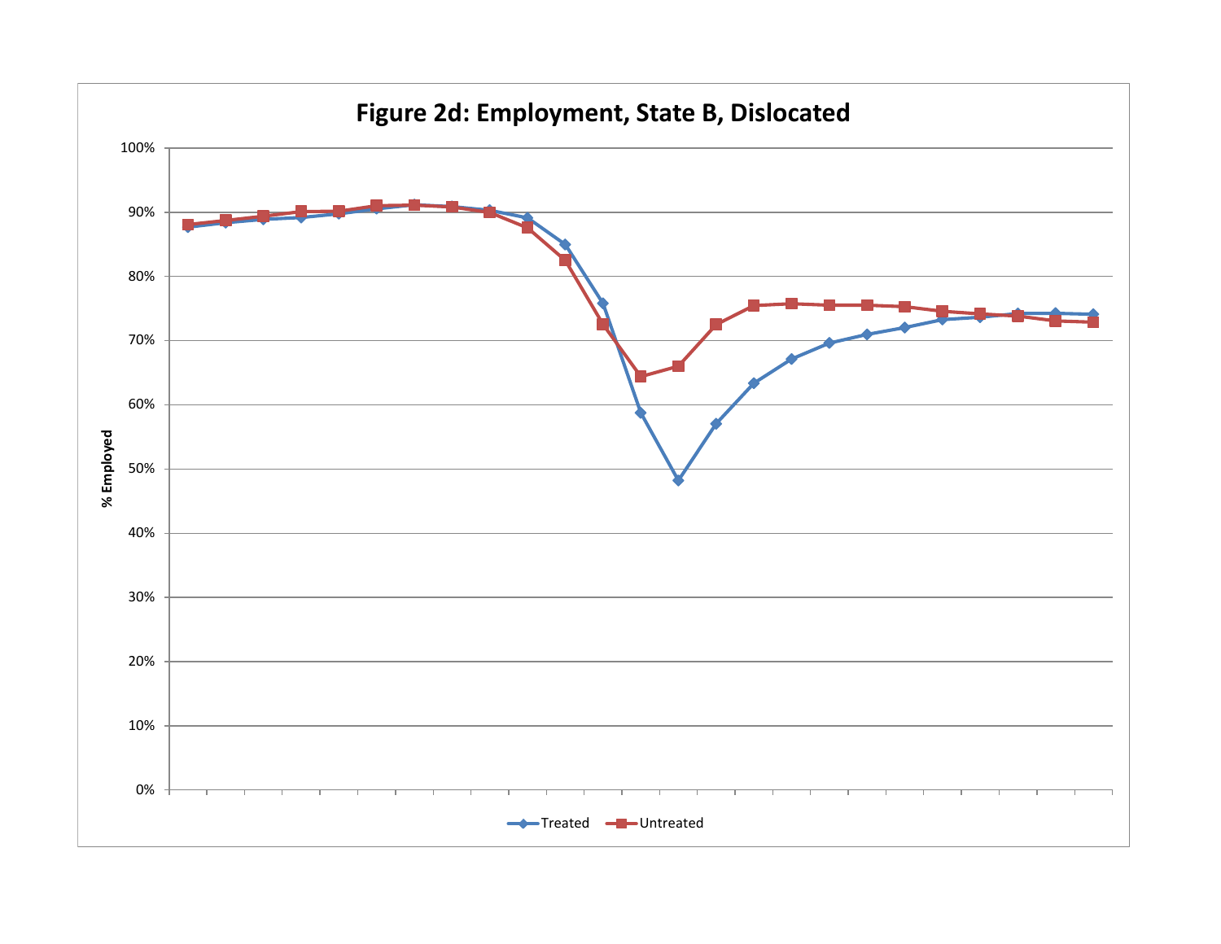Figure 2d: Employment, State B, Dislocated

% Employed

Treated Untreated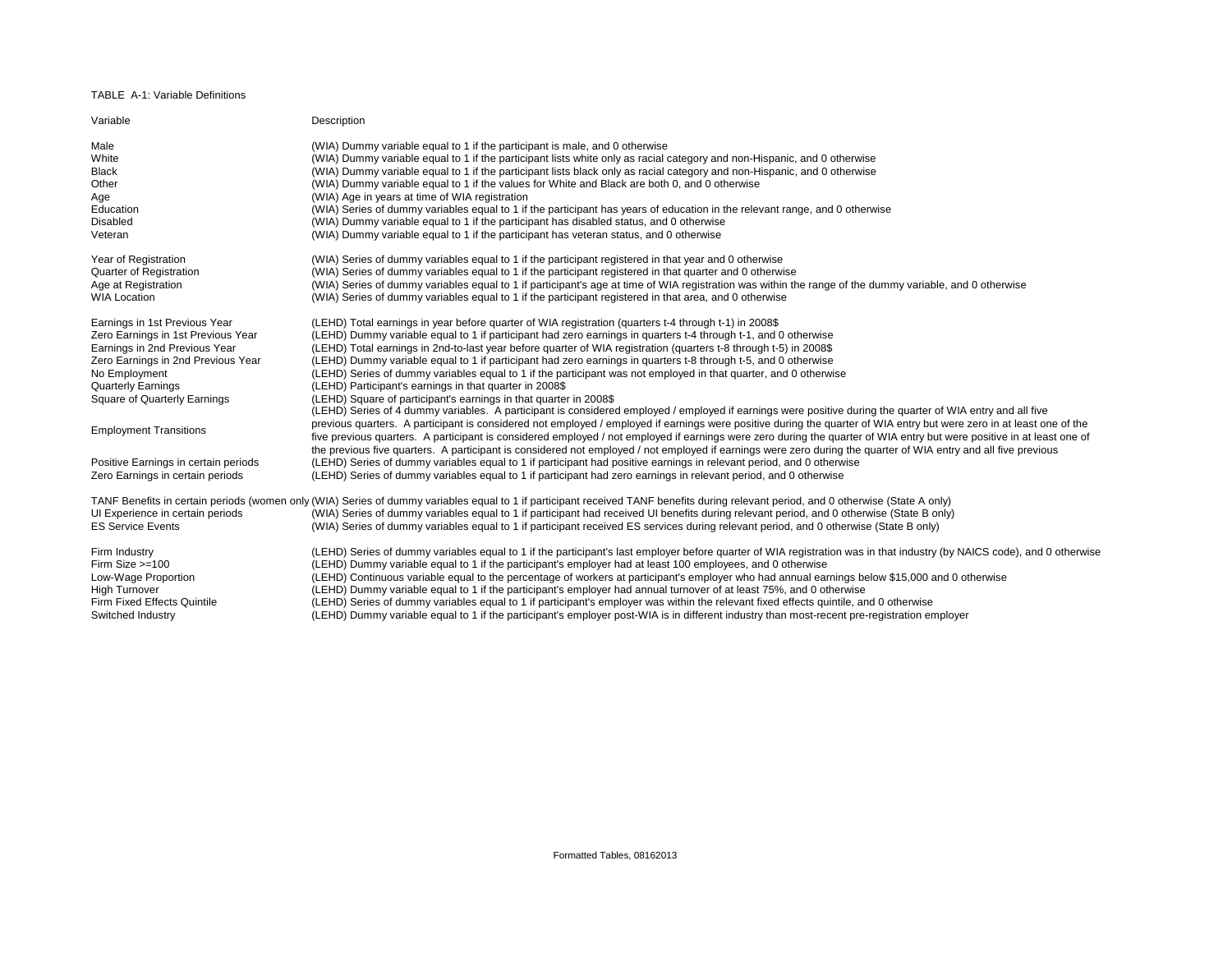TABLE A-1: Variable Definitions

| Variable | Description |
| --- | --- |
| Male | (WIA) Dummy variable equal to 1 if the participant is male, and 0 otherwise |
| White | (WIA) Dummy variable equal to 1 if the participant lists white only as racial category and non-Hispanic, and 0 otherwise |
| Black | (WIA) Dummy variable equal to 1 if the participant lists black only as racial category and non-Hispanic, and 0 otherwise |
| Other | (WIA) Dummy variable equal to 1 if the values for White and Black are both 0, and 0 otherwise |
| Age | (WIA) Age in years at time of WIA registration |
| Education | (WIA) Series of dummy variables equal to 1 if the participant has years of education in the relevant range, and 0 otherwise |
| Disabled | (WIA) Dummy variable equal to 1 if the participant has disabled status, and 0 otherwise |
| Veteran | (WIA) Dummy variable equal to 1 if the participant has veteran status, and 0 otherwise |
| Year of Registration | (WIA) Series of dummy variables equal to 1 if the participant registered in that year and 0 otherwise |
| Quarter of Registration | (WIA) Series of dummy variables equal to 1 if the participant registered in that quarter and 0 otherwise |
| Age at Registration | (WIA) Series of dummy variables equal to 1 if participant's age at time of WIA registration was within the range of the dummy variable, and 0 otherwise |
| WIA Location | (WIA) Series of dummy variables equal to 1 if the participant registered in that area, and 0 otherwise |
| Earnings in 1st Previous Year | (LEHD) Total earnings in year before quarter of WIA registration (quarters t-4 through t-1) in 2008$ |
| Zero Earnings in 1st Previous Year | (LEHD) Dummy variable equal to 1 if participant had zero earnings in quarters t-4 through t-1, and 0 otherwise |
| Earnings in 2nd Previous Year | (LEHD) Total earnings in 2nd-to-last year before quarter of WIA registration (quarters t-8 through t-5) in 2008$ |
| Zero Earnings in 2nd Previous Year | (LEHD) Dummy variable equal to 1 if participant had zero earnings in quarters t-8 through t-5, and 0 otherwise |
| No Employment | (LEHD) Series of dummy variables equal to 1 if the participant was not employed in that quarter, and 0 otherwise |
| Quarterly Earnings | (LEHD) Participant's earnings in that quarter in 2008$ |
| Square of Quarterly Earnings | (LEHD) Square of participant's earnings in that quarter in 2008$ |
| Employment Transitions | (LEHD) Series of 4 dummy variables. A participant is considered employed / employed if earnings were positive during the quarter of WIA entry and all five previous quarters. A participant is considered not employed / employed if earnings were positive during the quarter of WIA entry but were zero in at least one of the five previous quarters. A participant is considered employed / not employed if earnings were zero during the quarter of WIA entry but were positive in at least one of the previous five quarters. A participant is considered not employed / not employed if earnings were zero during the quarter of WIA entry and all five previous |
| Positive Earnings in certain periods | (LEHD) Series of dummy variables equal to 1 if participant had positive earnings in relevant period, and 0 otherwise |
| Zero Earnings in certain periods | (LEHD) Series of dummy variables equal to 1 if participant had zero earnings in relevant period, and 0 otherwise |
| TANF Benefits in certain periods (women only) | (WIA) Series of dummy variables equal to 1 if participant received TANF benefits during relevant period, and 0 otherwise (State A only) |
| UI Experience in certain periods | (WIA) Series of dummy variables equal to 1 if participant had received UI benefits during relevant period, and 0 otherwise (State B only) |
| ES Service Events | (WIA) Series of dummy variables equal to 1 if participant received ES services during relevant period, and 0 otherwise (State B only) |
| Firm Industry | (LEHD) Series of dummy variables equal to 1 if the participant's last employer before quarter of WIA registration was in that industry (by NAICS code), and 0 otherwise |
| Firm Size >=100 | (LEHD) Dummy variable equal to 1 if the participant's employer had at least 100 employees, and 0 otherwise |
| Low-Wage Proportion | (LEHD) Continuous variable equal to the percentage of workers at participant's employer who had annual earnings below $15,000 and 0 otherwise |
| High Turnover | (LEHD) Dummy variable equal to 1 if the participant's employer had annual turnover of at least 75%, and 0 otherwise |
| Firm Fixed Effects Quintile | (LEHD) Series of dummy variables equal to 1 if participant's employer was within the relevant fixed effects quintile, and 0 otherwise |
| Switched Industry | (LEHD) Dummy variable equal to 1 if the participant's employer post-WIA is in different industry than most-recent pre-registration employer |

Formatted Tables, 08162013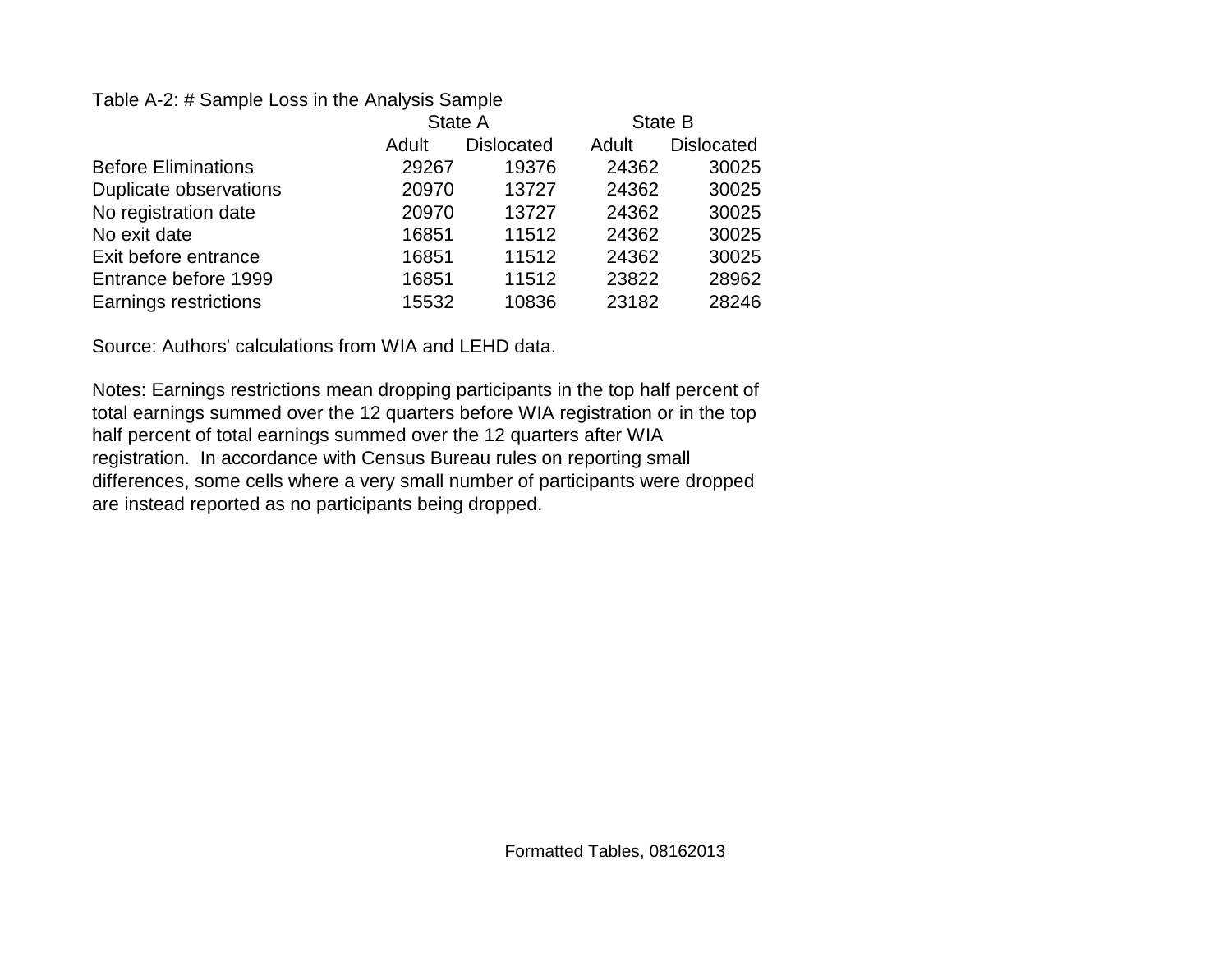Table A-2: # Sample Loss in the Analysis Sample

| | State A | | State B | |
|---|---|---|---|---|
| | Adult | Dislocated | Adult | Dislocated |
| Before Eliminations | 29267 | 19376 | 24362 | 30025 |
| Duplicate observations | 20970 | 13727 | 24362 | 30025 |
| No registration date | 20970 | 13727 | 24362 | 30025 |
| No exit date | 16851 | 11512 | 24362 | 30025 |
| Exit before entrance | 16851 | 11512 | 24362 | 30025 |
| Entrance before 1999 | 16851 | 11512 | 23822 | 28962 |
| Earnings restrictions | 15532 | 10836 | 23182 | 28246 |

Source: Authors' calculations from WIA and LEHD data.

Notes: Earnings restrictions mean dropping participants in the top half percent of total earnings summed over the 12 quarters before WIA registration or in the top half percent of total earnings summed over the 12 quarters after WIA registration. In accordance with Census Bureau rules on reporting small differences, some cells where a very small number of participants were dropped are instead reported as no participants being dropped.